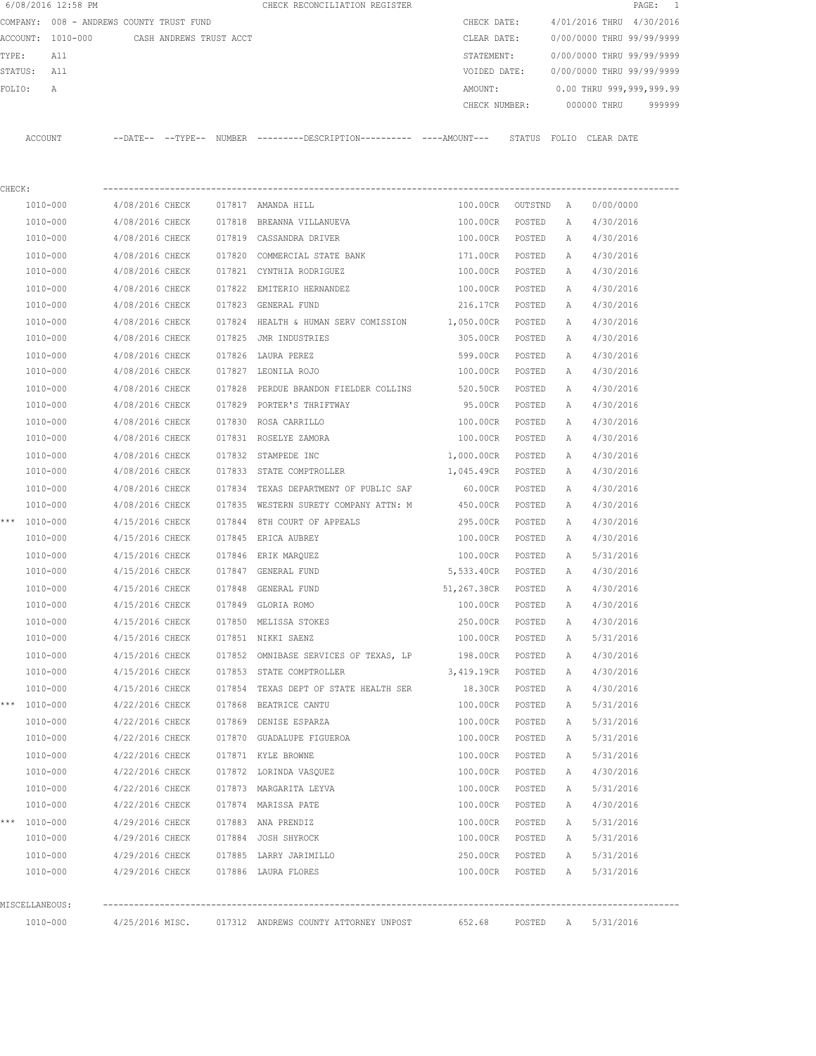6/08/2016 12:58 PM CHECK RECONCILIATION REGISTER

COMPANY: 008 - ANDREWS COUNTY TRUST FUND
ACCOUNT: 1010-000 CASH ANDREWS TRUST ACCT
TYPE: All
STATUS: All
FOLIO: A

CHECK DATE: 4/01/2016 THRU 4/30/2016
CLEAR DATE: 0/00/0000 THRU 99/99/9999
STATEMENT: 0/00/0000 THRU 99/99/9999
VOIDED DATE: 0/00/0000 THRU 99/99/9999
AMOUNT: 0.00 THRU 999,999,999.99
CHECK NUMBER: 000000 THRU 999999

**CHECK:**

| | ACCOUNT | --DATE-- | --TYPE-- | NUMBER | ---------DESCRIPTION---------- | ----AMOUNT--- | STATUS | FOLIO | CLEAR DATE |
|---|---|---|---|---|---|---|---|---|---|
| | 1010-000 | 4/08/2016 | CHECK | 017817 | AMANDA HILL | 100.00CR | OUTSTND | A | 0/00/0000 |
| | 1010-000 | 4/08/2016 | CHECK | 017818 | BREANNA VILLANUEVA | 100.00CR | POSTED | A | 4/30/2016 |
| | 1010-000 | 4/08/2016 | CHECK | 017819 | CASSANDRA DRIVER | 100.00CR | POSTED | A | 4/30/2016 |
| | 1010-000 | 4/08/2016 | CHECK | 017820 | COMMERCIAL STATE BANK | 171.00CR | POSTED | A | 4/30/2016 |
| | 1010-000 | 4/08/2016 | CHECK | 017821 | CYNTHIA RODRIGUEZ | 100.00CR | POSTED | A | 4/30/2016 |
| | 1010-000 | 4/08/2016 | CHECK | 017822 | EMITERIO HERNANDEZ | 100.00CR | POSTED | A | 4/30/2016 |
| | 1010-000 | 4/08/2016 | CHECK | 017823 | GENERAL FUND | 216.17CR | POSTED | A | 4/30/2016 |
| | 1010-000 | 4/08/2016 | CHECK | 017824 | HEALTH & HUMAN SERV COMISSION | 1,050.00CR | POSTED | A | 4/30/2016 |
| | 1010-000 | 4/08/2016 | CHECK | 017825 | JMR INDUSTRIES | 305.00CR | POSTED | A | 4/30/2016 |
| | 1010-000 | 4/08/2016 | CHECK | 017826 | LAURA PEREZ | 599.00CR | POSTED | A | 4/30/2016 |
| | 1010-000 | 4/08/2016 | CHECK | 017827 | LEONILA ROJO | 100.00CR | POSTED | A | 4/30/2016 |
| | 1010-000 | 4/08/2016 | CHECK | 017828 | PERDUE BRANDON FIELDER COLLINS | 520.50CR | POSTED | A | 4/30/2016 |
| | 1010-000 | 4/08/2016 | CHECK | 017829 | PORTER'S THRIFTWAY | 95.00CR | POSTED | A | 4/30/2016 |
| | 1010-000 | 4/08/2016 | CHECK | 017830 | ROSA CARRILLO | 100.00CR | POSTED | A | 4/30/2016 |
| | 1010-000 | 4/08/2016 | CHECK | 017831 | ROSELYE ZAMORA | 100.00CR | POSTED | A | 4/30/2016 |
| | 1010-000 | 4/08/2016 | CHECK | 017832 | STAMPEDE INC | 1,000.00CR | POSTED | A | 4/30/2016 |
| | 1010-000 | 4/08/2016 | CHECK | 017833 | STATE COMPTROLLER | 1,045.49CR | POSTED | A | 4/30/2016 |
| | 1010-000 | 4/08/2016 | CHECK | 017834 | TEXAS DEPARTMENT OF PUBLIC SAF | 60.00CR | POSTED | A | 4/30/2016 |
| | 1010-000 | 4/08/2016 | CHECK | 017835 | WESTERN SURETY COMPANY ATTN: M | 450.00CR | POSTED | A | 4/30/2016 |
| *** | 1010-000 | 4/15/2016 | CHECK | 017844 | 8TH COURT OF APPEALS | 295.00CR | POSTED | A | 4/30/2016 |
| | 1010-000 | 4/15/2016 | CHECK | 017845 | ERICA AUBREY | 100.00CR | POSTED | A | 4/30/2016 |
| | 1010-000 | 4/15/2016 | CHECK | 017846 | ERIK MARQUEZ | 100.00CR | POSTED | A | 5/31/2016 |
| | 1010-000 | 4/15/2016 | CHECK | 017847 | GENERAL FUND | 5,533.40CR | POSTED | A | 4/30/2016 |
| | 1010-000 | 4/15/2016 | CHECK | 017848 | GENERAL FUND | 51,267.38CR | POSTED | A | 4/30/2016 |
| | 1010-000 | 4/15/2016 | CHECK | 017849 | GLORIA ROMO | 100.00CR | POSTED | A | 4/30/2016 |
| | 1010-000 | 4/15/2016 | CHECK | 017850 | MELISSA STOKES | 250.00CR | POSTED | A | 4/30/2016 |
| | 1010-000 | 4/15/2016 | CHECK | 017851 | NIKKI SAENZ | 100.00CR | POSTED | A | 5/31/2016 |
| | 1010-000 | 4/15/2016 | CHECK | 017852 | OMNIBASE SERVICES OF TEXAS, LP | 198.00CR | POSTED | A | 4/30/2016 |
| | 1010-000 | 4/15/2016 | CHECK | 017853 | STATE COMPTROLLER | 3,419.19CR | POSTED | A | 4/30/2016 |
| | 1010-000 | 4/15/2016 | CHECK | 017854 | TEXAS DEPT OF STATE HEALTH SER | 18.30CR | POSTED | A | 4/30/2016 |
| *** | 1010-000 | 4/22/2016 | CHECK | 017868 | BEATRICE CANTU | 100.00CR | POSTED | A | 5/31/2016 |
| | 1010-000 | 4/22/2016 | CHECK | 017869 | DENISE ESPARZA | 100.00CR | POSTED | A | 5/31/2016 |
| | 1010-000 | 4/22/2016 | CHECK | 017870 | GUADALUPE FIGUEROA | 100.00CR | POSTED | A | 5/31/2016 |
| | 1010-000 | 4/22/2016 | CHECK | 017871 | KYLE BROWNE | 100.00CR | POSTED | A | 5/31/2016 |
| | 1010-000 | 4/22/2016 | CHECK | 017872 | LORINDA VASQUEZ | 100.00CR | POSTED | A | 4/30/2016 |
| | 1010-000 | 4/22/2016 | CHECK | 017873 | MARGARITA LEYVA | 100.00CR | POSTED | A | 5/31/2016 |
| | 1010-000 | 4/22/2016 | CHECK | 017874 | MARISSA PATE | 100.00CR | POSTED | A | 4/30/2016 |
| *** | 1010-000 | 4/29/2016 | CHECK | 017883 | ANA PRENDIZ | 100.00CR | POSTED | A | 5/31/2016 |
| | 1010-000 | 4/29/2016 | CHECK | 017884 | JOSH SHYROCK | 100.00CR | POSTED | A | 5/31/2016 |
| | 1010-000 | 4/29/2016 | CHECK | 017885 | LARRY JARIMILLO | 250.00CR | POSTED | A | 5/31/2016 |
| | 1010-000 | 4/29/2016 | CHECK | 017886 | LAURA FLORES | 100.00CR | POSTED | A | 5/31/2016 |

**MISCELLANEOUS:**

| ACCOUNT | --DATE-- | --TYPE-- | NUMBER | ---------DESCRIPTION---------- | ----AMOUNT--- | STATUS | FOLIO | CLEAR DATE |
|---|---|---|---|---|---|---|---|---|
| 1010-000 | 4/25/2016 | MISC. | 017312 | ANDREWS COUNTY ATTORNEY UNPOST | 652.68 | POSTED | A | 5/31/2016 |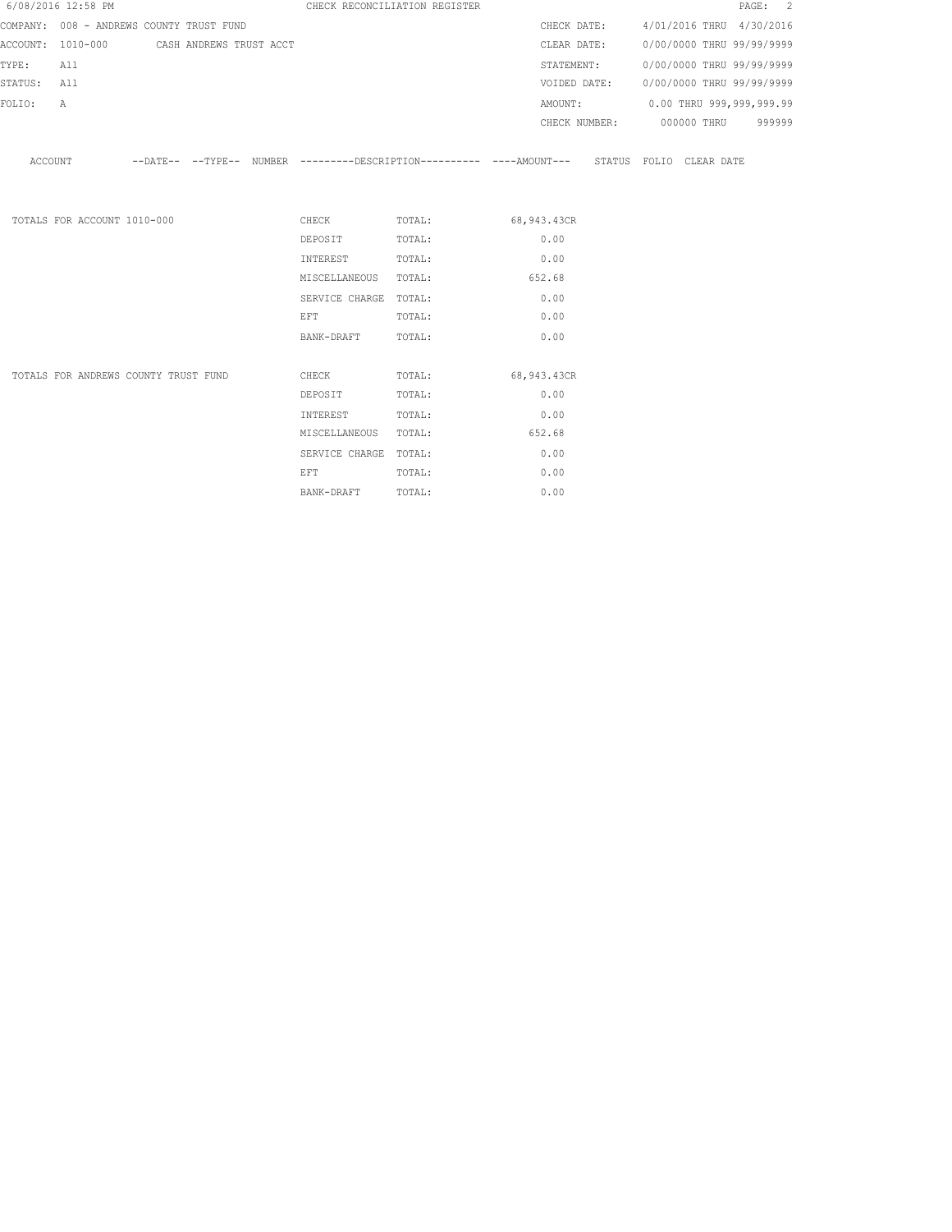CHECK RECONCILIATION REGISTER

6/08/2016 12:58 PM

COMPANY: 008 - ANDREWS COUNTY TRUST FUND
ACCOUNT: 1010-000 CASH ANDREWS TRUST ACCT
TYPE: All
STATUS: All
FOLIO: A

CHECK DATE: 4/01/2016 THRU 4/30/2016
CLEAR DATE: 0/00/0000 THRU 99/99/9999
STATEMENT: 0/00/0000 THRU 99/99/9999
VOIDED DATE: 0/00/0000 THRU 99/99/9999
AMOUNT: 0.00 THRU 999,999,999.99
CHECK NUMBER: 000000 THRU 999999

| ACCOUNT | --DATE-- | --TYPE-- | NUMBER | ---------DESCRIPTION---------- | ----AMOUNT--- | STATUS | FOLIO | CLEAR DATE |
|---|---|---|---|---|---|---|---|---|

| | | | |
|---|---|---|---|
| TOTALS FOR ACCOUNT 1010-000 | CHECK | TOTAL: | 68,943.43CR |
| | DEPOSIT | TOTAL: | 0.00 |
| | INTEREST | TOTAL: | 0.00 |
| | MISCELLANEOUS | TOTAL: | 652.68 |
| | SERVICE CHARGE | TOTAL: | 0.00 |
| | EFT | TOTAL: | 0.00 |
| | BANK-DRAFT | TOTAL: | 0.00 |
| TOTALS FOR ANDREWS COUNTY TRUST FUND | CHECK | TOTAL: | 68,943.43CR |
| | DEPOSIT | TOTAL: | 0.00 |
| | INTEREST | TOTAL: | 0.00 |
| | MISCELLANEOUS | TOTAL: | 652.68 |
| | SERVICE CHARGE | TOTAL: | 0.00 |
| | EFT | TOTAL: | 0.00 |
| | BANK-DRAFT | TOTAL: | 0.00 |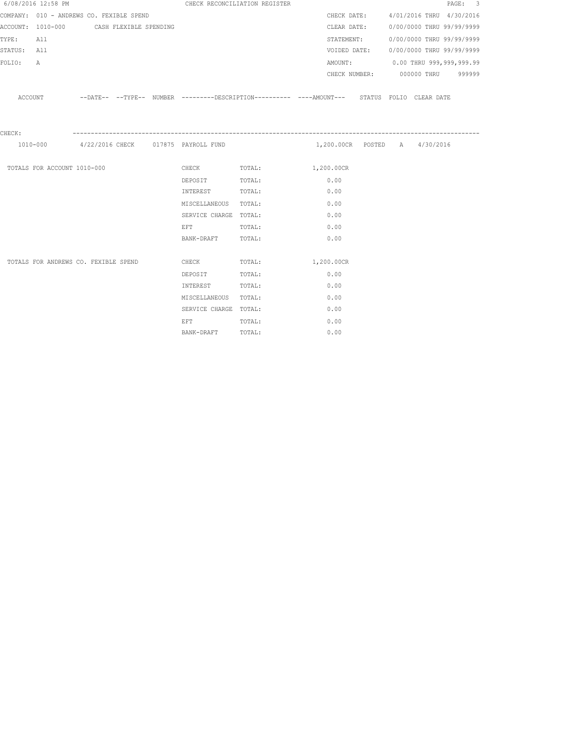6/08/2016 12:58 PM CHECK RECONCILIATION REGISTER

COMPANY: 010 - ANDREWS CO. FEXIBLE SPEND

ACCOUNT: 1010-000 CASH FLEXIBLE SPENDING

TYPE: All

STATUS: All

FOLIO: A

CHECK DATE: 4/01/2016 THRU 4/30/2016

CLEAR DATE: 0/00/0000 THRU 99/99/9999

STATEMENT: 0/00/0000 THRU 99/99/9999

VOIDED DATE: 0/00/0000 THRU 99/99/9999

AMOUNT: 0.00 THRU 999,999,999.99

CHECK NUMBER: 000000 THRU 999999

| ACCOUNT | --DATE-- | --TYPE-- | NUMBER | ---------DESCRIPTION---------- | ----AMOUNT--- | STATUS | FOLIO | CLEAR DATE |
|---|---|---|---|---|---|---|---|---|
| CHECK: | | | | | | | | |
| 1010-000 | 4/22/2016 | CHECK | 017875 | PAYROLL FUND | 1,200.00CR | POSTED | A | 4/30/2016 |

| | | | |
|---|---|---|---|
| TOTALS FOR ACCOUNT 1010-000 | CHECK | TOTAL: | 1,200.00CR |
| | DEPOSIT | TOTAL: | 0.00 |
| | INTEREST | TOTAL: | 0.00 |
| | MISCELLANEOUS | TOTAL: | 0.00 |
| | SERVICE CHARGE | TOTAL: | 0.00 |
| | EFT | TOTAL: | 0.00 |
| | BANK-DRAFT | TOTAL: | 0.00 |
| TOTALS FOR ANDREWS CO. FEXIBLE SPEND | CHECK | TOTAL: | 1,200.00CR |
| | DEPOSIT | TOTAL: | 0.00 |
| | INTEREST | TOTAL: | 0.00 |
| | MISCELLANEOUS | TOTAL: | 0.00 |
| | SERVICE CHARGE | TOTAL: | 0.00 |
| | EFT | TOTAL: | 0.00 |
| | BANK-DRAFT | TOTAL: | 0.00 |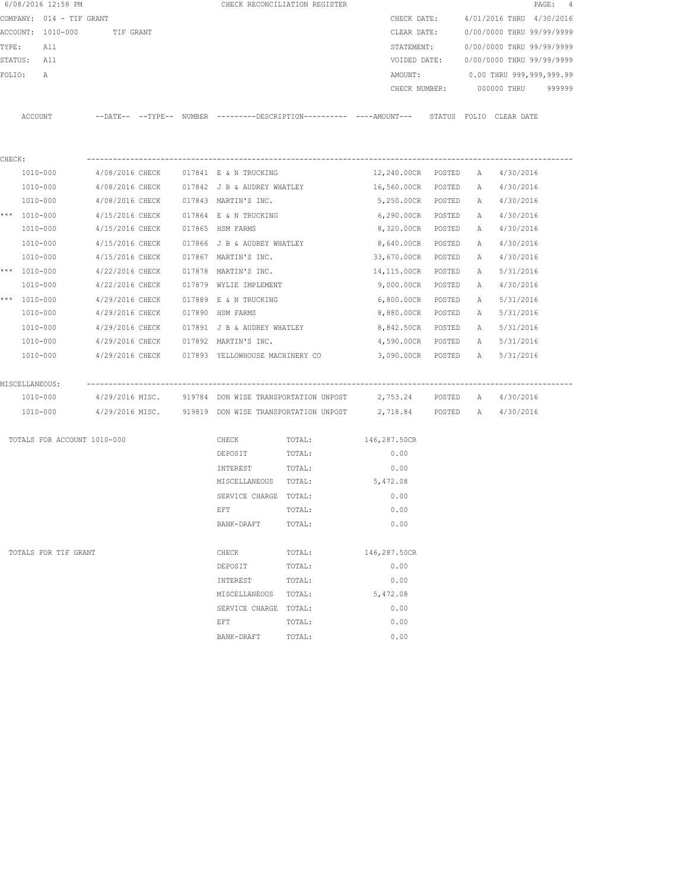6/08/2016 12:58 PM CHECK RECONCILIATION REGISTER

COMPANY: 014 - TIF GRANT
ACCOUNT: 1010-000 TIF GRANT
TYPE: All
STATUS: All
FOLIO: A

CHECK DATE: 4/01/2016 THRU 4/30/2016
CLEAR DATE: 0/00/0000 THRU 99/99/9999
STATEMENT: 0/00/0000 THRU 99/99/9999
VOIDED DATE: 0/00/0000 THRU 99/99/9999
AMOUNT: 0.00 THRU 999,999,999.99
CHECK NUMBER: 000000 THRU 999999

| | ACCOUNT | --DATE-- | --TYPE-- | NUMBER | ---------DESCRIPTION---------- | ----AMOUNT--- | STATUS | FOLIO | CLEAR DATE |
|---|---|---|---|---|---|---|---|---|---|
| CHECK: | | | | | | | | | |
| | 1010-000 | 4/08/2016 | CHECK | 017841 | E & N TRUCKING | 12,240.00CR | POSTED | A | 4/30/2016 |
| | 1010-000 | 4/08/2016 | CHECK | 017842 | J B & AUDREY WHATLEY | 16,560.00CR | POSTED | A | 4/30/2016 |
| | 1010-000 | 4/08/2016 | CHECK | 017843 | MARTIN'S INC. | 5,250.00CR | POSTED | A | 4/30/2016 |
| *** | 1010-000 | 4/15/2016 | CHECK | 017864 | E & N TRUCKING | 6,290.00CR | POSTED | A | 4/30/2016 |
| | 1010-000 | 4/15/2016 | CHECK | 017865 | HSM FARMS | 8,320.00CR | POSTED | A | 4/30/2016 |
| | 1010-000 | 4/15/2016 | CHECK | 017866 | J B & AUDREY WHATLEY | 8,640.00CR | POSTED | A | 4/30/2016 |
| | 1010-000 | 4/15/2016 | CHECK | 017867 | MARTIN'S INC. | 33,670.00CR | POSTED | A | 4/30/2016 |
| *** | 1010-000 | 4/22/2016 | CHECK | 017878 | MARTIN'S INC. | 14,115.00CR | POSTED | A | 5/31/2016 |
| | 1010-000 | 4/22/2016 | CHECK | 017879 | WYLIE IMPLEMENT | 9,000.00CR | POSTED | A | 4/30/2016 |
| *** | 1010-000 | 4/29/2016 | CHECK | 017889 | E & N TRUCKING | 6,800.00CR | POSTED | A | 5/31/2016 |
| | 1010-000 | 4/29/2016 | CHECK | 017890 | HSM FARMS | 8,880.00CR | POSTED | A | 5/31/2016 |
| | 1010-000 | 4/29/2016 | CHECK | 017891 | J B & AUDREY WHATLEY | 8,842.50CR | POSTED | A | 5/31/2016 |
| | 1010-000 | 4/29/2016 | CHECK | 017892 | MARTIN'S INC. | 4,590.00CR | POSTED | A | 5/31/2016 |
| | 1010-000 | 4/29/2016 | CHECK | 017893 | YELLOWHOUSE MACHINERY CO | 3,090.00CR | POSTED | A | 5/31/2016 |
| MISCELLANEOUS: | | | | | | | | | |
| | 1010-000 | 4/29/2016 | MISC. | 919784 | DON WISE TRANSPORTATION UNPOST | 2,753.24 | POSTED | A | 4/30/2016 |
| | 1010-000 | 4/29/2016 | MISC. | 919819 | DON WISE TRANSPORTATION UNPOST | 2,718.84 | POSTED | A | 4/30/2016 |

| TOTALS FOR ACCOUNT 1010-000 | | | |
|---|---|---|---|
| | CHECK | TOTAL: | 146,287.50CR |
| | DEPOSIT | TOTAL: | 0.00 |
| | INTEREST | TOTAL: | 0.00 |
| | MISCELLANEOUS | TOTAL: | 5,472.08 |
| | SERVICE CHARGE | TOTAL: | 0.00 |
| | EFT | TOTAL: | 0.00 |
| | BANK-DRAFT | TOTAL: | 0.00 |

| TOTALS FOR TIF GRANT | | | |
|---|---|---|---|
| | CHECK | TOTAL: | 146,287.50CR |
| | DEPOSIT | TOTAL: | 0.00 |
| | INTEREST | TOTAL: | 0.00 |
| | MISCELLANEOUS | TOTAL: | 5,472.08 |
| | SERVICE CHARGE | TOTAL: | 0.00 |
| | EFT | TOTAL: | 0.00 |
| | BANK-DRAFT | TOTAL: | 0.00 |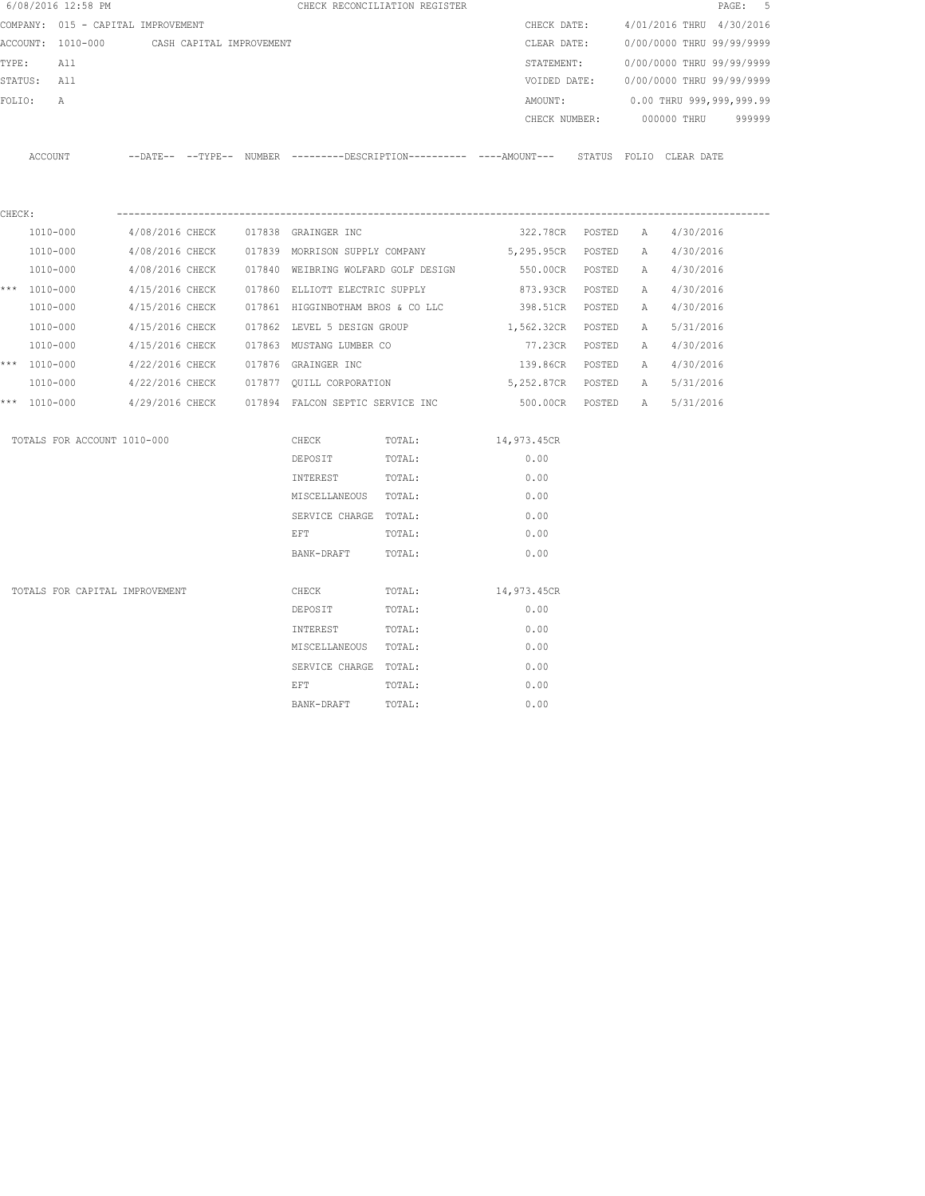6/08/2016 12:58 PM CHECK RECONCILIATION REGISTER

COMPANY: 015 - CAPITAL IMPROVEMENT  
ACCOUNT: 1010-000 CASH CAPITAL IMPROVEMENT  
TYPE: All  
STATUS: All  
FOLIO: A

CHECK DATE: 4/01/2016 THRU 4/30/2016  
CLEAR DATE: 0/00/0000 THRU 99/99/9999  
STATEMENT: 0/00/0000 THRU 99/99/9999  
VOIDED DATE: 0/00/0000 THRU 99/99/9999  
AMOUNT: 0.00 THRU 999,999,999.99  
CHECK NUMBER: 000000 THRU 999999

CHECK:

| | ACCOUNT | DATE | TYPE | NUMBER | DESCRIPTION | AMOUNT | STATUS | FOLIO | CLEAR DATE |
|---|---|---|---|---|---|---|---|---|---|
| | 1010-000 | 4/08/2016 | CHECK | 017838 | GRAINGER INC | 322.78CR | POSTED | A | 4/30/2016 |
| | 1010-000 | 4/08/2016 | CHECK | 017839 | MORRISON SUPPLY COMPANY | 5,295.95CR | POSTED | A | 4/30/2016 |
| | 1010-000 | 4/08/2016 | CHECK | 017840 | WEIBRING WOLFARD GOLF DESIGN | 550.00CR | POSTED | A | 4/30/2016 |
| *** | 1010-000 | 4/15/2016 | CHECK | 017860 | ELLIOTT ELECTRIC SUPPLY | 873.93CR | POSTED | A | 4/30/2016 |
| | 1010-000 | 4/15/2016 | CHECK | 017861 | HIGGINBOTHAM BROS & CO LLC | 398.51CR | POSTED | A | 4/30/2016 |
| | 1010-000 | 4/15/2016 | CHECK | 017862 | LEVEL 5 DESIGN GROUP | 1,562.32CR | POSTED | A | 5/31/2016 |
| | 1010-000 | 4/15/2016 | CHECK | 017863 | MUSTANG LUMBER CO | 77.23CR | POSTED | A | 4/30/2016 |
| *** | 1010-000 | 4/22/2016 | CHECK | 017876 | GRAINGER INC | 139.86CR | POSTED | A | 4/30/2016 |
| | 1010-000 | 4/22/2016 | CHECK | 017877 | QUILL CORPORATION | 5,252.87CR | POSTED | A | 5/31/2016 |
| *** | 1010-000 | 4/29/2016 | CHECK | 017894 | FALCON SEPTIC SERVICE INC | 500.00CR | POSTED | A | 5/31/2016 |

| TOTALS FOR ACCOUNT 1010-000 | | | |
|---|---|---|---|
| | CHECK | TOTAL: | 14,973.45CR |
| | DEPOSIT | TOTAL: | 0.00 |
| | INTEREST | TOTAL: | 0.00 |
| | MISCELLANEOUS | TOTAL: | 0.00 |
| | SERVICE CHARGE | TOTAL: | 0.00 |
| | EFT | TOTAL: | 0.00 |
| | BANK-DRAFT | TOTAL: | 0.00 |

| TOTALS FOR CAPITAL IMPROVEMENT | | | |
|---|---|---|---|
| | CHECK | TOTAL: | 14,973.45CR |
| | DEPOSIT | TOTAL: | 0.00 |
| | INTEREST | TOTAL: | 0.00 |
| | MISCELLANEOUS | TOTAL: | 0.00 |
| | SERVICE CHARGE | TOTAL: | 0.00 |
| | EFT | TOTAL: | 0.00 |
| | BANK-DRAFT | TOTAL: | 0.00 |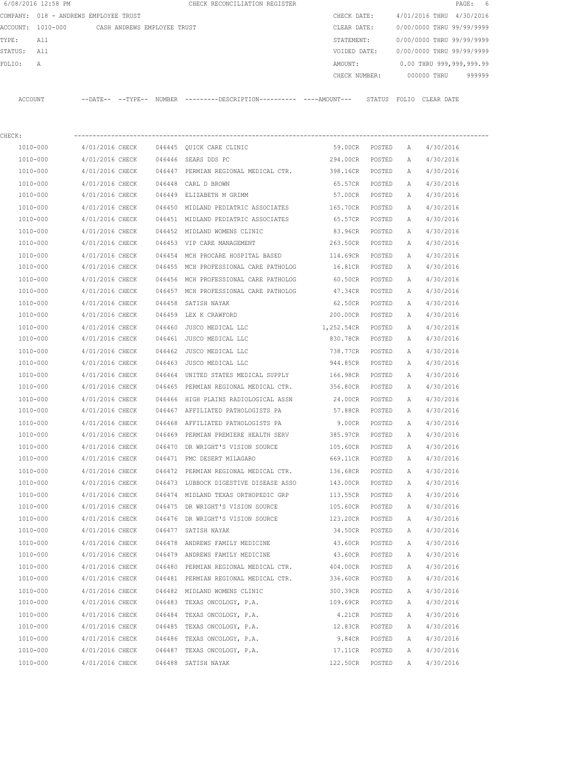6/08/2016 12:58 PM CHECK RECONCILIATION REGISTER

COMPANY: 018 - ANDREWS EMPLOYEE TRUST CHECK DATE: 4/01/2016 THRU 4/30/2016
ACCOUNT: 1010-000 CASH ANDREWS EMPLOYEE TRUST CLEAR DATE: 0/00/0000 THRU 99/99/9999
TYPE: All STATEMENT: 0/00/0000 THRU 99/99/9999
STATUS: All VOIDED DATE: 0/00/0000 THRU 99/99/9999
FOLIO: A AMOUNT: 0.00 THRU 999,999,999.99
CHECK NUMBER: 000000 THRU 999999

CHECK:

| ACCOUNT | --DATE-- | --TYPE-- | NUMBER | ---------DESCRIPTION---------- | ----AMOUNT--- | STATUS | FOLIO | CLEAR DATE |
|---|---|---|---|---|---|---|---|---|
| 1010-000 | 4/01/2016 | CHECK | 046445 | QUICK CARE CLINIC | 59.00CR | POSTED | A | 4/30/2016 |
| 1010-000 | 4/01/2016 | CHECK | 046446 | SEARS DDS PC | 294.00CR | POSTED | A | 4/30/2016 |
| 1010-000 | 4/01/2016 | CHECK | 046447 | PERMIAN REGIONAL MEDICAL CTR. | 398.16CR | POSTED | A | 4/30/2016 |
| 1010-000 | 4/01/2016 | CHECK | 046448 | CARL D BROWN | 65.57CR | POSTED | A | 4/30/2016 |
| 1010-000 | 4/01/2016 | CHECK | 046449 | ELIZABETH M GRIMM | 57.00CR | POSTED | A | 4/30/2016 |
| 1010-000 | 4/01/2016 | CHECK | 046450 | MIDLAND PEDIATRIC ASSOCIATES | 165.70CR | POSTED | A | 4/30/2016 |
| 1010-000 | 4/01/2016 | CHECK | 046451 | MIDLAND PEDIATRIC ASSOCIATES | 65.57CR | POSTED | A | 4/30/2016 |
| 1010-000 | 4/01/2016 | CHECK | 046452 | MIDLAND WOMENS CLINIC | 83.96CR | POSTED | A | 4/30/2016 |
| 1010-000 | 4/01/2016 | CHECK | 046453 | VIP CARE MANAGEMENT | 263.50CR | POSTED | A | 4/30/2016 |
| 1010-000 | 4/01/2016 | CHECK | 046454 | MCH PROCARE HOSPITAL BASED | 114.69CR | POSTED | A | 4/30/2016 |
| 1010-000 | 4/01/2016 | CHECK | 046455 | MCH PROFESSIONAL CARE PATHOLOG | 16.81CR | POSTED | A | 4/30/2016 |
| 1010-000 | 4/01/2016 | CHECK | 046456 | MCH PROFESSIONAL CARE PATHOLOG | 60.50CR | POSTED | A | 4/30/2016 |
| 1010-000 | 4/01/2016 | CHECK | 046457 | MCH PROFESSIONAL CARE PATHOLOG | 47.34CR | POSTED | A | 4/30/2016 |
| 1010-000 | 4/01/2016 | CHECK | 046458 | SATISH NAYAK | 62.50CR | POSTED | A | 4/30/2016 |
| 1010-000 | 4/01/2016 | CHECK | 046459 | LEX K CRAWFORD | 200.00CR | POSTED | A | 4/30/2016 |
| 1010-000 | 4/01/2016 | CHECK | 046460 | JUSCO MEDICAL LLC | 1,252.54CR | POSTED | A | 4/30/2016 |
| 1010-000 | 4/01/2016 | CHECK | 046461 | JUSCO MEDICAL LLC | 830.78CR | POSTED | A | 4/30/2016 |
| 1010-000 | 4/01/2016 | CHECK | 046462 | JUSCO MEDICAL LLC | 738.77CR | POSTED | A | 4/30/2016 |
| 1010-000 | 4/01/2016 | CHECK | 046463 | JUSCO MEDICAL LLC | 944.85CR | POSTED | A | 4/30/2016 |
| 1010-000 | 4/01/2016 | CHECK | 046464 | UNITED STATES MEDICAL SUPPLY | 166.98CR | POSTED | A | 4/30/2016 |
| 1010-000 | 4/01/2016 | CHECK | 046465 | PERMIAN REGIONAL MEDICAL CTR. | 356.80CR | POSTED | A | 4/30/2016 |
| 1010-000 | 4/01/2016 | CHECK | 046466 | HIGH PLAINS RADIOLOGICAL ASSN | 24.00CR | POSTED | A | 4/30/2016 |
| 1010-000 | 4/01/2016 | CHECK | 046467 | AFFILIATED PATHOLOGISTS PA | 57.88CR | POSTED | A | 4/30/2016 |
| 1010-000 | 4/01/2016 | CHECK | 046468 | AFFILIATED PATHOLOGISTS PA | 9.00CR | POSTED | A | 4/30/2016 |
| 1010-000 | 4/01/2016 | CHECK | 046469 | PERMIAN PREMIERE HEALTH SERV | 385.97CR | POSTED | A | 4/30/2016 |
| 1010-000 | 4/01/2016 | CHECK | 046470 | DR WRIGHT'S VISION SOURCE | 105.60CR | POSTED | A | 4/30/2016 |
| 1010-000 | 4/01/2016 | CHECK | 046471 | FMC DESERT MILAGARO | 669.11CR | POSTED | A | 4/30/2016 |
| 1010-000 | 4/01/2016 | CHECK | 046472 | PERMIAN REGIONAL MEDICAL CTR. | 136.68CR | POSTED | A | 4/30/2016 |
| 1010-000 | 4/01/2016 | CHECK | 046473 | LUBBOCK DIGESTIVE DISEASE ASSO | 143.00CR | POSTED | A | 4/30/2016 |
| 1010-000 | 4/01/2016 | CHECK | 046474 | MIDLAND TEXAS ORTHOPEDIC GRP | 113.55CR | POSTED | A | 4/30/2016 |
| 1010-000 | 4/01/2016 | CHECK | 046475 | DR WRIGHT'S VISION SOURCE | 105.60CR | POSTED | A | 4/30/2016 |
| 1010-000 | 4/01/2016 | CHECK | 046476 | DR WRIGHT'S VISION SOURCE | 123.20CR | POSTED | A | 4/30/2016 |
| 1010-000 | 4/01/2016 | CHECK | 046477 | SATISH NAYAK | 34.50CR | POSTED | A | 4/30/2016 |
| 1010-000 | 4/01/2016 | CHECK | 046478 | ANDREWS FAMILY MEDICINE | 43.60CR | POSTED | A | 4/30/2016 |
| 1010-000 | 4/01/2016 | CHECK | 046479 | ANDREWS FAMILY MEDICINE | 43.60CR | POSTED | A | 4/30/2016 |
| 1010-000 | 4/01/2016 | CHECK | 046480 | PERMIAN REGIONAL MEDICAL CTR. | 404.00CR | POSTED | A | 4/30/2016 |
| 1010-000 | 4/01/2016 | CHECK | 046481 | PERMIAN REGIONAL MEDICAL CTR. | 336.60CR | POSTED | A | 4/30/2016 |
| 1010-000 | 4/01/2016 | CHECK | 046482 | MIDLAND WOMENS CLINIC | 300.39CR | POSTED | A | 4/30/2016 |
| 1010-000 | 4/01/2016 | CHECK | 046483 | TEXAS ONCOLOGY, P.A. | 109.69CR | POSTED | A | 4/30/2016 |
| 1010-000 | 4/01/2016 | CHECK | 046484 | TEXAS ONCOLOGY, P.A. | 4.21CR | POSTED | A | 4/30/2016 |
| 1010-000 | 4/01/2016 | CHECK | 046485 | TEXAS ONCOLOGY, P.A. | 12.83CR | POSTED | A | 4/30/2016 |
| 1010-000 | 4/01/2016 | CHECK | 046486 | TEXAS ONCOLOGY, P.A. | 9.84CR | POSTED | A | 4/30/2016 |
| 1010-000 | 4/01/2016 | CHECK | 046487 | TEXAS ONCOLOGY, P.A. | 17.11CR | POSTED | A | 4/30/2016 |
| 1010-000 | 4/01/2016 | CHECK | 046488 | SATISH NAYAK | 122.50CR | POSTED | A | 4/30/2016 |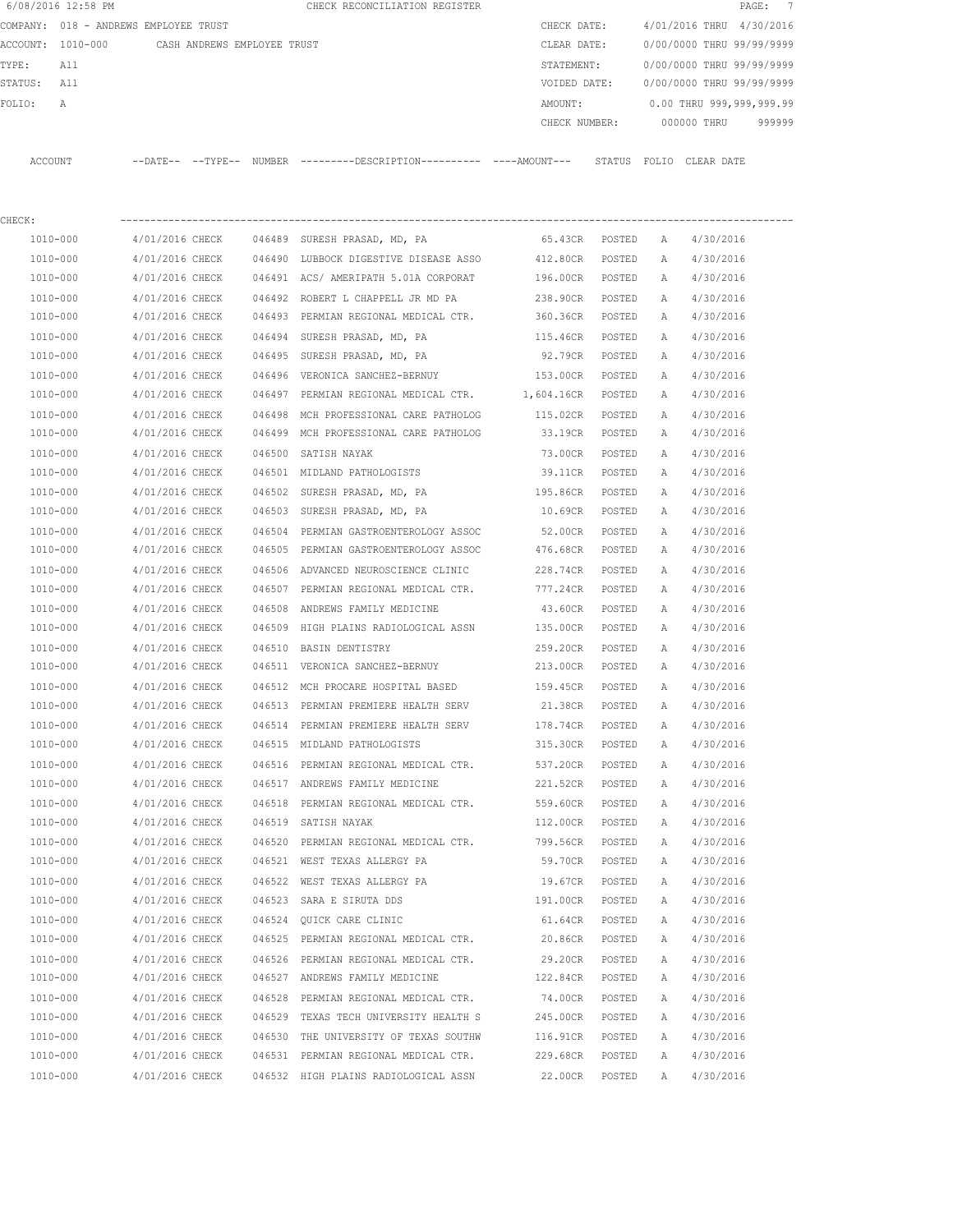6/08/2016 12:58 PM CHECK RECONCILIATION REGISTER

COMPANY: 018 - ANDREWS EMPLOYEE TRUST

ACCOUNT: 1010-000 CASH ANDREWS EMPLOYEE TRUST

TYPE: All

STATUS: All

FOLIO: A

CHECK DATE: 4/01/2016 THRU 4/30/2016

CLEAR DATE: 0/00/0000 THRU 99/99/9999

STATEMENT: 0/00/0000 THRU 99/99/9999

VOIDED DATE: 0/00/0000 THRU 99/99/9999

AMOUNT: 0.00 THRU 999,999,999.99

CHECK NUMBER: 000000 THRU 999999

CHECK:

| ACCOUNT | --DATE-- | --TYPE-- | NUMBER | ---------DESCRIPTION---------- | ----AMOUNT--- | STATUS | FOLIO | CLEAR DATE |
|---|---|---|---|---|---|---|---|---|
| 1010-000 | 4/01/2016 | CHECK | 046489 | SURESH PRASAD, MD, PA | 65.43CR | POSTED | A | 4/30/2016 |
| 1010-000 | 4/01/2016 | CHECK | 046490 | LUBBOCK DIGESTIVE DISEASE ASSO | 412.80CR | POSTED | A | 4/30/2016 |
| 1010-000 | 4/01/2016 | CHECK | 046491 | ACS/ AMERIPATH 5.01A CORPORAT | 196.00CR | POSTED | A | 4/30/2016 |
| 1010-000 | 4/01/2016 | CHECK | 046492 | ROBERT L CHAPPELL JR MD PA | 238.90CR | POSTED | A | 4/30/2016 |
| 1010-000 | 4/01/2016 | CHECK | 046493 | PERMIAN REGIONAL MEDICAL CTR. | 360.36CR | POSTED | A | 4/30/2016 |
| 1010-000 | 4/01/2016 | CHECK | 046494 | SURESH PRASAD, MD, PA | 115.46CR | POSTED | A | 4/30/2016 |
| 1010-000 | 4/01/2016 | CHECK | 046495 | SURESH PRASAD, MD, PA | 92.79CR | POSTED | A | 4/30/2016 |
| 1010-000 | 4/01/2016 | CHECK | 046496 | VERONICA SANCHEZ-BERNUY | 153.00CR | POSTED | A | 4/30/2016 |
| 1010-000 | 4/01/2016 | CHECK | 046497 | PERMIAN REGIONAL MEDICAL CTR. | 1,604.16CR | POSTED | A | 4/30/2016 |
| 1010-000 | 4/01/2016 | CHECK | 046498 | MCH PROFESSIONAL CARE PATHOLOG | 115.02CR | POSTED | A | 4/30/2016 |
| 1010-000 | 4/01/2016 | CHECK | 046499 | MCH PROFESSIONAL CARE PATHOLOG | 33.19CR | POSTED | A | 4/30/2016 |
| 1010-000 | 4/01/2016 | CHECK | 046500 | SATISH NAYAK | 73.00CR | POSTED | A | 4/30/2016 |
| 1010-000 | 4/01/2016 | CHECK | 046501 | MIDLAND PATHOLOGISTS | 39.11CR | POSTED | A | 4/30/2016 |
| 1010-000 | 4/01/2016 | CHECK | 046502 | SURESH PRASAD, MD, PA | 195.86CR | POSTED | A | 4/30/2016 |
| 1010-000 | 4/01/2016 | CHECK | 046503 | SURESH PRASAD, MD, PA | 10.69CR | POSTED | A | 4/30/2016 |
| 1010-000 | 4/01/2016 | CHECK | 046504 | PERMIAN GASTROENTEROLOGY ASSOC | 52.00CR | POSTED | A | 4/30/2016 |
| 1010-000 | 4/01/2016 | CHECK | 046505 | PERMIAN GASTROENTEROLOGY ASSOC | 476.68CR | POSTED | A | 4/30/2016 |
| 1010-000 | 4/01/2016 | CHECK | 046506 | ADVANCED NEUROSCIENCE CLINIC | 228.74CR | POSTED | A | 4/30/2016 |
| 1010-000 | 4/01/2016 | CHECK | 046507 | PERMIAN REGIONAL MEDICAL CTR. | 777.24CR | POSTED | A | 4/30/2016 |
| 1010-000 | 4/01/2016 | CHECK | 046508 | ANDREWS FAMILY MEDICINE | 43.60CR | POSTED | A | 4/30/2016 |
| 1010-000 | 4/01/2016 | CHECK | 046509 | HIGH PLAINS RADIOLOGICAL ASSN | 135.00CR | POSTED | A | 4/30/2016 |
| 1010-000 | 4/01/2016 | CHECK | 046510 | BASIN DENTISTRY | 259.20CR | POSTED | A | 4/30/2016 |
| 1010-000 | 4/01/2016 | CHECK | 046511 | VERONICA SANCHEZ-BERNUY | 213.00CR | POSTED | A | 4/30/2016 |
| 1010-000 | 4/01/2016 | CHECK | 046512 | MCH PROCARE HOSPITAL BASED | 159.45CR | POSTED | A | 4/30/2016 |
| 1010-000 | 4/01/2016 | CHECK | 046513 | PERMIAN PREMIERE HEALTH SERV | 21.38CR | POSTED | A | 4/30/2016 |
| 1010-000 | 4/01/2016 | CHECK | 046514 | PERMIAN PREMIERE HEALTH SERV | 178.74CR | POSTED | A | 4/30/2016 |
| 1010-000 | 4/01/2016 | CHECK | 046515 | MIDLAND PATHOLOGISTS | 315.30CR | POSTED | A | 4/30/2016 |
| 1010-000 | 4/01/2016 | CHECK | 046516 | PERMIAN REGIONAL MEDICAL CTR. | 537.20CR | POSTED | A | 4/30/2016 |
| 1010-000 | 4/01/2016 | CHECK | 046517 | ANDREWS FAMILY MEDICINE | 221.52CR | POSTED | A | 4/30/2016 |
| 1010-000 | 4/01/2016 | CHECK | 046518 | PERMIAN REGIONAL MEDICAL CTR. | 559.60CR | POSTED | A | 4/30/2016 |
| 1010-000 | 4/01/2016 | CHECK | 046519 | SATISH NAYAK | 112.00CR | POSTED | A | 4/30/2016 |
| 1010-000 | 4/01/2016 | CHECK | 046520 | PERMIAN REGIONAL MEDICAL CTR. | 799.56CR | POSTED | A | 4/30/2016 |
| 1010-000 | 4/01/2016 | CHECK | 046521 | WEST TEXAS ALLERGY PA | 59.70CR | POSTED | A | 4/30/2016 |
| 1010-000 | 4/01/2016 | CHECK | 046522 | WEST TEXAS ALLERGY PA | 19.67CR | POSTED | A | 4/30/2016 |
| 1010-000 | 4/01/2016 | CHECK | 046523 | SARA E SIRUTA DDS | 191.00CR | POSTED | A | 4/30/2016 |
| 1010-000 | 4/01/2016 | CHECK | 046524 | QUICK CARE CLINIC | 61.64CR | POSTED | A | 4/30/2016 |
| 1010-000 | 4/01/2016 | CHECK | 046525 | PERMIAN REGIONAL MEDICAL CTR. | 20.86CR | POSTED | A | 4/30/2016 |
| 1010-000 | 4/01/2016 | CHECK | 046526 | PERMIAN REGIONAL MEDICAL CTR. | 29.20CR | POSTED | A | 4/30/2016 |
| 1010-000 | 4/01/2016 | CHECK | 046527 | ANDREWS FAMILY MEDICINE | 122.84CR | POSTED | A | 4/30/2016 |
| 1010-000 | 4/01/2016 | CHECK | 046528 | PERMIAN REGIONAL MEDICAL CTR. | 74.00CR | POSTED | A | 4/30/2016 |
| 1010-000 | 4/01/2016 | CHECK | 046529 | TEXAS TECH UNIVERSITY HEALTH S | 245.00CR | POSTED | A | 4/30/2016 |
| 1010-000 | 4/01/2016 | CHECK | 046530 | THE UNIVERSITY OF TEXAS SOUTHW | 116.91CR | POSTED | A | 4/30/2016 |
| 1010-000 | 4/01/2016 | CHECK | 046531 | PERMIAN REGIONAL MEDICAL CTR. | 229.68CR | POSTED | A | 4/30/2016 |
| 1010-000 | 4/01/2016 | CHECK | 046532 | HIGH PLAINS RADIOLOGICAL ASSN | 22.00CR | POSTED | A | 4/30/2016 |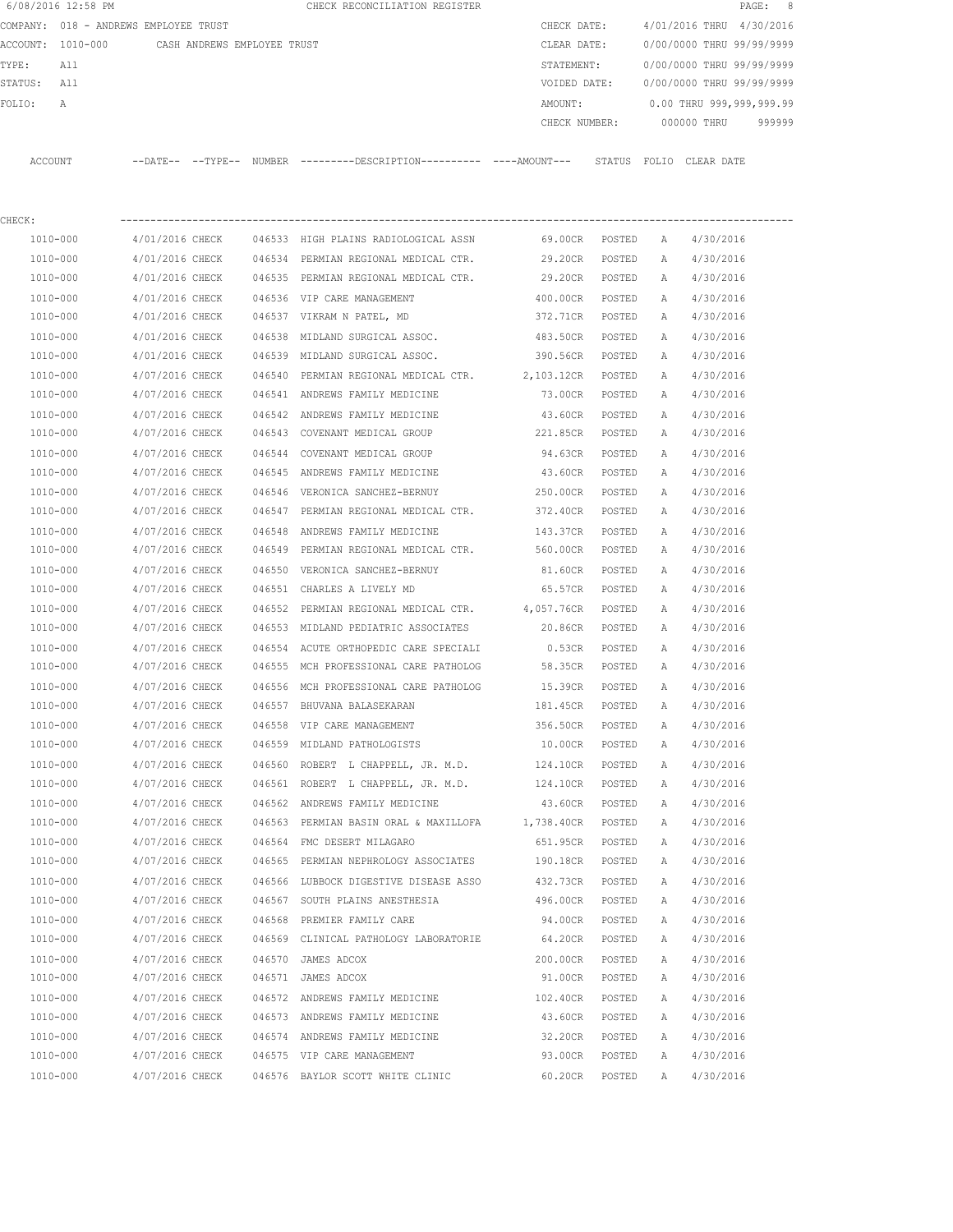6/08/2016 12:58 PM CHECK RECONCILIATION REGISTER

COMPANY: 018 - ANDREWS EMPLOYEE TRUST

ACCOUNT: 1010-000 CASH ANDREWS EMPLOYEE TRUST

TYPE: All

STATUS: All

FOLIO: A

CHECK DATE: 4/01/2016 THRU 4/30/2016

CLEAR DATE: 0/00/0000 THRU 99/99/9999

STATEMENT: 0/00/0000 THRU 99/99/9999

VOIDED DATE: 0/00/0000 THRU 99/99/9999

AMOUNT: 0.00 THRU 999,999,999.99

CHECK NUMBER: 000000 THRU 999999

CHECK:

| ACCOUNT | --DATE-- | --TYPE-- | NUMBER | ---------DESCRIPTION---------- | ----AMOUNT--- | STATUS | FOLIO | CLEAR DATE |
|---|---|---|---|---|---|---|---|---|
| 1010-000 | 4/01/2016 | CHECK | 046533 | HIGH PLAINS RADIOLOGICAL ASSN | 69.00CR | POSTED | A | 4/30/2016 |
| 1010-000 | 4/01/2016 | CHECK | 046534 | PERMIAN REGIONAL MEDICAL CTR. | 29.20CR | POSTED | A | 4/30/2016 |
| 1010-000 | 4/01/2016 | CHECK | 046535 | PERMIAN REGIONAL MEDICAL CTR. | 29.20CR | POSTED | A | 4/30/2016 |
| 1010-000 | 4/01/2016 | CHECK | 046536 | VIP CARE MANAGEMENT | 400.00CR | POSTED | A | 4/30/2016 |
| 1010-000 | 4/01/2016 | CHECK | 046537 | VIKRAM N PATEL, MD | 372.71CR | POSTED | A | 4/30/2016 |
| 1010-000 | 4/01/2016 | CHECK | 046538 | MIDLAND SURGICAL ASSOC. | 483.50CR | POSTED | A | 4/30/2016 |
| 1010-000 | 4/01/2016 | CHECK | 046539 | MIDLAND SURGICAL ASSOC. | 390.56CR | POSTED | A | 4/30/2016 |
| 1010-000 | 4/07/2016 | CHECK | 046540 | PERMIAN REGIONAL MEDICAL CTR. | 2,103.12CR | POSTED | A | 4/30/2016 |
| 1010-000 | 4/07/2016 | CHECK | 046541 | ANDREWS FAMILY MEDICINE | 73.00CR | POSTED | A | 4/30/2016 |
| 1010-000 | 4/07/2016 | CHECK | 046542 | ANDREWS FAMILY MEDICINE | 43.60CR | POSTED | A | 4/30/2016 |
| 1010-000 | 4/07/2016 | CHECK | 046543 | COVENANT MEDICAL GROUP | 221.85CR | POSTED | A | 4/30/2016 |
| 1010-000 | 4/07/2016 | CHECK | 046544 | COVENANT MEDICAL GROUP | 94.63CR | POSTED | A | 4/30/2016 |
| 1010-000 | 4/07/2016 | CHECK | 046545 | ANDREWS FAMILY MEDICINE | 43.60CR | POSTED | A | 4/30/2016 |
| 1010-000 | 4/07/2016 | CHECK | 046546 | VERONICA SANCHEZ-BERNUY | 250.00CR | POSTED | A | 4/30/2016 |
| 1010-000 | 4/07/2016 | CHECK | 046547 | PERMIAN REGIONAL MEDICAL CTR. | 372.40CR | POSTED | A | 4/30/2016 |
| 1010-000 | 4/07/2016 | CHECK | 046548 | ANDREWS FAMILY MEDICINE | 143.37CR | POSTED | A | 4/30/2016 |
| 1010-000 | 4/07/2016 | CHECK | 046549 | PERMIAN REGIONAL MEDICAL CTR. | 560.00CR | POSTED | A | 4/30/2016 |
| 1010-000 | 4/07/2016 | CHECK | 046550 | VERONICA SANCHEZ-BERNUY | 81.60CR | POSTED | A | 4/30/2016 |
| 1010-000 | 4/07/2016 | CHECK | 046551 | CHARLES A LIVELY MD | 65.57CR | POSTED | A | 4/30/2016 |
| 1010-000 | 4/07/2016 | CHECK | 046552 | PERMIAN REGIONAL MEDICAL CTR. | 4,057.76CR | POSTED | A | 4/30/2016 |
| 1010-000 | 4/07/2016 | CHECK | 046553 | MIDLAND PEDIATRIC ASSOCIATES | 20.86CR | POSTED | A | 4/30/2016 |
| 1010-000 | 4/07/2016 | CHECK | 046554 | ACUTE ORTHOPEDIC CARE SPECIALI | 0.53CR | POSTED | A | 4/30/2016 |
| 1010-000 | 4/07/2016 | CHECK | 046555 | MCH PROFESSIONAL CARE PATHOLOG | 58.35CR | POSTED | A | 4/30/2016 |
| 1010-000 | 4/07/2016 | CHECK | 046556 | MCH PROFESSIONAL CARE PATHOLOG | 15.39CR | POSTED | A | 4/30/2016 |
| 1010-000 | 4/07/2016 | CHECK | 046557 | BHUVANA BALASEKARAN | 181.45CR | POSTED | A | 4/30/2016 |
| 1010-000 | 4/07/2016 | CHECK | 046558 | VIP CARE MANAGEMENT | 356.50CR | POSTED | A | 4/30/2016 |
| 1010-000 | 4/07/2016 | CHECK | 046559 | MIDLAND PATHOLOGISTS | 10.00CR | POSTED | A | 4/30/2016 |
| 1010-000 | 4/07/2016 | CHECK | 046560 | ROBERT L CHAPPELL, JR. M.D. | 124.10CR | POSTED | A | 4/30/2016 |
| 1010-000 | 4/07/2016 | CHECK | 046561 | ROBERT L CHAPPELL, JR. M.D. | 124.10CR | POSTED | A | 4/30/2016 |
| 1010-000 | 4/07/2016 | CHECK | 046562 | ANDREWS FAMILY MEDICINE | 43.60CR | POSTED | A | 4/30/2016 |
| 1010-000 | 4/07/2016 | CHECK | 046563 | PERMIAN BASIN ORAL & MAXILLOFA | 1,738.40CR | POSTED | A | 4/30/2016 |
| 1010-000 | 4/07/2016 | CHECK | 046564 | FMC DESERT MILAGARO | 651.95CR | POSTED | A | 4/30/2016 |
| 1010-000 | 4/07/2016 | CHECK | 046565 | PERMIAN NEPHROLOGY ASSOCIATES | 190.18CR | POSTED | A | 4/30/2016 |
| 1010-000 | 4/07/2016 | CHECK | 046566 | LUBBOCK DIGESTIVE DISEASE ASSO | 432.73CR | POSTED | A | 4/30/2016 |
| 1010-000 | 4/07/2016 | CHECK | 046567 | SOUTH PLAINS ANESTHESIA | 496.00CR | POSTED | A | 4/30/2016 |
| 1010-000 | 4/07/2016 | CHECK | 046568 | PREMIER FAMILY CARE | 94.00CR | POSTED | A | 4/30/2016 |
| 1010-000 | 4/07/2016 | CHECK | 046569 | CLINICAL PATHOLOGY LABORATORIE | 64.20CR | POSTED | A | 4/30/2016 |
| 1010-000 | 4/07/2016 | CHECK | 046570 | JAMES ADCOX | 200.00CR | POSTED | A | 4/30/2016 |
| 1010-000 | 4/07/2016 | CHECK | 046571 | JAMES ADCOX | 91.00CR | POSTED | A | 4/30/2016 |
| 1010-000 | 4/07/2016 | CHECK | 046572 | ANDREWS FAMILY MEDICINE | 102.40CR | POSTED | A | 4/30/2016 |
| 1010-000 | 4/07/2016 | CHECK | 046573 | ANDREWS FAMILY MEDICINE | 43.60CR | POSTED | A | 4/30/2016 |
| 1010-000 | 4/07/2016 | CHECK | 046574 | ANDREWS FAMILY MEDICINE | 32.20CR | POSTED | A | 4/30/2016 |
| 1010-000 | 4/07/2016 | CHECK | 046575 | VIP CARE MANAGEMENT | 93.00CR | POSTED | A | 4/30/2016 |
| 1010-000 | 4/07/2016 | CHECK | 046576 | BAYLOR SCOTT WHITE CLINIC | 60.20CR | POSTED | A | 4/30/2016 |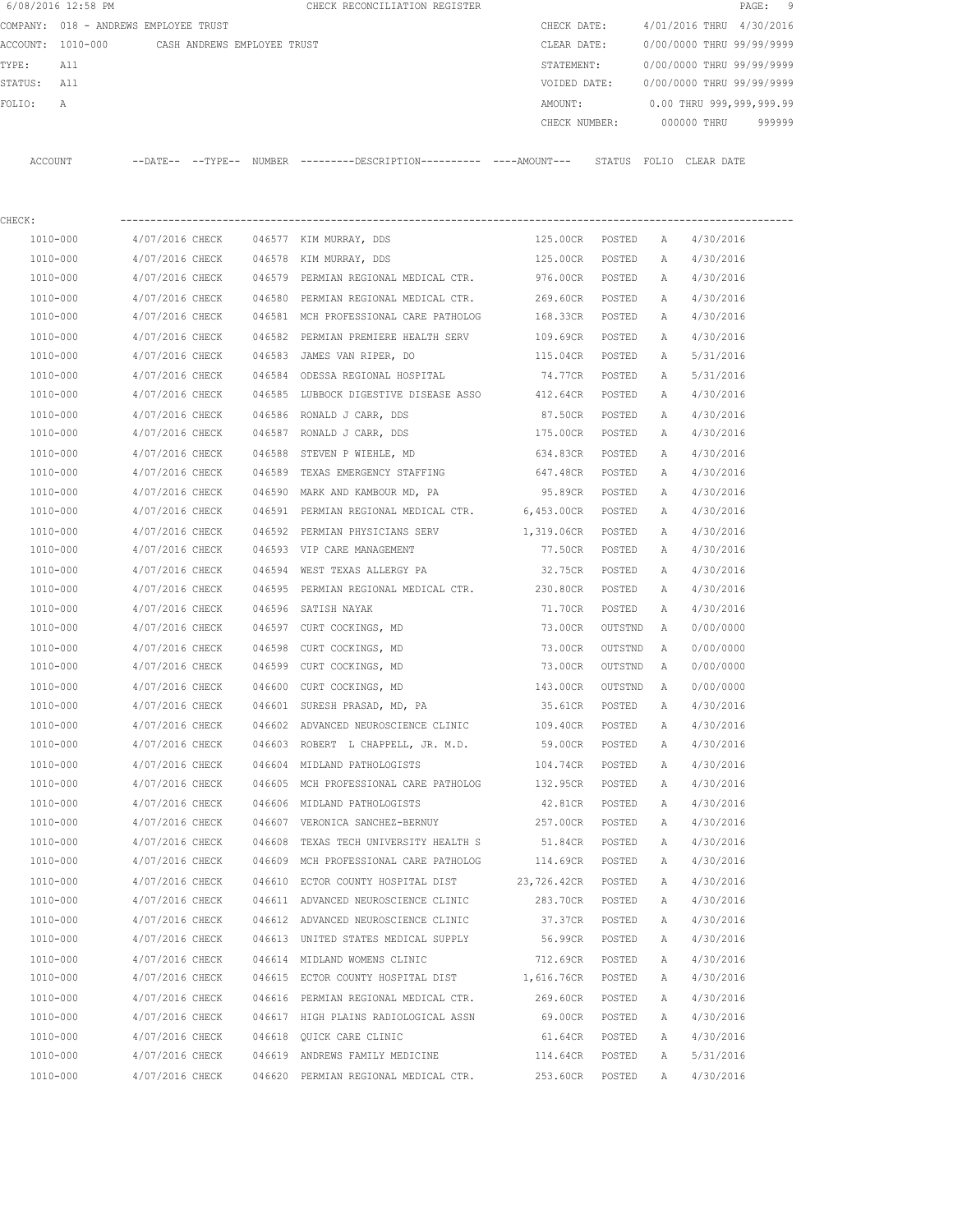6/08/2016 12:58 PM CHECK RECONCILIATION REGISTER

COMPANY: 018 - ANDREWS EMPLOYEE TRUST

ACCOUNT: 1010-000 CASH ANDREWS EMPLOYEE TRUST

TYPE: All

STATUS: All

FOLIO: A

CHECK DATE: 4/01/2016 THRU 4/30/2016

CLEAR DATE: 0/00/0000 THRU 99/99/9999

STATEMENT: 0/00/0000 THRU 99/99/9999

VOIDED DATE: 0/00/0000 THRU 99/99/9999

AMOUNT: 0.00 THRU 999,999,999.99

CHECK NUMBER: 000000 THRU 999999

CHECK:

| ACCOUNT | --DATE-- | --TYPE-- | NUMBER | ---------DESCRIPTION---------- | ----AMOUNT--- | STATUS | FOLIO | CLEAR DATE |
|---|---|---|---|---|---|---|---|---|
| 1010-000 | 4/07/2016 | CHECK | 046577 | KIM MURRAY, DDS | 125.00CR | POSTED | A | 4/30/2016 |
| 1010-000 | 4/07/2016 | CHECK | 046578 | KIM MURRAY, DDS | 125.00CR | POSTED | A | 4/30/2016 |
| 1010-000 | 4/07/2016 | CHECK | 046579 | PERMIAN REGIONAL MEDICAL CTR. | 976.00CR | POSTED | A | 4/30/2016 |
| 1010-000 | 4/07/2016 | CHECK | 046580 | PERMIAN REGIONAL MEDICAL CTR. | 269.60CR | POSTED | A | 4/30/2016 |
| 1010-000 | 4/07/2016 | CHECK | 046581 | MCH PROFESSIONAL CARE PATHOLOG | 168.33CR | POSTED | A | 4/30/2016 |
| 1010-000 | 4/07/2016 | CHECK | 046582 | PERMIAN PREMIERE HEALTH SERV | 109.69CR | POSTED | A | 4/30/2016 |
| 1010-000 | 4/07/2016 | CHECK | 046583 | JAMES VAN RIPER, DO | 115.04CR | POSTED | A | 5/31/2016 |
| 1010-000 | 4/07/2016 | CHECK | 046584 | ODESSA REGIONAL HOSPITAL | 74.77CR | POSTED | A | 5/31/2016 |
| 1010-000 | 4/07/2016 | CHECK | 046585 | LUBBOCK DIGESTIVE DISEASE ASSO | 412.64CR | POSTED | A | 4/30/2016 |
| 1010-000 | 4/07/2016 | CHECK | 046586 | RONALD J CARR, DDS | 87.50CR | POSTED | A | 4/30/2016 |
| 1010-000 | 4/07/2016 | CHECK | 046587 | RONALD J CARR, DDS | 175.00CR | POSTED | A | 4/30/2016 |
| 1010-000 | 4/07/2016 | CHECK | 046588 | STEVEN P WIEHLE, MD | 634.83CR | POSTED | A | 4/30/2016 |
| 1010-000 | 4/07/2016 | CHECK | 046589 | TEXAS EMERGENCY STAFFING | 647.48CR | POSTED | A | 4/30/2016 |
| 1010-000 | 4/07/2016 | CHECK | 046590 | MARK AND KAMBOUR MD, PA | 95.89CR | POSTED | A | 4/30/2016 |
| 1010-000 | 4/07/2016 | CHECK | 046591 | PERMIAN REGIONAL MEDICAL CTR. | 6,453.00CR | POSTED | A | 4/30/2016 |
| 1010-000 | 4/07/2016 | CHECK | 046592 | PERMIAN PHYSICIANS SERV | 1,319.06CR | POSTED | A | 4/30/2016 |
| 1010-000 | 4/07/2016 | CHECK | 046593 | VIP CARE MANAGEMENT | 77.50CR | POSTED | A | 4/30/2016 |
| 1010-000 | 4/07/2016 | CHECK | 046594 | WEST TEXAS ALLERGY PA | 32.75CR | POSTED | A | 4/30/2016 |
| 1010-000 | 4/07/2016 | CHECK | 046595 | PERMIAN REGIONAL MEDICAL CTR. | 230.80CR | POSTED | A | 4/30/2016 |
| 1010-000 | 4/07/2016 | CHECK | 046596 | SATISH NAYAK | 71.70CR | POSTED | A | 4/30/2016 |
| 1010-000 | 4/07/2016 | CHECK | 046597 | CURT COCKINGS, MD | 73.00CR | OUTSTND | A | 0/00/0000 |
| 1010-000 | 4/07/2016 | CHECK | 046598 | CURT COCKINGS, MD | 73.00CR | OUTSTND | A | 0/00/0000 |
| 1010-000 | 4/07/2016 | CHECK | 046599 | CURT COCKINGS, MD | 73.00CR | OUTSTND | A | 0/00/0000 |
| 1010-000 | 4/07/2016 | CHECK | 046600 | CURT COCKINGS, MD | 143.00CR | OUTSTND | A | 0/00/0000 |
| 1010-000 | 4/07/2016 | CHECK | 046601 | SURESH PRASAD, MD, PA | 35.61CR | POSTED | A | 4/30/2016 |
| 1010-000 | 4/07/2016 | CHECK | 046602 | ADVANCED NEUROSCIENCE CLINIC | 109.40CR | POSTED | A | 4/30/2016 |
| 1010-000 | 4/07/2016 | CHECK | 046603 | ROBERT L CHAPPELL, JR. M.D. | 59.00CR | POSTED | A | 4/30/2016 |
| 1010-000 | 4/07/2016 | CHECK | 046604 | MIDLAND PATHOLOGISTS | 104.74CR | POSTED | A | 4/30/2016 |
| 1010-000 | 4/07/2016 | CHECK | 046605 | MCH PROFESSIONAL CARE PATHOLOG | 132.95CR | POSTED | A | 4/30/2016 |
| 1010-000 | 4/07/2016 | CHECK | 046606 | MIDLAND PATHOLOGISTS | 42.81CR | POSTED | A | 4/30/2016 |
| 1010-000 | 4/07/2016 | CHECK | 046607 | VERONICA SANCHEZ-BERNUY | 257.00CR | POSTED | A | 4/30/2016 |
| 1010-000 | 4/07/2016 | CHECK | 046608 | TEXAS TECH UNIVERSITY HEALTH S | 51.84CR | POSTED | A | 4/30/2016 |
| 1010-000 | 4/07/2016 | CHECK | 046609 | MCH PROFESSIONAL CARE PATHOLOG | 114.69CR | POSTED | A | 4/30/2016 |
| 1010-000 | 4/07/2016 | CHECK | 046610 | ECTOR COUNTY HOSPITAL DIST | 23,726.42CR | POSTED | A | 4/30/2016 |
| 1010-000 | 4/07/2016 | CHECK | 046611 | ADVANCED NEUROSCIENCE CLINIC | 283.70CR | POSTED | A | 4/30/2016 |
| 1010-000 | 4/07/2016 | CHECK | 046612 | ADVANCED NEUROSCIENCE CLINIC | 37.37CR | POSTED | A | 4/30/2016 |
| 1010-000 | 4/07/2016 | CHECK | 046613 | UNITED STATES MEDICAL SUPPLY | 56.99CR | POSTED | A | 4/30/2016 |
| 1010-000 | 4/07/2016 | CHECK | 046614 | MIDLAND WOMENS CLINIC | 712.69CR | POSTED | A | 4/30/2016 |
| 1010-000 | 4/07/2016 | CHECK | 046615 | ECTOR COUNTY HOSPITAL DIST | 1,616.76CR | POSTED | A | 4/30/2016 |
| 1010-000 | 4/07/2016 | CHECK | 046616 | PERMIAN REGIONAL MEDICAL CTR. | 269.60CR | POSTED | A | 4/30/2016 |
| 1010-000 | 4/07/2016 | CHECK | 046617 | HIGH PLAINS RADIOLOGICAL ASSN | 69.00CR | POSTED | A | 4/30/2016 |
| 1010-000 | 4/07/2016 | CHECK | 046618 | QUICK CARE CLINIC | 61.64CR | POSTED | A | 4/30/2016 |
| 1010-000 | 4/07/2016 | CHECK | 046619 | ANDREWS FAMILY MEDICINE | 114.64CR | POSTED | A | 5/31/2016 |
| 1010-000 | 4/07/2016 | CHECK | 046620 | PERMIAN REGIONAL MEDICAL CTR. | 253.60CR | POSTED | A | 4/30/2016 |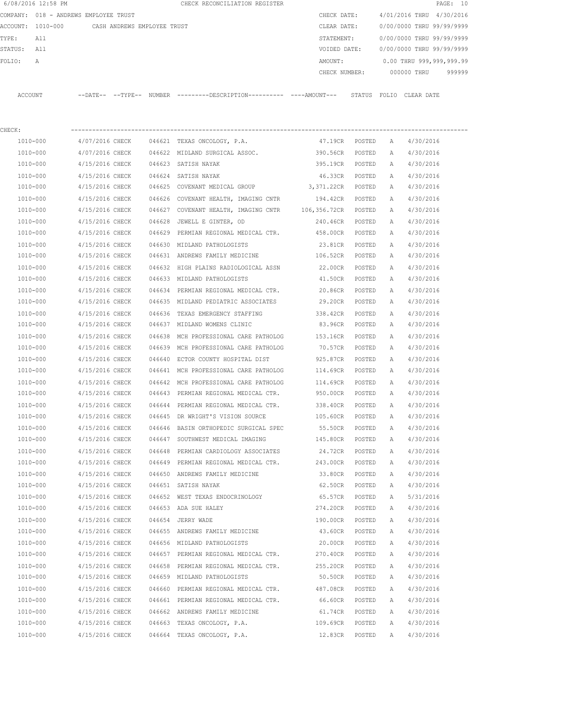6/08/2016 12:58 PM CHECK RECONCILIATION REGISTER

COMPANY: 018 - ANDREWS EMPLOYEE TRUST
ACCOUNT: 1010-000 CASH ANDREWS EMPLOYEE TRUST
TYPE: All
STATUS: All
FOLIO: A

CHECK DATE: 4/01/2016 THRU 4/30/2016
CLEAR DATE: 0/00/0000 THRU 99/99/9999
STATEMENT: 0/00/0000 THRU 99/99/9999
VOIDED DATE: 0/00/0000 THRU 99/99/9999
AMOUNT: 0.00 THRU 999,999,999.99
CHECK NUMBER: 000000 THRU 999999

CHECK:

| ACCOUNT | --DATE-- | --TYPE-- | NUMBER | ---------DESCRIPTION---------- | ----AMOUNT--- | STATUS | FOLIO | CLEAR DATE |
|---|---|---|---|---|---|---|---|---|
| 1010-000 | 4/07/2016 | CHECK | 046621 | TEXAS ONCOLOGY, P.A. | 47.19CR | POSTED | A | 4/30/2016 |
| 1010-000 | 4/07/2016 | CHECK | 046622 | MIDLAND SURGICAL ASSOC. | 390.56CR | POSTED | A | 4/30/2016 |
| 1010-000 | 4/15/2016 | CHECK | 046623 | SATISH NAYAK | 395.19CR | POSTED | A | 4/30/2016 |
| 1010-000 | 4/15/2016 | CHECK | 046624 | SATISH NAYAK | 46.33CR | POSTED | A | 4/30/2016 |
| 1010-000 | 4/15/2016 | CHECK | 046625 | COVENANT MEDICAL GROUP | 3,371.22CR | POSTED | A | 4/30/2016 |
| 1010-000 | 4/15/2016 | CHECK | 046626 | COVENANT HEALTH, IMAGING CNTR | 194.42CR | POSTED | A | 4/30/2016 |
| 1010-000 | 4/15/2016 | CHECK | 046627 | COVENANT HEALTH, IMAGING CNTR | 106,356.72CR | POSTED | A | 4/30/2016 |
| 1010-000 | 4/15/2016 | CHECK | 046628 | JEWELL E GINTER, OD | 240.46CR | POSTED | A | 4/30/2016 |
| 1010-000 | 4/15/2016 | CHECK | 046629 | PERMIAN REGIONAL MEDICAL CTR. | 458.00CR | POSTED | A | 4/30/2016 |
| 1010-000 | 4/15/2016 | CHECK | 046630 | MIDLAND PATHOLOGISTS | 23.81CR | POSTED | A | 4/30/2016 |
| 1010-000 | 4/15/2016 | CHECK | 046631 | ANDREWS FAMILY MEDICINE | 106.52CR | POSTED | A | 4/30/2016 |
| 1010-000 | 4/15/2016 | CHECK | 046632 | HIGH PLAINS RADIOLOGICAL ASSN | 22.00CR | POSTED | A | 4/30/2016 |
| 1010-000 | 4/15/2016 | CHECK | 046633 | MIDLAND PATHOLOGISTS | 41.50CR | POSTED | A | 4/30/2016 |
| 1010-000 | 4/15/2016 | CHECK | 046634 | PERMIAN REGIONAL MEDICAL CTR. | 20.86CR | POSTED | A | 4/30/2016 |
| 1010-000 | 4/15/2016 | CHECK | 046635 | MIDLAND PEDIATRIC ASSOCIATES | 29.20CR | POSTED | A | 4/30/2016 |
| 1010-000 | 4/15/2016 | CHECK | 046636 | TEXAS EMERGENCY STAFFING | 338.42CR | POSTED | A | 4/30/2016 |
| 1010-000 | 4/15/2016 | CHECK | 046637 | MIDLAND WOMENS CLINIC | 83.96CR | POSTED | A | 4/30/2016 |
| 1010-000 | 4/15/2016 | CHECK | 046638 | MCH PROFESSIONAL CARE PATHOLOG | 153.16CR | POSTED | A | 4/30/2016 |
| 1010-000 | 4/15/2016 | CHECK | 046639 | MCH PROFESSIONAL CARE PATHOLOG | 70.57CR | POSTED | A | 4/30/2016 |
| 1010-000 | 4/15/2016 | CHECK | 046640 | ECTOR COUNTY HOSPITAL DIST | 925.87CR | POSTED | A | 4/30/2016 |
| 1010-000 | 4/15/2016 | CHECK | 046641 | MCH PROFESSIONAL CARE PATHOLOG | 114.69CR | POSTED | A | 4/30/2016 |
| 1010-000 | 4/15/2016 | CHECK | 046642 | MCH PROFESSIONAL CARE PATHOLOG | 114.69CR | POSTED | A | 4/30/2016 |
| 1010-000 | 4/15/2016 | CHECK | 046643 | PERMIAN REGIONAL MEDICAL CTR. | 950.00CR | POSTED | A | 4/30/2016 |
| 1010-000 | 4/15/2016 | CHECK | 046644 | PERMIAN REGIONAL MEDICAL CTR. | 338.40CR | POSTED | A | 4/30/2016 |
| 1010-000 | 4/15/2016 | CHECK | 046645 | DR WRIGHT'S VISION SOURCE | 105.60CR | POSTED | A | 4/30/2016 |
| 1010-000 | 4/15/2016 | CHECK | 046646 | BASIN ORTHOPEDIC SURGICAL SPEC | 55.50CR | POSTED | A | 4/30/2016 |
| 1010-000 | 4/15/2016 | CHECK | 046647 | SOUTHWEST MEDICAL IMAGING | 145.80CR | POSTED | A | 4/30/2016 |
| 1010-000 | 4/15/2016 | CHECK | 046648 | PERMIAN CARDIOLOGY ASSOCIATES | 24.72CR | POSTED | A | 4/30/2016 |
| 1010-000 | 4/15/2016 | CHECK | 046649 | PERMIAN REGIONAL MEDICAL CTR. | 243.00CR | POSTED | A | 4/30/2016 |
| 1010-000 | 4/15/2016 | CHECK | 046650 | ANDREWS FAMILY MEDICINE | 33.80CR | POSTED | A | 4/30/2016 |
| 1010-000 | 4/15/2016 | CHECK | 046651 | SATISH NAYAK | 62.50CR | POSTED | A | 4/30/2016 |
| 1010-000 | 4/15/2016 | CHECK | 046652 | WEST TEXAS ENDOCRINOLOGY | 65.57CR | POSTED | A | 5/31/2016 |
| 1010-000 | 4/15/2016 | CHECK | 046653 | ADA SUE HALEY | 274.20CR | POSTED | A | 4/30/2016 |
| 1010-000 | 4/15/2016 | CHECK | 046654 | JERRY WADE | 190.00CR | POSTED | A | 4/30/2016 |
| 1010-000 | 4/15/2016 | CHECK | 046655 | ANDREWS FAMILY MEDICINE | 43.60CR | POSTED | A | 4/30/2016 |
| 1010-000 | 4/15/2016 | CHECK | 046656 | MIDLAND PATHOLOGISTS | 20.00CR | POSTED | A | 4/30/2016 |
| 1010-000 | 4/15/2016 | CHECK | 046657 | PERMIAN REGIONAL MEDICAL CTR. | 270.40CR | POSTED | A | 4/30/2016 |
| 1010-000 | 4/15/2016 | CHECK | 046658 | PERMIAN REGIONAL MEDICAL CTR. | 255.20CR | POSTED | A | 4/30/2016 |
| 1010-000 | 4/15/2016 | CHECK | 046659 | MIDLAND PATHOLOGISTS | 50.50CR | POSTED | A | 4/30/2016 |
| 1010-000 | 4/15/2016 | CHECK | 046660 | PERMIAN REGIONAL MEDICAL CTR. | 487.08CR | POSTED | A | 4/30/2016 |
| 1010-000 | 4/15/2016 | CHECK | 046661 | PERMIAN REGIONAL MEDICAL CTR. | 66.60CR | POSTED | A | 4/30/2016 |
| 1010-000 | 4/15/2016 | CHECK | 046662 | ANDREWS FAMILY MEDICINE | 61.74CR | POSTED | A | 4/30/2016 |
| 1010-000 | 4/15/2016 | CHECK | 046663 | TEXAS ONCOLOGY, P.A. | 109.69CR | POSTED | A | 4/30/2016 |
| 1010-000 | 4/15/2016 | CHECK | 046664 | TEXAS ONCOLOGY, P.A. | 12.83CR | POSTED | A | 4/30/2016 |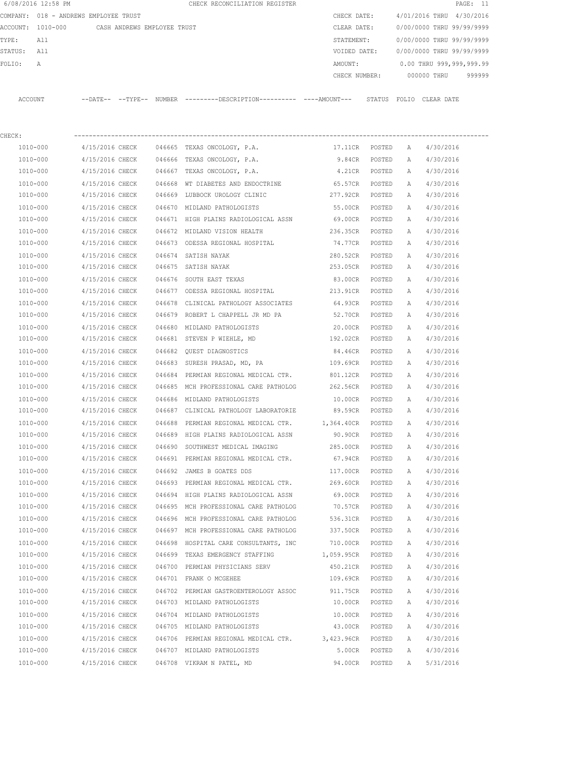6/08/2016 12:58 PM CHECK RECONCILIATION REGISTER

COMPANY: 018 - ANDREWS EMPLOYEE TRUST | CHECK DATE: 4/01/2016 THRU 4/30/2016
ACCOUNT: 1010-000 CASH ANDREWS EMPLOYEE TRUST | CLEAR DATE: 0/00/0000 THRU 99/99/9999
TYPE: All | STATEMENT: 0/00/0000 THRU 99/99/9999
STATUS: All | VOIDED DATE: 0/00/0000 THRU 99/99/9999
FOLIO: A | AMOUNT: 0.00 THRU 999,999,999.99
CHECK NUMBER: 000000 THRU 999999

CHECK:

| ACCOUNT | --DATE-- | --TYPE-- | NUMBER | ---------DESCRIPTION---------- | ----AMOUNT--- | STATUS | FOLIO | CLEAR DATE |
|---|---|---|---|---|---|---|---|---|
| 1010-000 | 4/15/2016 | CHECK | 046665 | TEXAS ONCOLOGY, P.A. | 17.11CR | POSTED | A | 4/30/2016 |
| 1010-000 | 4/15/2016 | CHECK | 046666 | TEXAS ONCOLOGY, P.A. | 9.84CR | POSTED | A | 4/30/2016 |
| 1010-000 | 4/15/2016 | CHECK | 046667 | TEXAS ONCOLOGY, P.A. | 4.21CR | POSTED | A | 4/30/2016 |
| 1010-000 | 4/15/2016 | CHECK | 046668 | WT DIABETES AND ENDOCTRINE | 65.57CR | POSTED | A | 4/30/2016 |
| 1010-000 | 4/15/2016 | CHECK | 046669 | LUBBOCK UROLOGY CLINIC | 277.92CR | POSTED | A | 4/30/2016 |
| 1010-000 | 4/15/2016 | CHECK | 046670 | MIDLAND PATHOLOGISTS | 55.00CR | POSTED | A | 4/30/2016 |
| 1010-000 | 4/15/2016 | CHECK | 046671 | HIGH PLAINS RADIOLOGICAL ASSN | 69.00CR | POSTED | A | 4/30/2016 |
| 1010-000 | 4/15/2016 | CHECK | 046672 | MIDLAND VISION HEALTH | 236.35CR | POSTED | A | 4/30/2016 |
| 1010-000 | 4/15/2016 | CHECK | 046673 | ODESSA REGIONAL HOSPITAL | 74.77CR | POSTED | A | 4/30/2016 |
| 1010-000 | 4/15/2016 | CHECK | 046674 | SATISH NAYAK | 280.52CR | POSTED | A | 4/30/2016 |
| 1010-000 | 4/15/2016 | CHECK | 046675 | SATISH NAYAK | 253.05CR | POSTED | A | 4/30/2016 |
| 1010-000 | 4/15/2016 | CHECK | 046676 | SOUTH EAST TEXAS | 83.00CR | POSTED | A | 4/30/2016 |
| 1010-000 | 4/15/2016 | CHECK | 046677 | ODESSA REGIONAL HOSPITAL | 213.91CR | POSTED | A | 4/30/2016 |
| 1010-000 | 4/15/2016 | CHECK | 046678 | CLINICAL PATHOLOGY ASSOCIATES | 64.93CR | POSTED | A | 4/30/2016 |
| 1010-000 | 4/15/2016 | CHECK | 046679 | ROBERT L CHAPPELL JR MD PA | 52.70CR | POSTED | A | 4/30/2016 |
| 1010-000 | 4/15/2016 | CHECK | 046680 | MIDLAND PATHOLOGISTS | 20.00CR | POSTED | A | 4/30/2016 |
| 1010-000 | 4/15/2016 | CHECK | 046681 | STEVEN P WIEHLE, MD | 192.02CR | POSTED | A | 4/30/2016 |
| 1010-000 | 4/15/2016 | CHECK | 046682 | QUEST DIAGNOSTICS | 84.46CR | POSTED | A | 4/30/2016 |
| 1010-000 | 4/15/2016 | CHECK | 046683 | SURESH PRASAD, MD, PA | 109.69CR | POSTED | A | 4/30/2016 |
| 1010-000 | 4/15/2016 | CHECK | 046684 | PERMIAN REGIONAL MEDICAL CTR. | 801.12CR | POSTED | A | 4/30/2016 |
| 1010-000 | 4/15/2016 | CHECK | 046685 | MCH PROFESSIONAL CARE PATHOLOG | 262.56CR | POSTED | A | 4/30/2016 |
| 1010-000 | 4/15/2016 | CHECK | 046686 | MIDLAND PATHOLOGISTS | 10.00CR | POSTED | A | 4/30/2016 |
| 1010-000 | 4/15/2016 | CHECK | 046687 | CLINICAL PATHOLOGY LABORATORIE | 89.59CR | POSTED | A | 4/30/2016 |
| 1010-000 | 4/15/2016 | CHECK | 046688 | PERMIAN REGIONAL MEDICAL CTR. | 1,364.40CR | POSTED | A | 4/30/2016 |
| 1010-000 | 4/15/2016 | CHECK | 046689 | HIGH PLAINS RADIOLOGICAL ASSN | 90.90CR | POSTED | A | 4/30/2016 |
| 1010-000 | 4/15/2016 | CHECK | 046690 | SOUTHWEST MEDICAL IMAGING | 285.00CR | POSTED | A | 4/30/2016 |
| 1010-000 | 4/15/2016 | CHECK | 046691 | PERMIAN REGIONAL MEDICAL CTR. | 67.94CR | POSTED | A | 4/30/2016 |
| 1010-000 | 4/15/2016 | CHECK | 046692 | JAMES B GOATES DDS | 117.00CR | POSTED | A | 4/30/2016 |
| 1010-000 | 4/15/2016 | CHECK | 046693 | PERMIAN REGIONAL MEDICAL CTR. | 269.60CR | POSTED | A | 4/30/2016 |
| 1010-000 | 4/15/2016 | CHECK | 046694 | HIGH PLAINS RADIOLOGICAL ASSN | 69.00CR | POSTED | A | 4/30/2016 |
| 1010-000 | 4/15/2016 | CHECK | 046695 | MCH PROFESSIONAL CARE PATHOLOG | 70.57CR | POSTED | A | 4/30/2016 |
| 1010-000 | 4/15/2016 | CHECK | 046696 | MCH PROFESSIONAL CARE PATHOLOG | 536.31CR | POSTED | A | 4/30/2016 |
| 1010-000 | 4/15/2016 | CHECK | 046697 | MCH PROFESSIONAL CARE PATHOLOG | 337.50CR | POSTED | A | 4/30/2016 |
| 1010-000 | 4/15/2016 | CHECK | 046698 | HOSPITAL CARE CONSULTANTS, INC | 710.00CR | POSTED | A | 4/30/2016 |
| 1010-000 | 4/15/2016 | CHECK | 046699 | TEXAS EMERGENCY STAFFING | 1,059.95CR | POSTED | A | 4/30/2016 |
| 1010-000 | 4/15/2016 | CHECK | 046700 | PERMIAN PHYSICIANS SERV | 450.21CR | POSTED | A | 4/30/2016 |
| 1010-000 | 4/15/2016 | CHECK | 046701 | FRANK O MCGEHEE | 109.69CR | POSTED | A | 4/30/2016 |
| 1010-000 | 4/15/2016 | CHECK | 046702 | PERMIAN GASTROENTEROLOGY ASSOC | 911.75CR | POSTED | A | 4/30/2016 |
| 1010-000 | 4/15/2016 | CHECK | 046703 | MIDLAND PATHOLOGISTS | 10.00CR | POSTED | A | 4/30/2016 |
| 1010-000 | 4/15/2016 | CHECK | 046704 | MIDLAND PATHOLOGISTS | 10.00CR | POSTED | A | 4/30/2016 |
| 1010-000 | 4/15/2016 | CHECK | 046705 | MIDLAND PATHOLOGISTS | 43.00CR | POSTED | A | 4/30/2016 |
| 1010-000 | 4/15/2016 | CHECK | 046706 | PERMIAN REGIONAL MEDICAL CTR. | 3,423.96CR | POSTED | A | 4/30/2016 |
| 1010-000 | 4/15/2016 | CHECK | 046707 | MIDLAND PATHOLOGISTS | 5.00CR | POSTED | A | 4/30/2016 |
| 1010-000 | 4/15/2016 | CHECK | 046708 | VIKRAM N PATEL, MD | 94.00CR | POSTED | A | 5/31/2016 |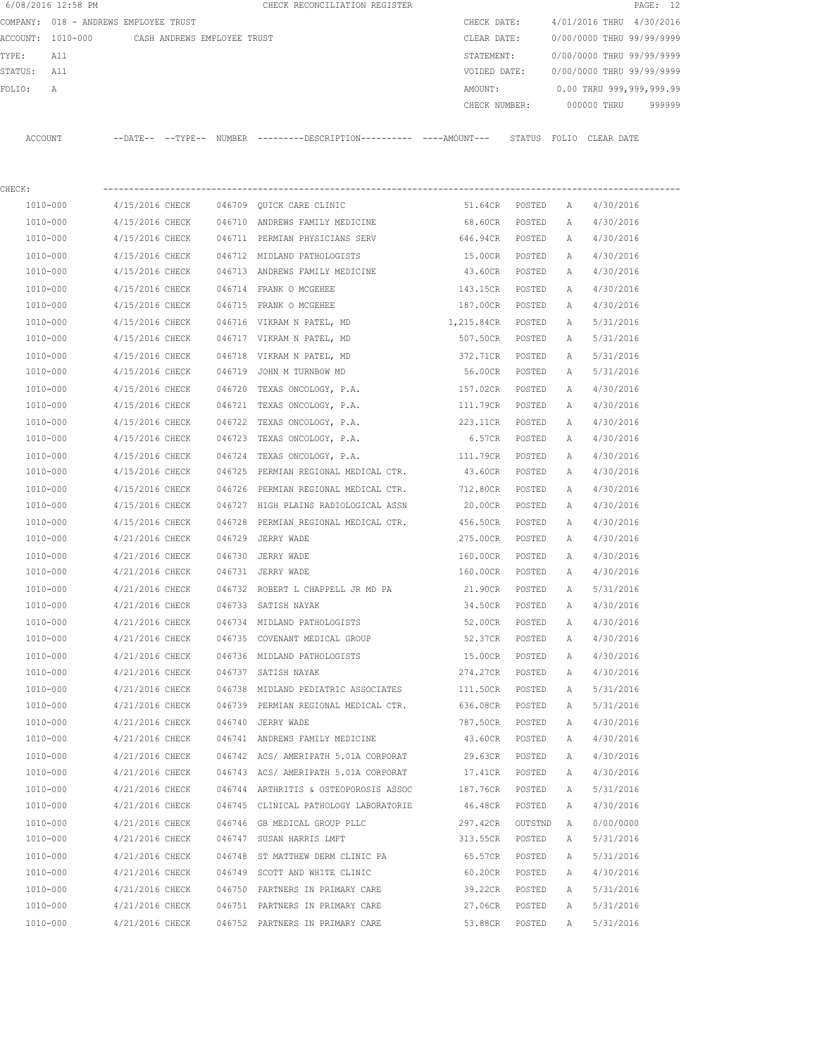6/08/2016 12:58 PM CHECK RECONCILIATION REGISTER

COMPANY: 018 - ANDREWS EMPLOYEE TRUST

ACCOUNT: 1010-000 CASH ANDREWS EMPLOYEE TRUST

TYPE: All

STATUS: All

FOLIO: A

CHECK DATE: 4/01/2016 THRU 4/30/2016

CLEAR DATE: 0/00/0000 THRU 99/99/9999

STATEMENT: 0/00/0000 THRU 99/99/9999

VOIDED DATE: 0/00/0000 THRU 99/99/9999

AMOUNT: 0.00 THRU 999,999,999.99

CHECK NUMBER: 000000 THRU 999999

CHECK:

| ACCOUNT | --DATE-- | --TYPE-- | NUMBER | ---------DESCRIPTION---------- | ----AMOUNT--- | STATUS | FOLIO | CLEAR DATE |
|---|---|---|---|---|---|---|---|---|
| 1010-000 | 4/15/2016 | CHECK | 046709 | QUICK CARE CLINIC | 51.64CR | POSTED | A | 4/30/2016 |
| 1010-000 | 4/15/2016 | CHECK | 046710 | ANDREWS FAMILY MEDICINE | 68.60CR | POSTED | A | 4/30/2016 |
| 1010-000 | 4/15/2016 | CHECK | 046711 | PERMIAN PHYSICIANS SERV | 646.94CR | POSTED | A | 4/30/2016 |
| 1010-000 | 4/15/2016 | CHECK | 046712 | MIDLAND PATHOLOGISTS | 15.00CR | POSTED | A | 4/30/2016 |
| 1010-000 | 4/15/2016 | CHECK | 046713 | ANDREWS FAMILY MEDICINE | 43.60CR | POSTED | A | 4/30/2016 |
| 1010-000 | 4/15/2016 | CHECK | 046714 | FRANK O MCGEHEE | 143.15CR | POSTED | A | 4/30/2016 |
| 1010-000 | 4/15/2016 | CHECK | 046715 | FRANK O MCGEHEE | 187.00CR | POSTED | A | 4/30/2016 |
| 1010-000 | 4/15/2016 | CHECK | 046716 | VIKRAM N PATEL, MD | 1,215.84CR | POSTED | A | 5/31/2016 |
| 1010-000 | 4/15/2016 | CHECK | 046717 | VIKRAM N PATEL, MD | 507.50CR | POSTED | A | 5/31/2016 |
| 1010-000 | 4/15/2016 | CHECK | 046718 | VIKRAM N PATEL, MD | 372.71CR | POSTED | A | 5/31/2016 |
| 1010-000 | 4/15/2016 | CHECK | 046719 | JOHN M TURNBOW MD | 56.00CR | POSTED | A | 5/31/2016 |
| 1010-000 | 4/15/2016 | CHECK | 046720 | TEXAS ONCOLOGY, P.A. | 157.02CR | POSTED | A | 4/30/2016 |
| 1010-000 | 4/15/2016 | CHECK | 046721 | TEXAS ONCOLOGY, P.A. | 111.79CR | POSTED | A | 4/30/2016 |
| 1010-000 | 4/15/2016 | CHECK | 046722 | TEXAS ONCOLOGY, P.A. | 223.11CR | POSTED | A | 4/30/2016 |
| 1010-000 | 4/15/2016 | CHECK | 046723 | TEXAS ONCOLOGY, P.A. | 6.57CR | POSTED | A | 4/30/2016 |
| 1010-000 | 4/15/2016 | CHECK | 046724 | TEXAS ONCOLOGY, P.A. | 111.79CR | POSTED | A | 4/30/2016 |
| 1010-000 | 4/15/2016 | CHECK | 046725 | PERMIAN REGIONAL MEDICAL CTR. | 43.60CR | POSTED | A | 4/30/2016 |
| 1010-000 | 4/15/2016 | CHECK | 046726 | PERMIAN REGIONAL MEDICAL CTR. | 712.80CR | POSTED | A | 4/30/2016 |
| 1010-000 | 4/15/2016 | CHECK | 046727 | HIGH PLAINS RADIOLOGICAL ASSN | 20.00CR | POSTED | A | 4/30/2016 |
| 1010-000 | 4/15/2016 | CHECK | 046728 | PERMIAN REGIONAL MEDICAL CTR. | 456.50CR | POSTED | A | 4/30/2016 |
| 1010-000 | 4/21/2016 | CHECK | 046729 | JERRY WADE | 275.00CR | POSTED | A | 4/30/2016 |
| 1010-000 | 4/21/2016 | CHECK | 046730 | JERRY WADE | 160.00CR | POSTED | A | 4/30/2016 |
| 1010-000 | 4/21/2016 | CHECK | 046731 | JERRY WADE | 160.00CR | POSTED | A | 4/30/2016 |
| 1010-000 | 4/21/2016 | CHECK | 046732 | ROBERT L CHAPPELL JR MD PA | 21.90CR | POSTED | A | 5/31/2016 |
| 1010-000 | 4/21/2016 | CHECK | 046733 | SATISH NAYAK | 34.50CR | POSTED | A | 4/30/2016 |
| 1010-000 | 4/21/2016 | CHECK | 046734 | MIDLAND PATHOLOGISTS | 52.00CR | POSTED | A | 4/30/2016 |
| 1010-000 | 4/21/2016 | CHECK | 046735 | COVENANT MEDICAL GROUP | 52.37CR | POSTED | A | 4/30/2016 |
| 1010-000 | 4/21/2016 | CHECK | 046736 | MIDLAND PATHOLOGISTS | 15.00CR | POSTED | A | 4/30/2016 |
| 1010-000 | 4/21/2016 | CHECK | 046737 | SATISH NAYAK | 274.27CR | POSTED | A | 4/30/2016 |
| 1010-000 | 4/21/2016 | CHECK | 046738 | MIDLAND PEDIATRIC ASSOCIATES | 111.50CR | POSTED | A | 5/31/2016 |
| 1010-000 | 4/21/2016 | CHECK | 046739 | PERMIAN REGIONAL MEDICAL CTR. | 636.08CR | POSTED | A | 5/31/2016 |
| 1010-000 | 4/21/2016 | CHECK | 046740 | JERRY WADE | 787.50CR | POSTED | A | 4/30/2016 |
| 1010-000 | 4/21/2016 | CHECK | 046741 | ANDREWS FAMILY MEDICINE | 43.60CR | POSTED | A | 4/30/2016 |
| 1010-000 | 4/21/2016 | CHECK | 046742 | ACS/ AMERIPATH 5.01A CORPORAT | 29.63CR | POSTED | A | 4/30/2016 |
| 1010-000 | 4/21/2016 | CHECK | 046743 | ACS/ AMERIPATH 5.01A CORPORAT | 17.41CR | POSTED | A | 4/30/2016 |
| 1010-000 | 4/21/2016 | CHECK | 046744 | ARTHRITIS & OSTEOPOROSIS ASSOC | 187.76CR | POSTED | A | 5/31/2016 |
| 1010-000 | 4/21/2016 | CHECK | 046745 | CLINICAL PATHOLOGY LABORATORIE | 46.48CR | POSTED | A | 4/30/2016 |
| 1010-000 | 4/21/2016 | CHECK | 046746 | GB MEDICAL GROUP PLLC | 297.42CR | OUTSTND | A | 0/00/0000 |
| 1010-000 | 4/21/2016 | CHECK | 046747 | SUSAN HARRIS LMFT | 313.55CR | POSTED | A | 5/31/2016 |
| 1010-000 | 4/21/2016 | CHECK | 046748 | ST MATTHEW DERM CLINIC PA | 65.57CR | POSTED | A | 5/31/2016 |
| 1010-000 | 4/21/2016 | CHECK | 046749 | SCOTT AND WHITE CLINIC | 60.20CR | POSTED | A | 4/30/2016 |
| 1010-000 | 4/21/2016 | CHECK | 046750 | PARTNERS IN PRIMARY CARE | 39.22CR | POSTED | A | 5/31/2016 |
| 1010-000 | 4/21/2016 | CHECK | 046751 | PARTNERS IN PRIMARY CARE | 27.06CR | POSTED | A | 5/31/2016 |
| 1010-000 | 4/21/2016 | CHECK | 046752 | PARTNERS IN PRIMARY CARE | 53.88CR | POSTED | A | 5/31/2016 |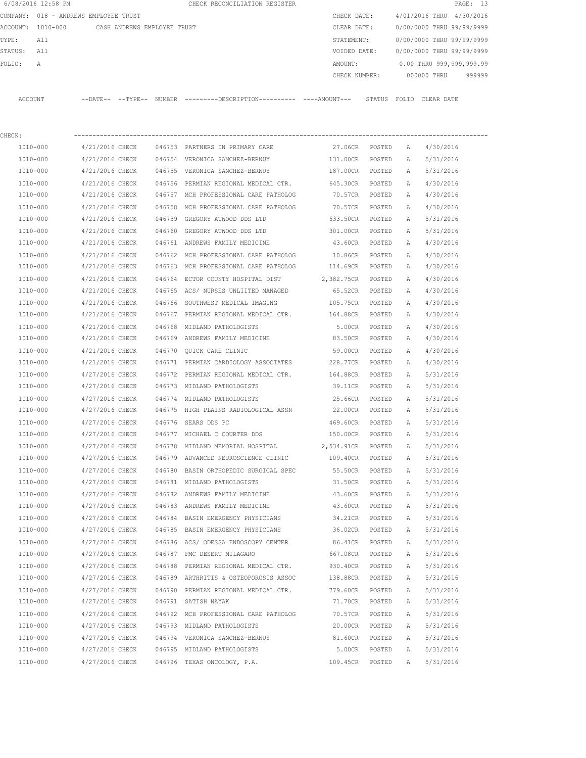6/08/2016 12:58 PM CHECK RECONCILIATION REGISTER

COMPANY: 018 - ANDREWS EMPLOYEE TRUST

ACCOUNT: 1010-000 CASH ANDREWS EMPLOYEE TRUST

TYPE: All

STATUS: All

FOLIO: A

CHECK DATE: 4/01/2016 THRU 4/30/2016

CLEAR DATE: 0/00/0000 THRU 99/99/9999

STATEMENT: 0/00/0000 THRU 99/99/9999

VOIDED DATE: 0/00/0000 THRU 99/99/9999

AMOUNT: 0.00 THRU 999,999,999.99

CHECK NUMBER: 000000 THRU 999999

CHECK:

| ACCOUNT | --DATE-- | --TYPE-- | NUMBER | ---------DESCRIPTION---------- | ----AMOUNT--- | STATUS | FOLIO | CLEAR DATE |
|---|---|---|---|---|---|---|---|---|
| 1010-000 | 4/21/2016 | CHECK | 046753 | PARTNERS IN PRIMARY CARE | 27.06CR | POSTED | A | 4/30/2016 |
| 1010-000 | 4/21/2016 | CHECK | 046754 | VERONICA SANCHEZ-BERNUY | 131.00CR | POSTED | A | 5/31/2016 |
| 1010-000 | 4/21/2016 | CHECK | 046755 | VERONICA SANCHEZ-BERNUY | 187.00CR | POSTED | A | 5/31/2016 |
| 1010-000 | 4/21/2016 | CHECK | 046756 | PERMIAN REGIONAL MEDICAL CTR. | 645.30CR | POSTED | A | 4/30/2016 |
| 1010-000 | 4/21/2016 | CHECK | 046757 | MCH PROFESSIONAL CARE PATHOLOG | 70.57CR | POSTED | A | 4/30/2016 |
| 1010-000 | 4/21/2016 | CHECK | 046758 | MCH PROFESSIONAL CARE PATHOLOG | 70.57CR | POSTED | A | 4/30/2016 |
| 1010-000 | 4/21/2016 | CHECK | 046759 | GREGORY ATWOOD DDS LTD | 533.50CR | POSTED | A | 5/31/2016 |
| 1010-000 | 4/21/2016 | CHECK | 046760 | GREGORY ATWOOD DDS LTD | 301.00CR | POSTED | A | 5/31/2016 |
| 1010-000 | 4/21/2016 | CHECK | 046761 | ANDREWS FAMILY MEDICINE | 43.60CR | POSTED | A | 4/30/2016 |
| 1010-000 | 4/21/2016 | CHECK | 046762 | MCH PROFESSIONAL CARE PATHOLOG | 10.86CR | POSTED | A | 4/30/2016 |
| 1010-000 | 4/21/2016 | CHECK | 046763 | MCH PROFESSIONAL CARE PATHOLOG | 114.69CR | POSTED | A | 4/30/2016 |
| 1010-000 | 4/21/2016 | CHECK | 046764 | ECTOR COUNTY HOSPITAL DIST | 2,382.75CR | POSTED | A | 4/30/2016 |
| 1010-000 | 4/21/2016 | CHECK | 046765 | ACS/ NURSES UNLIITED MANAGED | 65.52CR | POSTED | A | 4/30/2016 |
| 1010-000 | 4/21/2016 | CHECK | 046766 | SOUTHWEST MEDICAL IMAGING | 105.75CR | POSTED | A | 4/30/2016 |
| 1010-000 | 4/21/2016 | CHECK | 046767 | PERMIAN REGIONAL MEDICAL CTR. | 164.88CR | POSTED | A | 4/30/2016 |
| 1010-000 | 4/21/2016 | CHECK | 046768 | MIDLAND PATHOLOGISTS | 5.00CR | POSTED | A | 4/30/2016 |
| 1010-000 | 4/21/2016 | CHECK | 046769 | ANDREWS FAMILY MEDICINE | 83.50CR | POSTED | A | 4/30/2016 |
| 1010-000 | 4/21/2016 | CHECK | 046770 | QUICK CARE CLINIC | 59.00CR | POSTED | A | 4/30/2016 |
| 1010-000 | 4/21/2016 | CHECK | 046771 | PERMIAN CARDIOLOGY ASSOCIATES | 228.77CR | POSTED | A | 4/30/2016 |
| 1010-000 | 4/27/2016 | CHECK | 046772 | PERMIAN REGIONAL MEDICAL CTR. | 164.88CR | POSTED | A | 5/31/2016 |
| 1010-000 | 4/27/2016 | CHECK | 046773 | MIDLAND PATHOLOGISTS | 39.11CR | POSTED | A | 5/31/2016 |
| 1010-000 | 4/27/2016 | CHECK | 046774 | MIDLAND PATHOLOGISTS | 25.66CR | POSTED | A | 5/31/2016 |
| 1010-000 | 4/27/2016 | CHECK | 046775 | HIGH PLAINS RADIOLOGICAL ASSN | 22.00CR | POSTED | A | 5/31/2016 |
| 1010-000 | 4/27/2016 | CHECK | 046776 | SEARS DDS PC | 469.60CR | POSTED | A | 5/31/2016 |
| 1010-000 | 4/27/2016 | CHECK | 046777 | MICHAEL C COURTER DDS | 150.00CR | POSTED | A | 5/31/2016 |
| 1010-000 | 4/27/2016 | CHECK | 046778 | MIDLAND MEMORIAL HOSPITAL | 2,534.91CR | POSTED | A | 5/31/2016 |
| 1010-000 | 4/27/2016 | CHECK | 046779 | ADVANCED NEUROSCIENCE CLINIC | 109.40CR | POSTED | A | 5/31/2016 |
| 1010-000 | 4/27/2016 | CHECK | 046780 | BASIN ORTHOPEDIC SURGICAL SPEC | 55.50CR | POSTED | A | 5/31/2016 |
| 1010-000 | 4/27/2016 | CHECK | 046781 | MIDLAND PATHOLOGISTS | 31.50CR | POSTED | A | 5/31/2016 |
| 1010-000 | 4/27/2016 | CHECK | 046782 | ANDREWS FAMILY MEDICINE | 43.60CR | POSTED | A | 5/31/2016 |
| 1010-000 | 4/27/2016 | CHECK | 046783 | ANDREWS FAMILY MEDICINE | 43.60CR | POSTED | A | 5/31/2016 |
| 1010-000 | 4/27/2016 | CHECK | 046784 | BASIN EMERGENCY PHYSICIANS | 34.21CR | POSTED | A | 5/31/2016 |
| 1010-000 | 4/27/2016 | CHECK | 046785 | BASIN EMERGENCY PHYSICIANS | 36.02CR | POSTED | A | 5/31/2016 |
| 1010-000 | 4/27/2016 | CHECK | 046786 | ACS/ ODESSA ENDOSCOPY CENTER | 86.41CR | POSTED | A | 5/31/2016 |
| 1010-000 | 4/27/2016 | CHECK | 046787 | FMC DESERT MILAGARO | 667.08CR | POSTED | A | 5/31/2016 |
| 1010-000 | 4/27/2016 | CHECK | 046788 | PERMIAN REGIONAL MEDICAL CTR. | 930.40CR | POSTED | A | 5/31/2016 |
| 1010-000 | 4/27/2016 | CHECK | 046789 | ARTHRITIS & OSTEOPOROSIS ASSOC | 138.88CR | POSTED | A | 5/31/2016 |
| 1010-000 | 4/27/2016 | CHECK | 046790 | PERMIAN REGIONAL MEDICAL CTR. | 779.60CR | POSTED | A | 5/31/2016 |
| 1010-000 | 4/27/2016 | CHECK | 046791 | SATISH NAYAK | 71.70CR | POSTED | A | 5/31/2016 |
| 1010-000 | 4/27/2016 | CHECK | 046792 | MCH PROFESSIONAL CARE PATHOLOG | 70.57CR | POSTED | A | 5/31/2016 |
| 1010-000 | 4/27/2016 | CHECK | 046793 | MIDLAND PATHOLOGISTS | 20.00CR | POSTED | A | 5/31/2016 |
| 1010-000 | 4/27/2016 | CHECK | 046794 | VERONICA SANCHEZ-BERNUY | 81.60CR | POSTED | A | 5/31/2016 |
| 1010-000 | 4/27/2016 | CHECK | 046795 | MIDLAND PATHOLOGISTS | 5.00CR | POSTED | A | 5/31/2016 |
| 1010-000 | 4/27/2016 | CHECK | 046796 | TEXAS ONCOLOGY, P.A. | 109.45CR | POSTED | A | 5/31/2016 |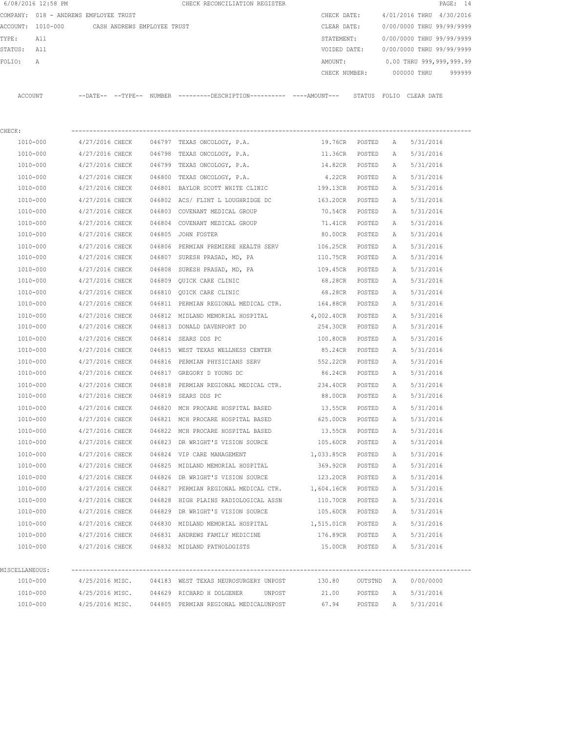6/08/2016 12:58 PM CHECK RECONCILIATION REGISTER

COMPANY: 018 - ANDREWS EMPLOYEE TRUST

ACCOUNT: 1010-000 CASH ANDREWS EMPLOYEE TRUST

TYPE: All

STATUS: All

FOLIO: A

CHECK DATE: 4/01/2016 THRU 4/30/2016

CLEAR DATE: 0/00/0000 THRU 99/99/9999

STATEMENT: 0/00/0000 THRU 99/99/9999

VOIDED DATE: 0/00/0000 THRU 99/99/9999

AMOUNT: 0.00 THRU 999,999,999.99

CHECK NUMBER: 000000 THRU 999999

| ACCOUNT | --DATE-- | --TYPE-- | NUMBER | ---------DESCRIPTION---------- | ----AMOUNT--- | STATUS | FOLIO | CLEAR DATE |
|---|---|---|---|---|---|---|---|---|
| CHECK: | | | | | | | | |
| 1010-000 | 4/27/2016 | CHECK | 046797 | TEXAS ONCOLOGY, P.A. | 19.76CR | POSTED | A | 5/31/2016 |
| 1010-000 | 4/27/2016 | CHECK | 046798 | TEXAS ONCOLOGY, P.A. | 11.36CR | POSTED | A | 5/31/2016 |
| 1010-000 | 4/27/2016 | CHECK | 046799 | TEXAS ONCOLOGY, P.A. | 14.82CR | POSTED | A | 5/31/2016 |
| 1010-000 | 4/27/2016 | CHECK | 046800 | TEXAS ONCOLOGY, P.A. | 4.22CR | POSTED | A | 5/31/2016 |
| 1010-000 | 4/27/2016 | CHECK | 046801 | BAYLOR SCOTT WHITE CLINIC | 199.13CR | POSTED | A | 5/31/2016 |
| 1010-000 | 4/27/2016 | CHECK | 046802 | ACS/ FLINT L LOUGHRIDGE DC | 163.20CR | POSTED | A | 5/31/2016 |
| 1010-000 | 4/27/2016 | CHECK | 046803 | COVENANT MEDICAL GROUP | 70.54CR | POSTED | A | 5/31/2016 |
| 1010-000 | 4/27/2016 | CHECK | 046804 | COVENANT MEDICAL GROUP | 71.41CR | POSTED | A | 5/31/2016 |
| 1010-000 | 4/27/2016 | CHECK | 046805 | JOHN FOSTER | 80.00CR | POSTED | A | 5/31/2016 |
| 1010-000 | 4/27/2016 | CHECK | 046806 | PERMIAN PREMIERE HEALTH SERV | 106.25CR | POSTED | A | 5/31/2016 |
| 1010-000 | 4/27/2016 | CHECK | 046807 | SURESH PRASAD, MD, PA | 110.75CR | POSTED | A | 5/31/2016 |
| 1010-000 | 4/27/2016 | CHECK | 046808 | SURESH PRASAD, MD, PA | 109.45CR | POSTED | A | 5/31/2016 |
| 1010-000 | 4/27/2016 | CHECK | 046809 | QUICK CARE CLINIC | 68.28CR | POSTED | A | 5/31/2016 |
| 1010-000 | 4/27/2016 | CHECK | 046810 | QUICK CARE CLINIC | 68.28CR | POSTED | A | 5/31/2016 |
| 1010-000 | 4/27/2016 | CHECK | 046811 | PERMIAN REGIONAL MEDICAL CTR. | 164.88CR | POSTED | A | 5/31/2016 |
| 1010-000 | 4/27/2016 | CHECK | 046812 | MIDLAND MEMORIAL HOSPITAL | 4,002.40CR | POSTED | A | 5/31/2016 |
| 1010-000 | 4/27/2016 | CHECK | 046813 | DONALD DAVENPORT DO | 254.30CR | POSTED | A | 5/31/2016 |
| 1010-000 | 4/27/2016 | CHECK | 046814 | SEARS DDS PC | 100.80CR | POSTED | A | 5/31/2016 |
| 1010-000 | 4/27/2016 | CHECK | 046815 | WEST TEXAS WELLNESS CENTER | 85.24CR | POSTED | A | 5/31/2016 |
| 1010-000 | 4/27/2016 | CHECK | 046816 | PERMIAN PHYSICIANS SERV | 552.22CR | POSTED | A | 5/31/2016 |
| 1010-000 | 4/27/2016 | CHECK | 046817 | GREGORY D YOUNG DC | 86.24CR | POSTED | A | 5/31/2016 |
| 1010-000 | 4/27/2016 | CHECK | 046818 | PERMIAN REGIONAL MEDICAL CTR. | 234.40CR | POSTED | A | 5/31/2016 |
| 1010-000 | 4/27/2016 | CHECK | 046819 | SEARS DDS PC | 88.00CR | POSTED | A | 5/31/2016 |
| 1010-000 | 4/27/2016 | CHECK | 046820 | MCH PROCARE HOSPITAL BASED | 13.55CR | POSTED | A | 5/31/2016 |
| 1010-000 | 4/27/2016 | CHECK | 046821 | MCH PROCARE HOSPITAL BASED | 625.00CR | POSTED | A | 5/31/2016 |
| 1010-000 | 4/27/2016 | CHECK | 046822 | MCH PROCARE HOSPITAL BASED | 13.55CR | POSTED | A | 5/31/2016 |
| 1010-000 | 4/27/2016 | CHECK | 046823 | DR WRIGHT'S VISION SOURCE | 105.60CR | POSTED | A | 5/31/2016 |
| 1010-000 | 4/27/2016 | CHECK | 046824 | VIP CARE MANAGEMENT | 1,033.85CR | POSTED | A | 5/31/2016 |
| 1010-000 | 4/27/2016 | CHECK | 046825 | MIDLAND MEMORIAL HOSPITAL | 369.92CR | POSTED | A | 5/31/2016 |
| 1010-000 | 4/27/2016 | CHECK | 046826 | DR WRIGHT'S VISION SOURCE | 123.20CR | POSTED | A | 5/31/2016 |
| 1010-000 | 4/27/2016 | CHECK | 046827 | PERMIAN REGIONAL MEDICAL CTR. | 1,604.16CR | POSTED | A | 5/31/2016 |
| 1010-000 | 4/27/2016 | CHECK | 046828 | HIGH PLAINS RADIOLOGICAL ASSN | 110.70CR | POSTED | A | 5/31/2016 |
| 1010-000 | 4/27/2016 | CHECK | 046829 | DR WRIGHT'S VISION SOURCE | 105.60CR | POSTED | A | 5/31/2016 |
| 1010-000 | 4/27/2016 | CHECK | 046830 | MIDLAND MEMORIAL HOSPITAL | 1,515.01CR | POSTED | A | 5/31/2016 |
| 1010-000 | 4/27/2016 | CHECK | 046831 | ANDREWS FAMILY MEDICINE | 176.89CR | POSTED | A | 5/31/2016 |
| 1010-000 | 4/27/2016 | CHECK | 046832 | MIDLAND PATHOLOGISTS | 15.00CR | POSTED | A | 5/31/2016 |
| MISCELLANEOUS: | | | | | | | | |
| 1010-000 | 4/25/2016 | MISC. | 044183 | WEST TEXAS NEUROSURGERY UNPOST | 130.80 | OUTSTND | A | 0/00/0000 |
| 1010-000 | 4/25/2016 | MISC. | 044629 | RICHARD H DOLGENER UNPOST | 21.00 | POSTED | A | 5/31/2016 |
| 1010-000 | 4/25/2016 | MISC. | 044805 | PERMIAN REGIONAL MEDICALUNPOST | 67.94 | POSTED | A | 5/31/2016 |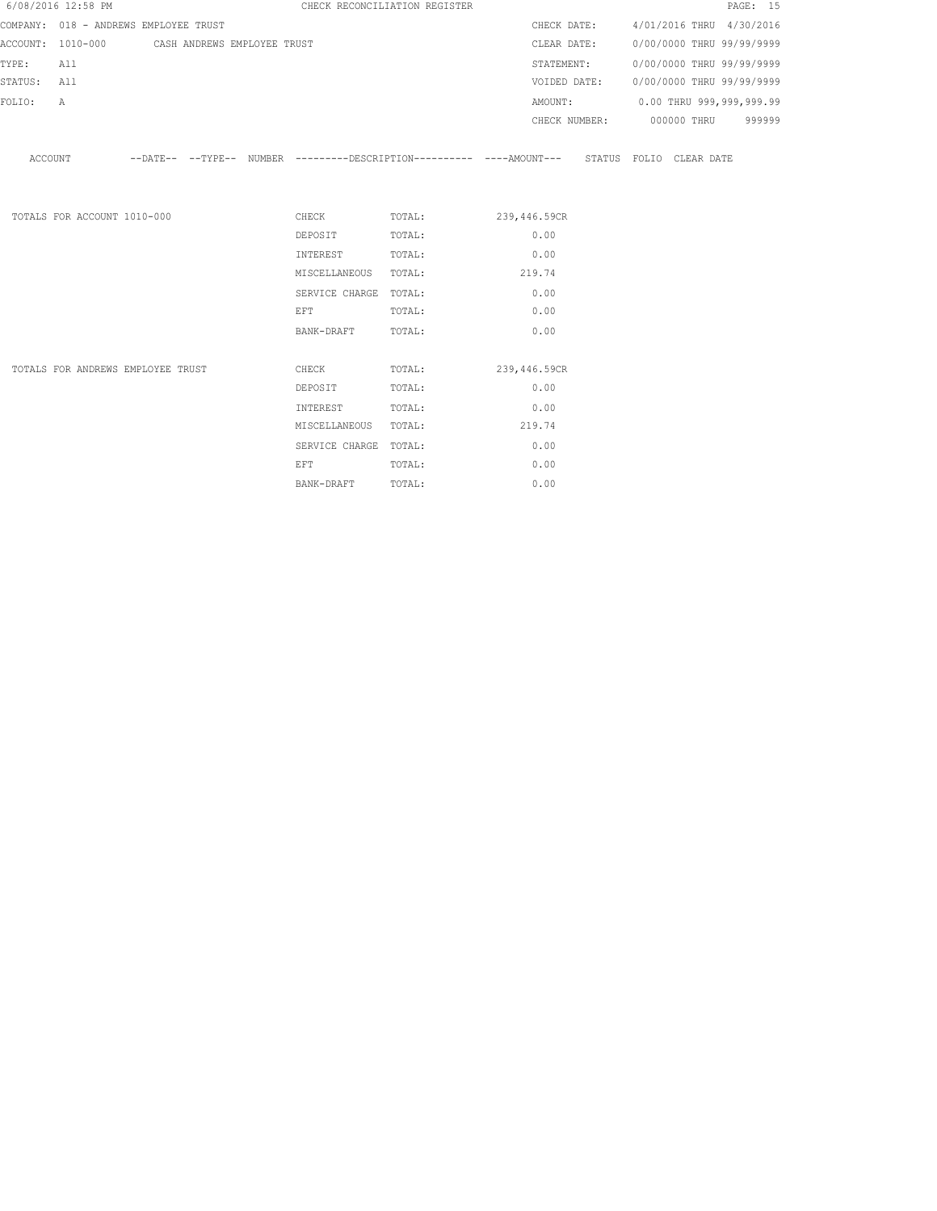6/08/2016 12:58 PM CHECK RECONCILIATION REGISTER

| | | | |
|---|---|---|---|
| COMPANY: | 018 - ANDREWS EMPLOYEE TRUST | CHECK DATE: | 4/01/2016 THRU 4/30/2016 |
| ACCOUNT: | 1010-000 CASH ANDREWS EMPLOYEE TRUST | CLEAR DATE: | 0/00/0000 THRU 99/99/9999 |
| TYPE: | All | STATEMENT: | 0/00/0000 THRU 99/99/9999 |
| STATUS: | All | VOIDED DATE: | 0/00/0000 THRU 99/99/9999 |
| FOLIO: | A | AMOUNT: | 0.00 THRU 999,999,999.99 |
| | | CHECK NUMBER: | 000000 THRU 999999 |

| ACCOUNT | --DATE-- | --TYPE-- | NUMBER | ---------DESCRIPTION---------- | ----AMOUNT--- | STATUS | FOLIO | CLEAR DATE |
|---|---|---|---|---|---|---|---|---|

| | | | |
|---|---|---|---|
| TOTALS FOR ACCOUNT 1010-000 | CHECK | TOTAL: | 239,446.59CR |
| | DEPOSIT | TOTAL: | 0.00 |
| | INTEREST | TOTAL: | 0.00 |
| | MISCELLANEOUS | TOTAL: | 219.74 |
| | SERVICE CHARGE | TOTAL: | 0.00 |
| | EFT | TOTAL: | 0.00 |
| | BANK-DRAFT | TOTAL: | 0.00 |
| TOTALS FOR ANDREWS EMPLOYEE TRUST | CHECK | TOTAL: | 239,446.59CR |
| | DEPOSIT | TOTAL: | 0.00 |
| | INTEREST | TOTAL: | 0.00 |
| | MISCELLANEOUS | TOTAL: | 219.74 |
| | SERVICE CHARGE | TOTAL: | 0.00 |
| | EFT | TOTAL: | 0.00 |
| | BANK-DRAFT | TOTAL: | 0.00 |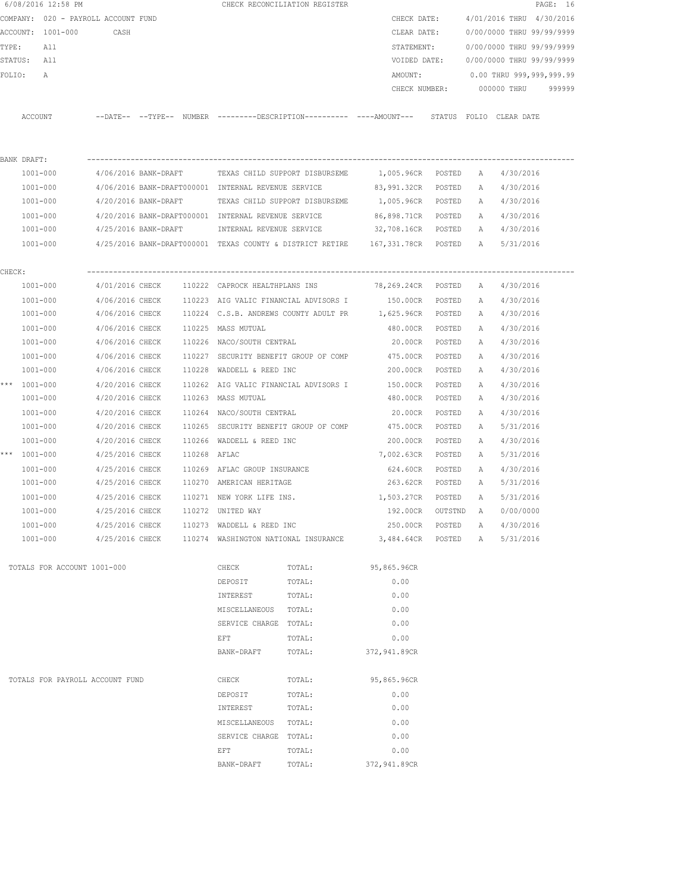6/08/2016 12:58 PM — CHECK RECONCILIATION REGISTER

COMPANY: 020 - PAYROLL ACCOUNT FUND
ACCOUNT: 1001-000 CASH
TYPE: All
STATUS: All
FOLIO: A

CHECK DATE: 4/01/2016 THRU 4/30/2016
CLEAR DATE: 0/00/0000 THRU 99/99/9999
STATEMENT: 0/00/0000 THRU 99/99/9999
VOIDED DATE: 0/00/0000 THRU 99/99/9999
AMOUNT: 0.00 THRU 999,999,999.99
CHECK NUMBER: 000000 THRU 999999

| ACCOUNT | --DATE-- | --TYPE-- | NUMBER | ---------DESCRIPTION---------- | ----AMOUNT--- | STATUS | FOLIO | CLEAR DATE |
|---|---|---|---|---|---|---|---|---|
| **BANK DRAFT:** | | | | | | | | |
| 1001-000 | 4/06/2016 | BANK-DRAFT | | TEXAS CHILD SUPPORT DISBURSEME | 1,005.96CR | POSTED | A | 4/30/2016 |
| 1001-000 | 4/06/2016 | BANK-DRAFT | 000001 | INTERNAL REVENUE SERVICE | 83,991.32CR | POSTED | A | 4/30/2016 |
| 1001-000 | 4/20/2016 | BANK-DRAFT | | TEXAS CHILD SUPPORT DISBURSEME | 1,005.96CR | POSTED | A | 4/30/2016 |
| 1001-000 | 4/20/2016 | BANK-DRAFT | 000001 | INTERNAL REVENUE SERVICE | 86,898.71CR | POSTED | A | 4/30/2016 |
| 1001-000 | 4/25/2016 | BANK-DRAFT | | INTERNAL REVENUE SERVICE | 32,708.16CR | POSTED | A | 4/30/2016 |
| 1001-000 | 4/25/2016 | BANK-DRAFT | 000001 | TEXAS COUNTY & DISTRICT RETIRE | 167,331.78CR | POSTED | A | 5/31/2016 |
| **CHECK:** | | | | | | | | |
| 1001-000 | 4/01/2016 | CHECK | 110222 | CAPROCK HEALTHPLANS INS | 78,269.24CR | POSTED | A | 4/30/2016 |
| 1001-000 | 4/06/2016 | CHECK | 110223 | AIG VALIC FINANCIAL ADVISORS I | 150.00CR | POSTED | A | 4/30/2016 |
| 1001-000 | 4/06/2016 | CHECK | 110224 | C.S.B. ANDREWS COUNTY ADULT PR | 1,625.96CR | POSTED | A | 4/30/2016 |
| 1001-000 | 4/06/2016 | CHECK | 110225 | MASS MUTUAL | 480.00CR | POSTED | A | 4/30/2016 |
| 1001-000 | 4/06/2016 | CHECK | 110226 | NACO/SOUTH CENTRAL | 20.00CR | POSTED | A | 4/30/2016 |
| 1001-000 | 4/06/2016 | CHECK | 110227 | SECURITY BENEFIT GROUP OF COMP | 475.00CR | POSTED | A | 4/30/2016 |
| 1001-000 | 4/06/2016 | CHECK | 110228 | WADDELL & REED INC | 200.00CR | POSTED | A | 4/30/2016 |
| *** 1001-000 | 4/20/2016 | CHECK | 110262 | AIG VALIC FINANCIAL ADVISORS I | 150.00CR | POSTED | A | 4/30/2016 |
| 1001-000 | 4/20/2016 | CHECK | 110263 | MASS MUTUAL | 480.00CR | POSTED | A | 4/30/2016 |
| 1001-000 | 4/20/2016 | CHECK | 110264 | NACO/SOUTH CENTRAL | 20.00CR | POSTED | A | 4/30/2016 |
| 1001-000 | 4/20/2016 | CHECK | 110265 | SECURITY BENEFIT GROUP OF COMP | 475.00CR | POSTED | A | 5/31/2016 |
| 1001-000 | 4/20/2016 | CHECK | 110266 | WADDELL & REED INC | 200.00CR | POSTED | A | 4/30/2016 |
| *** 1001-000 | 4/25/2016 | CHECK | 110268 | AFLAC | 7,002.63CR | POSTED | A | 5/31/2016 |
| 1001-000 | 4/25/2016 | CHECK | 110269 | AFLAC GROUP INSURANCE | 624.60CR | POSTED | A | 4/30/2016 |
| 1001-000 | 4/25/2016 | CHECK | 110270 | AMERICAN HERITAGE | 263.62CR | POSTED | A | 5/31/2016 |
| 1001-000 | 4/25/2016 | CHECK | 110271 | NEW YORK LIFE INS. | 1,503.27CR | POSTED | A | 5/31/2016 |
| 1001-000 | 4/25/2016 | CHECK | 110272 | UNITED WAY | 192.00CR | OUTSTND | A | 0/00/0000 |
| 1001-000 | 4/25/2016 | CHECK | 110273 | WADDELL & REED INC | 250.00CR | POSTED | A | 4/30/2016 |
| 1001-000 | 4/25/2016 | CHECK | 110274 | WASHINGTON NATIONAL INSURANCE | 3,484.64CR | POSTED | A | 5/31/2016 |

TOTALS FOR ACCOUNT 1001-000

| TYPE | | AMOUNT |
|---|---|---|
| CHECK | TOTAL: | 95,865.96CR |
| DEPOSIT | TOTAL: | 0.00 |
| INTEREST | TOTAL: | 0.00 |
| MISCELLANEOUS | TOTAL: | 0.00 |
| SERVICE CHARGE | TOTAL: | 0.00 |
| EFT | TOTAL: | 0.00 |
| BANK-DRAFT | TOTAL: | 372,941.89CR |

TOTALS FOR PAYROLL ACCOUNT FUND

| TYPE | | AMOUNT |
|---|---|---|
| CHECK | TOTAL: | 95,865.96CR |
| DEPOSIT | TOTAL: | 0.00 |
| INTEREST | TOTAL: | 0.00 |
| MISCELLANEOUS | TOTAL: | 0.00 |
| SERVICE CHARGE | TOTAL: | 0.00 |
| EFT | TOTAL: | 0.00 |
| BANK-DRAFT | TOTAL: | 372,941.89CR |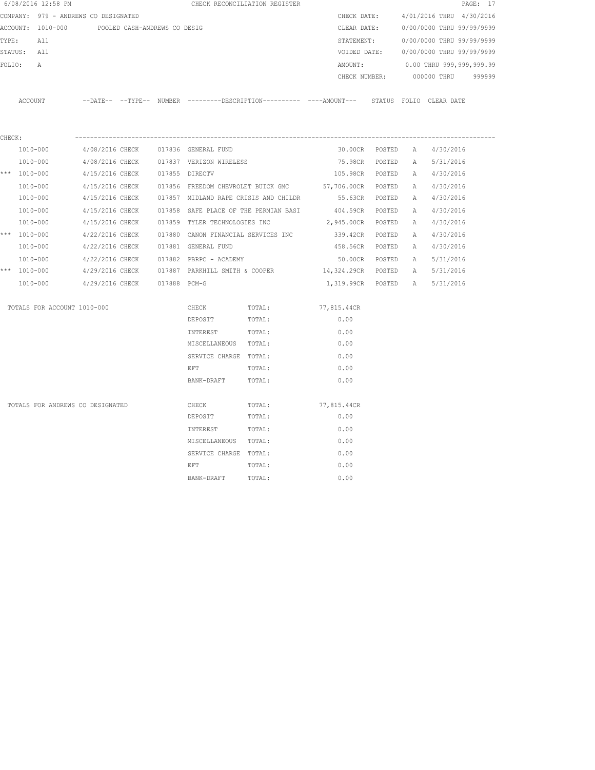6/08/2016 12:58 PM CHECK RECONCILIATION REGISTER

COMPANY: 979 - ANDREWS CO DESIGNATED

ACCOUNT: 1010-000 POOLED CASH-ANDREWS CO DESIG

TYPE: All

STATUS: All

FOLIO: A

CHECK DATE: 4/01/2016 THRU 4/30/2016

CLEAR DATE: 0/00/0000 THRU 99/99/9999

STATEMENT: 0/00/0000 THRU 99/99/9999

VOIDED DATE: 0/00/0000 THRU 99/99/9999

AMOUNT: 0.00 THRU 999,999,999.99

CHECK NUMBER: 000000 THRU 999999

CHECK:

| | ACCOUNT | --DATE-- | --TYPE-- | NUMBER | ---------DESCRIPTION---------- | ----AMOUNT--- | STATUS | FOLIO | CLEAR DATE |
|---|---|---|---|---|---|---|---|---|---|
| | 1010-000 | 4/08/2016 | CHECK | 017836 | GENERAL FUND | 30.00CR | POSTED | A | 4/30/2016 |
| | 1010-000 | 4/08/2016 | CHECK | 017837 | VERIZON WIRELESS | 75.98CR | POSTED | A | 5/31/2016 |
| *** | 1010-000 | 4/15/2016 | CHECK | 017855 | DIRECTV | 105.98CR | POSTED | A | 4/30/2016 |
| | 1010-000 | 4/15/2016 | CHECK | 017856 | FREEDOM CHEVROLET BUICK GMC | 57,706.00CR | POSTED | A | 4/30/2016 |
| | 1010-000 | 4/15/2016 | CHECK | 017857 | MIDLAND RAPE CRISIS AND CHILDR | 55.63CR | POSTED | A | 4/30/2016 |
| | 1010-000 | 4/15/2016 | CHECK | 017858 | SAFE PLACE OF THE PERMIAN BASI | 404.59CR | POSTED | A | 4/30/2016 |
| | 1010-000 | 4/15/2016 | CHECK | 017859 | TYLER TECHNOLOGIES INC | 2,945.00CR | POSTED | A | 4/30/2016 |
| *** | 1010-000 | 4/22/2016 | CHECK | 017880 | CANON FINANCIAL SERVICES INC | 339.42CR | POSTED | A | 4/30/2016 |
| | 1010-000 | 4/22/2016 | CHECK | 017881 | GENERAL FUND | 458.56CR | POSTED | A | 4/30/2016 |
| | 1010-000 | 4/22/2016 | CHECK | 017882 | PBRPC - ACADEMY | 50.00CR | POSTED | A | 5/31/2016 |
| *** | 1010-000 | 4/29/2016 | CHECK | 017887 | PARKHILL SMITH & COOPER | 14,324.29CR | POSTED | A | 5/31/2016 |
| | 1010-000 | 4/29/2016 | CHECK | 017888 | PCM-G | 1,319.99CR | POSTED | A | 5/31/2016 |

| TOTALS FOR ACCOUNT 1010-000 | | | |
|---|---|---|---|
| | CHECK | TOTAL: | 77,815.44CR |
| | DEPOSIT | TOTAL: | 0.00 |
| | INTEREST | TOTAL: | 0.00 |
| | MISCELLANEOUS | TOTAL: | 0.00 |
| | SERVICE CHARGE | TOTAL: | 0.00 |
| | EFT | TOTAL: | 0.00 |
| | BANK-DRAFT | TOTAL: | 0.00 |

| TOTALS FOR ANDREWS CO DESIGNATED | | | |
|---|---|---|---|
| | CHECK | TOTAL: | 77,815.44CR |
| | DEPOSIT | TOTAL: | 0.00 |
| | INTEREST | TOTAL: | 0.00 |
| | MISCELLANEOUS | TOTAL: | 0.00 |
| | SERVICE CHARGE | TOTAL: | 0.00 |
| | EFT | TOTAL: | 0.00 |
| | BANK-DRAFT | TOTAL: | 0.00 |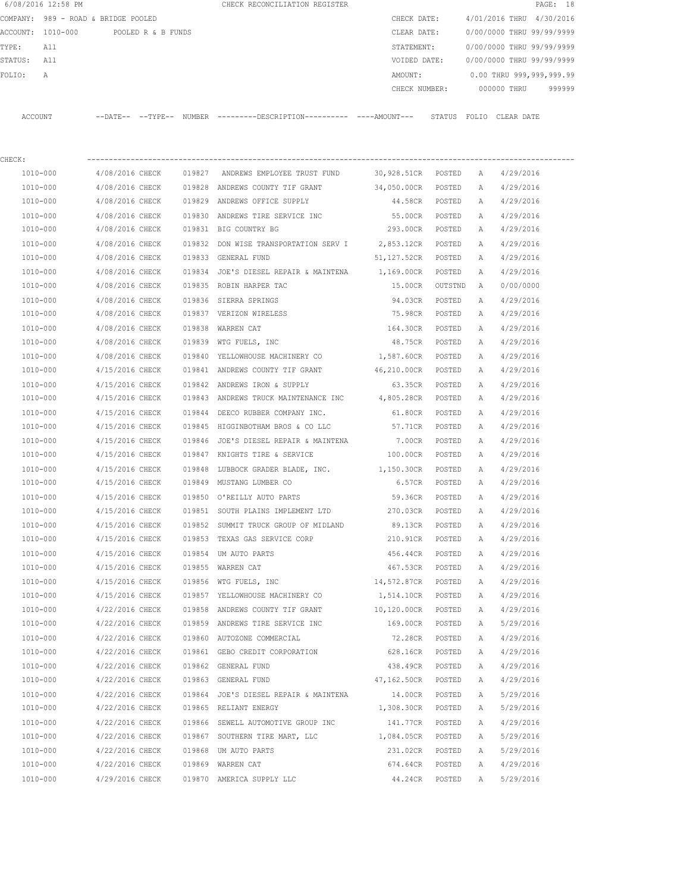6/08/2016 12:58 PM CHECK RECONCILIATION REGISTER

COMPANY: 989 - ROAD & BRIDGE POOLED | CHECK DATE: 4/01/2016 THRU 4/30/2016
ACCOUNT: 1010-000 POOLED R & B FUNDS | CLEAR DATE: 0/00/0000 THRU 99/99/9999
TYPE: All | STATEMENT: 0/00/0000 THRU 99/99/9999
STATUS: All | VOIDED DATE: 0/00/0000 THRU 99/99/9999
FOLIO: A | AMOUNT: 0.00 THRU 999,999,999.99
CHECK NUMBER: 000000 THRU 999999

CHECK:

| ACCOUNT | --DATE-- | --TYPE-- | NUMBER | ---------DESCRIPTION---------- | ----AMOUNT--- | STATUS | FOLIO | CLEAR DATE |
|---|---|---|---|---|---|---|---|---|
| 1010-000 | 4/08/2016 | CHECK | 019827 | ANDREWS EMPLOYEE TRUST FUND | 30,928.51CR | POSTED | A | 4/29/2016 |
| 1010-000 | 4/08/2016 | CHECK | 019828 | ANDREWS COUNTY TIF GRANT | 34,050.00CR | POSTED | A | 4/29/2016 |
| 1010-000 | 4/08/2016 | CHECK | 019829 | ANDREWS OFFICE SUPPLY | 44.58CR | POSTED | A | 4/29/2016 |
| 1010-000 | 4/08/2016 | CHECK | 019830 | ANDREWS TIRE SERVICE INC | 55.00CR | POSTED | A | 4/29/2016 |
| 1010-000 | 4/08/2016 | CHECK | 019831 | BIG COUNTRY BG | 293.00CR | POSTED | A | 4/29/2016 |
| 1010-000 | 4/08/2016 | CHECK | 019832 | DON WISE TRANSPORTATION SERV I | 2,853.12CR | POSTED | A | 4/29/2016 |
| 1010-000 | 4/08/2016 | CHECK | 019833 | GENERAL FUND | 51,127.52CR | POSTED | A | 4/29/2016 |
| 1010-000 | 4/08/2016 | CHECK | 019834 | JOE'S DIESEL REPAIR & MAINTENA | 1,169.00CR | POSTED | A | 4/29/2016 |
| 1010-000 | 4/08/2016 | CHECK | 019835 | ROBIN HARPER TAC | 15.00CR | OUTSTND | A | 0/00/0000 |
| 1010-000 | 4/08/2016 | CHECK | 019836 | SIERRA SPRINGS | 94.03CR | POSTED | A | 4/29/2016 |
| 1010-000 | 4/08/2016 | CHECK | 019837 | VERIZON WIRELESS | 75.98CR | POSTED | A | 4/29/2016 |
| 1010-000 | 4/08/2016 | CHECK | 019838 | WARREN CAT | 164.30CR | POSTED | A | 4/29/2016 |
| 1010-000 | 4/08/2016 | CHECK | 019839 | WTG FUELS, INC | 48.75CR | POSTED | A | 4/29/2016 |
| 1010-000 | 4/08/2016 | CHECK | 019840 | YELLOWHOUSE MACHINERY CO | 1,587.60CR | POSTED | A | 4/29/2016 |
| 1010-000 | 4/15/2016 | CHECK | 019841 | ANDREWS COUNTY TIF GRANT | 46,210.00CR | POSTED | A | 4/29/2016 |
| 1010-000 | 4/15/2016 | CHECK | 019842 | ANDREWS IRON & SUPPLY | 63.35CR | POSTED | A | 4/29/2016 |
| 1010-000 | 4/15/2016 | CHECK | 019843 | ANDREWS TRUCK MAINTENANCE INC | 4,805.28CR | POSTED | A | 4/29/2016 |
| 1010-000 | 4/15/2016 | CHECK | 019844 | DEECO RUBBER COMPANY INC. | 61.80CR | POSTED | A | 4/29/2016 |
| 1010-000 | 4/15/2016 | CHECK | 019845 | HIGGINBOTHAM BROS & CO LLC | 57.71CR | POSTED | A | 4/29/2016 |
| 1010-000 | 4/15/2016 | CHECK | 019846 | JOE'S DIESEL REPAIR & MAINTENA | 7.00CR | POSTED | A | 4/29/2016 |
| 1010-000 | 4/15/2016 | CHECK | 019847 | KNIGHTS TIRE & SERVICE | 100.00CR | POSTED | A | 4/29/2016 |
| 1010-000 | 4/15/2016 | CHECK | 019848 | LUBBOCK GRADER BLADE, INC. | 1,150.30CR | POSTED | A | 4/29/2016 |
| 1010-000 | 4/15/2016 | CHECK | 019849 | MUSTANG LUMBER CO | 6.57CR | POSTED | A | 4/29/2016 |
| 1010-000 | 4/15/2016 | CHECK | 019850 | O'REILLY AUTO PARTS | 59.36CR | POSTED | A | 4/29/2016 |
| 1010-000 | 4/15/2016 | CHECK | 019851 | SOUTH PLAINS IMPLEMENT LTD | 270.03CR | POSTED | A | 4/29/2016 |
| 1010-000 | 4/15/2016 | CHECK | 019852 | SUMMIT TRUCK GROUP OF MIDLAND | 89.13CR | POSTED | A | 4/29/2016 |
| 1010-000 | 4/15/2016 | CHECK | 019853 | TEXAS GAS SERVICE CORP | 210.91CR | POSTED | A | 4/29/2016 |
| 1010-000 | 4/15/2016 | CHECK | 019854 | UM AUTO PARTS | 456.44CR | POSTED | A | 4/29/2016 |
| 1010-000 | 4/15/2016 | CHECK | 019855 | WARREN CAT | 467.53CR | POSTED | A | 4/29/2016 |
| 1010-000 | 4/15/2016 | CHECK | 019856 | WTG FUELS, INC | 14,572.87CR | POSTED | A | 4/29/2016 |
| 1010-000 | 4/15/2016 | CHECK | 019857 | YELLOWHOUSE MACHINERY CO | 1,514.10CR | POSTED | A | 4/29/2016 |
| 1010-000 | 4/22/2016 | CHECK | 019858 | ANDREWS COUNTY TIF GRANT | 10,120.00CR | POSTED | A | 4/29/2016 |
| 1010-000 | 4/22/2016 | CHECK | 019859 | ANDREWS TIRE SERVICE INC | 169.00CR | POSTED | A | 5/29/2016 |
| 1010-000 | 4/22/2016 | CHECK | 019860 | AUTOZONE COMMERCIAL | 72.28CR | POSTED | A | 4/29/2016 |
| 1010-000 | 4/22/2016 | CHECK | 019861 | GEBO CREDIT CORPORATION | 628.16CR | POSTED | A | 4/29/2016 |
| 1010-000 | 4/22/2016 | CHECK | 019862 | GENERAL FUND | 438.49CR | POSTED | A | 4/29/2016 |
| 1010-000 | 4/22/2016 | CHECK | 019863 | GENERAL FUND | 47,162.50CR | POSTED | A | 4/29/2016 |
| 1010-000 | 4/22/2016 | CHECK | 019864 | JOE'S DIESEL REPAIR & MAINTENA | 14.00CR | POSTED | A | 5/29/2016 |
| 1010-000 | 4/22/2016 | CHECK | 019865 | RELIANT ENERGY | 1,308.30CR | POSTED | A | 5/29/2016 |
| 1010-000 | 4/22/2016 | CHECK | 019866 | SEWELL AUTOMOTIVE GROUP INC | 141.77CR | POSTED | A | 4/29/2016 |
| 1010-000 | 4/22/2016 | CHECK | 019867 | SOUTHERN TIRE MART, LLC | 1,084.05CR | POSTED | A | 5/29/2016 |
| 1010-000 | 4/22/2016 | CHECK | 019868 | UM AUTO PARTS | 231.02CR | POSTED | A | 5/29/2016 |
| 1010-000 | 4/22/2016 | CHECK | 019869 | WARREN CAT | 674.64CR | POSTED | A | 4/29/2016 |
| 1010-000 | 4/29/2016 | CHECK | 019870 | AMERICA SUPPLY LLC | 44.24CR | POSTED | A | 5/29/2016 |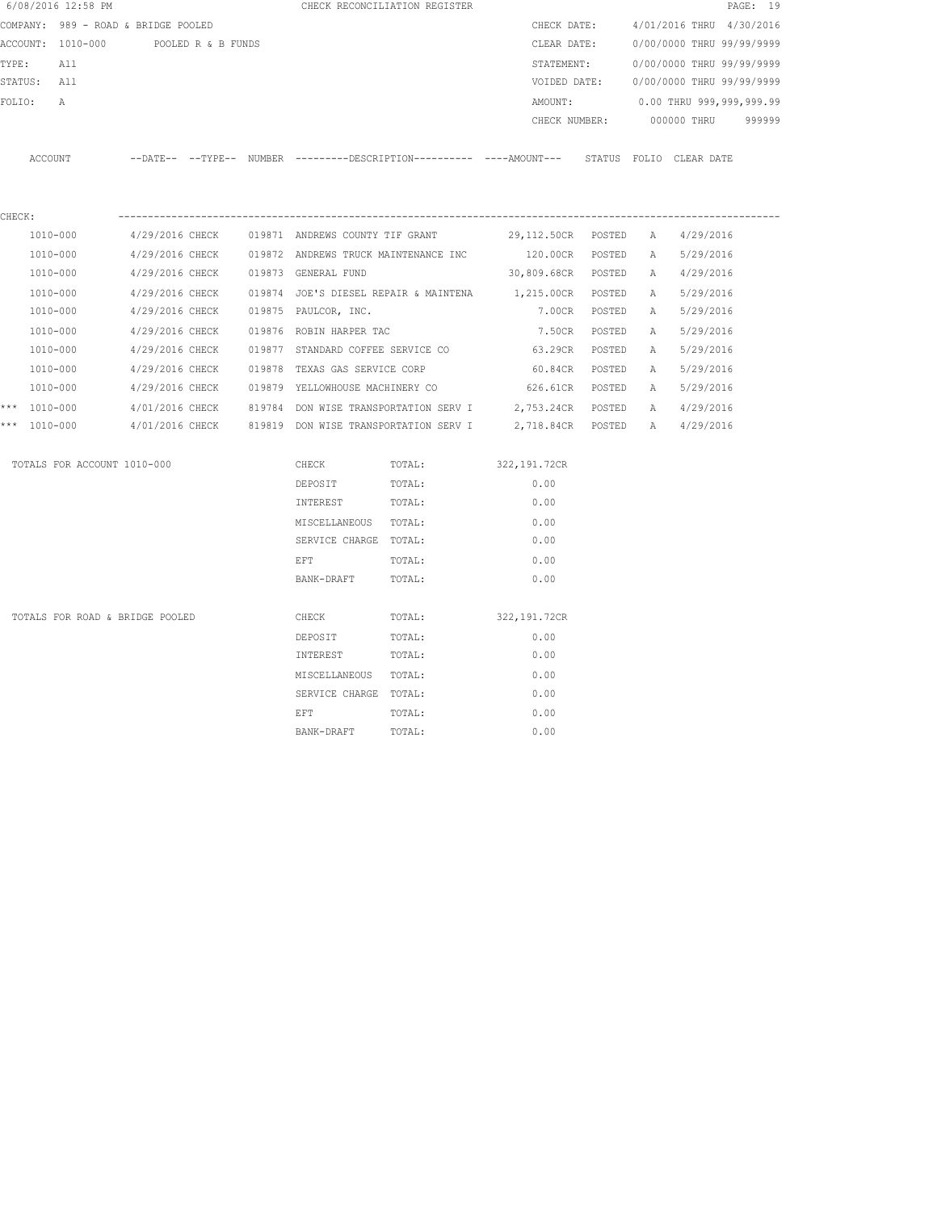6/08/2016 12:58 PM CHECK RECONCILIATION REGISTER

COMPANY: 989 - ROAD & BRIDGE POOLED
ACCOUNT: 1010-000 POOLED R & B FUNDS
TYPE: All
STATUS: All
FOLIO: A

CHECK DATE: 4/01/2016 THRU 4/30/2016
CLEAR DATE: 0/00/0000 THRU 99/99/9999
STATEMENT: 0/00/0000 THRU 99/99/9999
VOIDED DATE: 0/00/0000 THRU 99/99/9999
AMOUNT: 0.00 THRU 999,999,999.99
CHECK NUMBER: 000000 THRU 999999

CHECK:

| | ACCOUNT | DATE | TYPE | NUMBER | DESCRIPTION | AMOUNT | STATUS | FOLIO | CLEAR DATE |
|---|---|---|---|---|---|---|---|---|---|
| | 1010-000 | 4/29/2016 | CHECK | 019871 | ANDREWS COUNTY TIF GRANT | 29,112.50CR | POSTED | A | 4/29/2016 |
| | 1010-000 | 4/29/2016 | CHECK | 019872 | ANDREWS TRUCK MAINTENANCE INC | 120.00CR | POSTED | A | 5/29/2016 |
| | 1010-000 | 4/29/2016 | CHECK | 019873 | GENERAL FUND | 30,809.68CR | POSTED | A | 4/29/2016 |
| | 1010-000 | 4/29/2016 | CHECK | 019874 | JOE'S DIESEL REPAIR & MAINTENA | 1,215.00CR | POSTED | A | 5/29/2016 |
| | 1010-000 | 4/29/2016 | CHECK | 019875 | PAULCOR, INC. | 7.00CR | POSTED | A | 5/29/2016 |
| | 1010-000 | 4/29/2016 | CHECK | 019876 | ROBIN HARPER TAC | 7.50CR | POSTED | A | 5/29/2016 |
| | 1010-000 | 4/29/2016 | CHECK | 019877 | STANDARD COFFEE SERVICE CO | 63.29CR | POSTED | A | 5/29/2016 |
| | 1010-000 | 4/29/2016 | CHECK | 019878 | TEXAS GAS SERVICE CORP | 60.84CR | POSTED | A | 5/29/2016 |
| | 1010-000 | 4/29/2016 | CHECK | 019879 | YELLOWHOUSE MACHINERY CO | 626.61CR | POSTED | A | 5/29/2016 |
| *** | 1010-000 | 4/01/2016 | CHECK | 819784 | DON WISE TRANSPORTATION SERV I | 2,753.24CR | POSTED | A | 4/29/2016 |
| *** | 1010-000 | 4/01/2016 | CHECK | 819819 | DON WISE TRANSPORTATION SERV I | 2,718.84CR | POSTED | A | 4/29/2016 |

| TOTALS FOR ACCOUNT 1010-000 | | |
|---|---|---|
| CHECK | TOTAL: | 322,191.72CR |
| DEPOSIT | TOTAL: | 0.00 |
| INTEREST | TOTAL: | 0.00 |
| MISCELLANEOUS | TOTAL: | 0.00 |
| SERVICE CHARGE | TOTAL: | 0.00 |
| EFT | TOTAL: | 0.00 |
| BANK-DRAFT | TOTAL: | 0.00 |

| TOTALS FOR ROAD & BRIDGE POOLED | | |
|---|---|---|
| CHECK | TOTAL: | 322,191.72CR |
| DEPOSIT | TOTAL: | 0.00 |
| INTEREST | TOTAL: | 0.00 |
| MISCELLANEOUS | TOTAL: | 0.00 |
| SERVICE CHARGE | TOTAL: | 0.00 |
| EFT | TOTAL: | 0.00 |
| BANK-DRAFT | TOTAL: | 0.00 |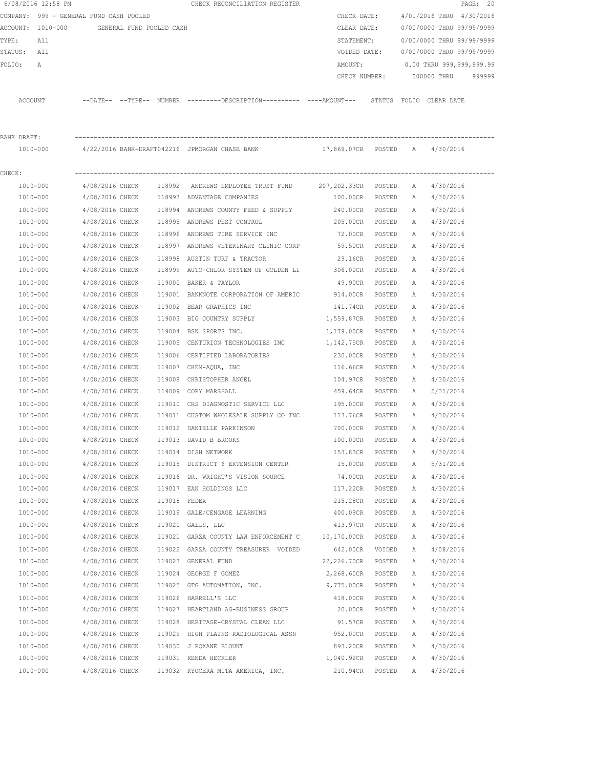6/08/2016 12:58 PM CHECK RECONCILIATION REGISTER

COMPANY: 999 - GENERAL FUND CASH POOLED
ACCOUNT: 1010-000 GENERAL FUND POOLED CASH
TYPE: All
STATUS: All
FOLIO: A

CHECK DATE: 4/01/2016 THRU 4/30/2016
CLEAR DATE: 0/00/0000 THRU 99/99/9999
STATEMENT: 0/00/0000 THRU 99/99/9999
VOIDED DATE: 0/00/0000 THRU 99/99/9999
AMOUNT: 0.00 THRU 999,999,999.99
CHECK NUMBER: 000000 THRU 999999

| ACCOUNT | --DATE-- | --TYPE-- | NUMBER | ---------DESCRIPTION---------- | ----AMOUNT--- | STATUS | FOLIO | CLEAR DATE |
|---|---|---|---|---|---|---|---|---|
| **BANK DRAFT:** | | | | | | | | |
| 1010-000 | 4/22/2016 | BANK-DRAFT042216 | | JPMORGAN CHASE BANK | 17,869.07CR | POSTED | A | 4/30/2016 |
| **CHECK:** | | | | | | | | |
| 1010-000 | 4/08/2016 | CHECK | 118992 | ANDREWS EMPLOYEE TRUST FUND | 207,202.33CR | POSTED | A | 4/30/2016 |
| 1010-000 | 4/08/2016 | CHECK | 118993 | ADVANTAGE COMPANIES | 100.00CR | POSTED | A | 4/30/2016 |
| 1010-000 | 4/08/2016 | CHECK | 118994 | ANDREWS COUNTY FEED & SUPPLY | 240.00CR | POSTED | A | 4/30/2016 |
| 1010-000 | 4/08/2016 | CHECK | 118995 | ANDREWS PEST CONTROL | 205.00CR | POSTED | A | 4/30/2016 |
| 1010-000 | 4/08/2016 | CHECK | 118996 | ANDREWS TIRE SERVICE INC | 72.00CR | POSTED | A | 4/30/2016 |
| 1010-000 | 4/08/2016 | CHECK | 118997 | ANDREWS VETERINARY CLINIC CORP | 59.50CR | POSTED | A | 4/30/2016 |
| 1010-000 | 4/08/2016 | CHECK | 118998 | AUSTIN TURF & TRACTOR | 29.16CR | POSTED | A | 4/30/2016 |
| 1010-000 | 4/08/2016 | CHECK | 118999 | AUTO-CHLOR SYSTEM OF GOLDEN LI | 306.00CR | POSTED | A | 4/30/2016 |
| 1010-000 | 4/08/2016 | CHECK | 119000 | BAKER & TAYLOR | 49.90CR | POSTED | A | 4/30/2016 |
| 1010-000 | 4/08/2016 | CHECK | 119001 | BANKNOTE CORPORATION OF AMERIC | 914.00CR | POSTED | A | 4/30/2016 |
| 1010-000 | 4/08/2016 | CHECK | 119002 | BEAR GRAPHICS INC | 141.74CR | POSTED | A | 4/30/2016 |
| 1010-000 | 4/08/2016 | CHECK | 119003 | BIG COUNTRY SUPPLY | 1,559.87CR | POSTED | A | 4/30/2016 |
| 1010-000 | 4/08/2016 | CHECK | 119004 | BSN SPORTS INC. | 1,179.00CR | POSTED | A | 4/30/2016 |
| 1010-000 | 4/08/2016 | CHECK | 119005 | CENTURION TECHNOLOGIES INC | 1,142.75CR | POSTED | A | 4/30/2016 |
| 1010-000 | 4/08/2016 | CHECK | 119006 | CERTIFIED LABORATORIES | 230.00CR | POSTED | A | 4/30/2016 |
| 1010-000 | 4/08/2016 | CHECK | 119007 | CHEM-AQUA, INC | 116.66CR | POSTED | A | 4/30/2016 |
| 1010-000 | 4/08/2016 | CHECK | 119008 | CHRISTOPHER ANGEL | 104.97CR | POSTED | A | 4/30/2016 |
| 1010-000 | 4/08/2016 | CHECK | 119009 | CORY MARSHALL | 459.64CR | POSTED | A | 5/31/2016 |
| 1010-000 | 4/08/2016 | CHECK | 119010 | CRS DIAGNOSTIC SERVICE LLC | 195.00CR | POSTED | A | 4/30/2016 |
| 1010-000 | 4/08/2016 | CHECK | 119011 | CUSTOM WHOLESALE SUPPLY CO INC | 113.76CR | POSTED | A | 4/30/2016 |
| 1010-000 | 4/08/2016 | CHECK | 119012 | DANIELLE PARKINSON | 700.00CR | POSTED | A | 4/30/2016 |
| 1010-000 | 4/08/2016 | CHECK | 119013 | DAVID B BROOKS | 100.00CR | POSTED | A | 4/30/2016 |
| 1010-000 | 4/08/2016 | CHECK | 119014 | DISH NETWORK | 153.83CR | POSTED | A | 4/30/2016 |
| 1010-000 | 4/08/2016 | CHECK | 119015 | DISTRICT 6 EXTENSION CENTER | 15.00CR | POSTED | A | 5/31/2016 |
| 1010-000 | 4/08/2016 | CHECK | 119016 | DR. WRIGHT'S VISION SOURCE | 74.00CR | POSTED | A | 4/30/2016 |
| 1010-000 | 4/08/2016 | CHECK | 119017 | EAN HOLDINGS LLC | 117.22CR | POSTED | A | 4/30/2016 |
| 1010-000 | 4/08/2016 | CHECK | 119018 | FEDEX | 215.28CR | POSTED | A | 4/30/2016 |
| 1010-000 | 4/08/2016 | CHECK | 119019 | GALE/CENGAGE LEARNING | 400.09CR | POSTED | A | 4/30/2016 |
| 1010-000 | 4/08/2016 | CHECK | 119020 | GALLS, LLC | 413.97CR | POSTED | A | 4/30/2016 |
| 1010-000 | 4/08/2016 | CHECK | 119021 | GARZA COUNTY LAW ENFORCEMENT C | 10,170.00CR | POSTED | A | 4/30/2016 |
| 1010-000 | 4/08/2016 | CHECK | 119022 | GARZA COUNTY TREASURER VOIDED | 642.00CR | VOIDED | A | 4/08/2016 |
| 1010-000 | 4/08/2016 | CHECK | 119023 | GENERAL FUND | 22,226.70CR | POSTED | A | 4/30/2016 |
| 1010-000 | 4/08/2016 | CHECK | 119024 | GEORGE F GOMEZ | 2,268.60CR | POSTED | A | 4/30/2016 |
| 1010-000 | 4/08/2016 | CHECK | 119025 | GTG AUTOMATION, INC. | 9,775.00CR | POSTED | A | 4/30/2016 |
| 1010-000 | 4/08/2016 | CHECK | 119026 | HARRELL'S LLC | 418.00CR | POSTED | A | 4/30/2016 |
| 1010-000 | 4/08/2016 | CHECK | 119027 | HEARTLAND AG-BUSINESS GROUP | 20.00CR | POSTED | A | 4/30/2016 |
| 1010-000 | 4/08/2016 | CHECK | 119028 | HERITAGE-CRYSTAL CLEAN LLC | 91.57CR | POSTED | A | 4/30/2016 |
| 1010-000 | 4/08/2016 | CHECK | 119029 | HIGH PLAINS RADIOLOGICAL ASSN | 952.00CR | POSTED | A | 4/30/2016 |
| 1010-000 | 4/08/2016 | CHECK | 119030 | J ROXANE BLOUNT | 893.20CR | POSTED | A | 4/30/2016 |
| 1010-000 | 4/08/2016 | CHECK | 119031 | KENDA HECKLER | 1,040.92CR | POSTED | A | 4/30/2016 |
| 1010-000 | 4/08/2016 | CHECK | 119032 | KYOCERA MITA AMERICA, INC. | 210.94CR | POSTED | A | 4/30/2016 |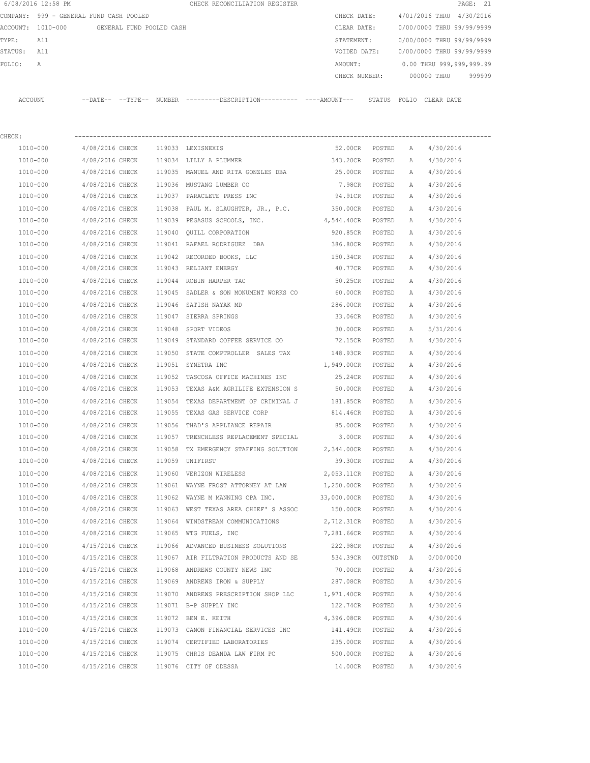6/08/2016 12:58 PM CHECK RECONCILIATION REGISTER

COMPANY: 999 - GENERAL FUND CASH POOLED
ACCOUNT: 1010-000 GENERAL FUND POOLED CASH
TYPE: All
STATUS: All
FOLIO: A

CHECK DATE: 4/01/2016 THRU 4/30/2016
CLEAR DATE: 0/00/0000 THRU 99/99/9999
STATEMENT: 0/00/0000 THRU 99/99/9999
VOIDED DATE: 0/00/0000 THRU 99/99/9999
AMOUNT: 0.00 THRU 999,999,999.99
CHECK NUMBER: 000000 THRU 999999

CHECK:

| ACCOUNT | --DATE-- | --TYPE-- | NUMBER | ---------DESCRIPTION---------- | ----AMOUNT--- | STATUS | FOLIO | CLEAR DATE |
|---|---|---|---|---|---|---|---|---|
| 1010-000 | 4/08/2016 | CHECK | 119033 | LEXISNEXIS | 52.00CR | POSTED | A | 4/30/2016 |
| 1010-000 | 4/08/2016 | CHECK | 119034 | LILLY A PLUMMER | 343.20CR | POSTED | A | 4/30/2016 |
| 1010-000 | 4/08/2016 | CHECK | 119035 | MANUEL AND RITA GONZLES DBA | 25.00CR | POSTED | A | 4/30/2016 |
| 1010-000 | 4/08/2016 | CHECK | 119036 | MUSTANG LUMBER CO | 7.98CR | POSTED | A | 4/30/2016 |
| 1010-000 | 4/08/2016 | CHECK | 119037 | PARACLETE PRESS INC | 94.91CR | POSTED | A | 4/30/2016 |
| 1010-000 | 4/08/2016 | CHECK | 119038 | PAUL M. SLAUGHTER, JR., P.C. | 350.00CR | POSTED | A | 4/30/2016 |
| 1010-000 | 4/08/2016 | CHECK | 119039 | PEGASUS SCHOOLS, INC. | 4,544.40CR | POSTED | A | 4/30/2016 |
| 1010-000 | 4/08/2016 | CHECK | 119040 | QUILL CORPORATION | 920.85CR | POSTED | A | 4/30/2016 |
| 1010-000 | 4/08/2016 | CHECK | 119041 | RAFAEL RODRIGUEZ DBA | 386.80CR | POSTED | A | 4/30/2016 |
| 1010-000 | 4/08/2016 | CHECK | 119042 | RECORDED BOOKS, LLC | 150.34CR | POSTED | A | 4/30/2016 |
| 1010-000 | 4/08/2016 | CHECK | 119043 | RELIANT ENERGY | 40.77CR | POSTED | A | 4/30/2016 |
| 1010-000 | 4/08/2016 | CHECK | 119044 | ROBIN HARPER TAC | 50.25CR | POSTED | A | 4/30/2016 |
| 1010-000 | 4/08/2016 | CHECK | 119045 | SADLER & SON MONUMENT WORKS CO | 60.00CR | POSTED | A | 4/30/2016 |
| 1010-000 | 4/08/2016 | CHECK | 119046 | SATISH NAYAK MD | 286.00CR | POSTED | A | 4/30/2016 |
| 1010-000 | 4/08/2016 | CHECK | 119047 | SIERRA SPRINGS | 33.06CR | POSTED | A | 4/30/2016 |
| 1010-000 | 4/08/2016 | CHECK | 119048 | SPORT VIDEOS | 30.00CR | POSTED | A | 5/31/2016 |
| 1010-000 | 4/08/2016 | CHECK | 119049 | STANDARD COFFEE SERVICE CO | 72.15CR | POSTED | A | 4/30/2016 |
| 1010-000 | 4/08/2016 | CHECK | 119050 | STATE COMPTROLLER SALES TAX | 148.93CR | POSTED | A | 4/30/2016 |
| 1010-000 | 4/08/2016 | CHECK | 119051 | SYNETRA INC | 1,949.00CR | POSTED | A | 4/30/2016 |
| 1010-000 | 4/08/2016 | CHECK | 119052 | TASCOSA OFFICE MACHINES INC | 25.24CR | POSTED | A | 4/30/2016 |
| 1010-000 | 4/08/2016 | CHECK | 119053 | TEXAS A&M AGRILIFE EXTENSION S | 50.00CR | POSTED | A | 4/30/2016 |
| 1010-000 | 4/08/2016 | CHECK | 119054 | TEXAS DEPARTMENT OF CRIMINAL J | 181.85CR | POSTED | A | 4/30/2016 |
| 1010-000 | 4/08/2016 | CHECK | 119055 | TEXAS GAS SERVICE CORP | 814.46CR | POSTED | A | 4/30/2016 |
| 1010-000 | 4/08/2016 | CHECK | 119056 | THAD'S APPLIANCE REPAIR | 85.00CR | POSTED | A | 4/30/2016 |
| 1010-000 | 4/08/2016 | CHECK | 119057 | TRENCHLESS REPLACEMENT SPECIAL | 3.00CR | POSTED | A | 4/30/2016 |
| 1010-000 | 4/08/2016 | CHECK | 119058 | TX EMERGENCY STAFFING SOLUTION | 2,344.00CR | POSTED | A | 4/30/2016 |
| 1010-000 | 4/08/2016 | CHECK | 119059 | UNIFIRST | 39.30CR | POSTED | A | 4/30/2016 |
| 1010-000 | 4/08/2016 | CHECK | 119060 | VERIZON WIRELESS | 2,053.11CR | POSTED | A | 4/30/2016 |
| 1010-000 | 4/08/2016 | CHECK | 119061 | WAYNE FROST ATTORNEY AT LAW | 1,250.00CR | POSTED | A | 4/30/2016 |
| 1010-000 | 4/08/2016 | CHECK | 119062 | WAYNE M MANNING CPA INC. | 33,000.00CR | POSTED | A | 4/30/2016 |
| 1010-000 | 4/08/2016 | CHECK | 119063 | WEST TEXAS AREA CHIEF' S ASSOC | 150.00CR | POSTED | A | 4/30/2016 |
| 1010-000 | 4/08/2016 | CHECK | 119064 | WINDSTREAM COMMUNICATIONS | 2,712.31CR | POSTED | A | 4/30/2016 |
| 1010-000 | 4/08/2016 | CHECK | 119065 | WTG FUELS, INC | 7,281.66CR | POSTED | A | 4/30/2016 |
| 1010-000 | 4/15/2016 | CHECK | 119066 | ADVANCED BUSINESS SOLUTIONS | 222.98CR | POSTED | A | 4/30/2016 |
| 1010-000 | 4/15/2016 | CHECK | 119067 | AIR FILTRATION PRODUCTS AND SE | 534.39CR | OUTSTND | A | 0/00/0000 |
| 1010-000 | 4/15/2016 | CHECK | 119068 | ANDREWS COUNTY NEWS INC | 70.00CR | POSTED | A | 4/30/2016 |
| 1010-000 | 4/15/2016 | CHECK | 119069 | ANDREWS IRON & SUPPLY | 287.08CR | POSTED | A | 4/30/2016 |
| 1010-000 | 4/15/2016 | CHECK | 119070 | ANDREWS PRESCRIPTION SHOP LLC | 1,971.40CR | POSTED | A | 4/30/2016 |
| 1010-000 | 4/15/2016 | CHECK | 119071 | B-P SUPPLY INC | 122.74CR | POSTED | A | 4/30/2016 |
| 1010-000 | 4/15/2016 | CHECK | 119072 | BEN E. KEITH | 4,396.08CR | POSTED | A | 4/30/2016 |
| 1010-000 | 4/15/2016 | CHECK | 119073 | CANON FINANCIAL SERVICES INC | 141.49CR | POSTED | A | 4/30/2016 |
| 1010-000 | 4/15/2016 | CHECK | 119074 | CERTIFIED LABORATORIES | 235.00CR | POSTED | A | 4/30/2016 |
| 1010-000 | 4/15/2016 | CHECK | 119075 | CHRIS DEANDA LAW FIRM PC | 500.00CR | POSTED | A | 4/30/2016 |
| 1010-000 | 4/15/2016 | CHECK | 119076 | CITY OF ODESSA | 14.00CR | POSTED | A | 4/30/2016 |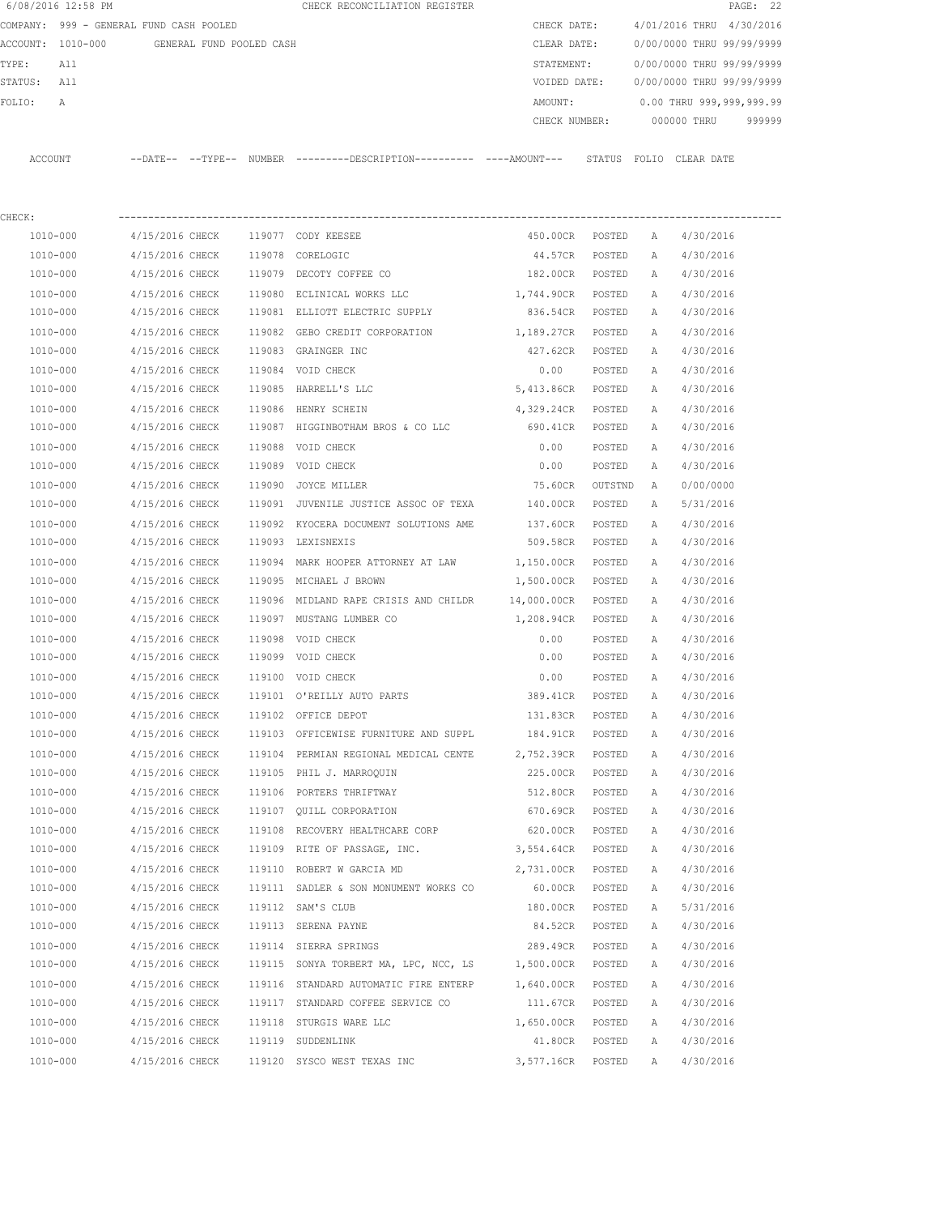6/08/2016 12:58 PM CHECK RECONCILIATION REGISTER

COMPANY: 999 - GENERAL FUND CASH POOLED
ACCOUNT: 1010-000 GENERAL FUND POOLED CASH
TYPE: All
STATUS: All
FOLIO: A

CHECK DATE: 4/01/2016 THRU 4/30/2016
CLEAR DATE: 0/00/0000 THRU 99/99/9999
STATEMENT: 0/00/0000 THRU 99/99/9999
VOIDED DATE: 0/00/0000 THRU 99/99/9999
AMOUNT: 0.00 THRU 999,999,999.99
CHECK NUMBER: 000000 THRU 999999

CHECK:

| ACCOUNT | --DATE-- | --TYPE-- | NUMBER | ---------DESCRIPTION---------- | ----AMOUNT--- | STATUS | FOLIO | CLEAR DATE |
|---|---|---|---|---|---|---|---|---|
| 1010-000 | 4/15/2016 | CHECK | 119077 | CODY KEESEE | 450.00CR | POSTED | A | 4/30/2016 |
| 1010-000 | 4/15/2016 | CHECK | 119078 | CORELOGIC | 44.57CR | POSTED | A | 4/30/2016 |
| 1010-000 | 4/15/2016 | CHECK | 119079 | DECOTY COFFEE CO | 182.00CR | POSTED | A | 4/30/2016 |
| 1010-000 | 4/15/2016 | CHECK | 119080 | ECLINICAL WORKS LLC | 1,744.90CR | POSTED | A | 4/30/2016 |
| 1010-000 | 4/15/2016 | CHECK | 119081 | ELLIOTT ELECTRIC SUPPLY | 836.54CR | POSTED | A | 4/30/2016 |
| 1010-000 | 4/15/2016 | CHECK | 119082 | GEBO CREDIT CORPORATION | 1,189.27CR | POSTED | A | 4/30/2016 |
| 1010-000 | 4/15/2016 | CHECK | 119083 | GRAINGER INC | 427.62CR | POSTED | A | 4/30/2016 |
| 1010-000 | 4/15/2016 | CHECK | 119084 | VOID CHECK | 0.00 | POSTED | A | 4/30/2016 |
| 1010-000 | 4/15/2016 | CHECK | 119085 | HARRELL'S LLC | 5,413.86CR | POSTED | A | 4/30/2016 |
| 1010-000 | 4/15/2016 | CHECK | 119086 | HENRY SCHEIN | 4,329.24CR | POSTED | A | 4/30/2016 |
| 1010-000 | 4/15/2016 | CHECK | 119087 | HIGGINBOTHAM BROS & CO LLC | 690.41CR | POSTED | A | 4/30/2016 |
| 1010-000 | 4/15/2016 | CHECK | 119088 | VOID CHECK | 0.00 | POSTED | A | 4/30/2016 |
| 1010-000 | 4/15/2016 | CHECK | 119089 | VOID CHECK | 0.00 | POSTED | A | 4/30/2016 |
| 1010-000 | 4/15/2016 | CHECK | 119090 | JOYCE MILLER | 75.60CR | OUTSTND | A | 0/00/0000 |
| 1010-000 | 4/15/2016 | CHECK | 119091 | JUVENILE JUSTICE ASSOC OF TEXA | 140.00CR | POSTED | A | 5/31/2016 |
| 1010-000 | 4/15/2016 | CHECK | 119092 | KYOCERA DOCUMENT SOLUTIONS AME | 137.60CR | POSTED | A | 4/30/2016 |
| 1010-000 | 4/15/2016 | CHECK | 119093 | LEXISNEXIS | 509.58CR | POSTED | A | 4/30/2016 |
| 1010-000 | 4/15/2016 | CHECK | 119094 | MARK HOOPER ATTORNEY AT LAW | 1,150.00CR | POSTED | A | 4/30/2016 |
| 1010-000 | 4/15/2016 | CHECK | 119095 | MICHAEL J BROWN | 1,500.00CR | POSTED | A | 4/30/2016 |
| 1010-000 | 4/15/2016 | CHECK | 119096 | MIDLAND RAPE CRISIS AND CHILDR | 14,000.00CR | POSTED | A | 4/30/2016 |
| 1010-000 | 4/15/2016 | CHECK | 119097 | MUSTANG LUMBER CO | 1,208.94CR | POSTED | A | 4/30/2016 |
| 1010-000 | 4/15/2016 | CHECK | 119098 | VOID CHECK | 0.00 | POSTED | A | 4/30/2016 |
| 1010-000 | 4/15/2016 | CHECK | 119099 | VOID CHECK | 0.00 | POSTED | A | 4/30/2016 |
| 1010-000 | 4/15/2016 | CHECK | 119100 | VOID CHECK | 0.00 | POSTED | A | 4/30/2016 |
| 1010-000 | 4/15/2016 | CHECK | 119101 | O'REILLY AUTO PARTS | 389.41CR | POSTED | A | 4/30/2016 |
| 1010-000 | 4/15/2016 | CHECK | 119102 | OFFICE DEPOT | 131.83CR | POSTED | A | 4/30/2016 |
| 1010-000 | 4/15/2016 | CHECK | 119103 | OFFICEWISE FURNITURE AND SUPPL | 184.91CR | POSTED | A | 4/30/2016 |
| 1010-000 | 4/15/2016 | CHECK | 119104 | PERMIAN REGIONAL MEDICAL CENTE | 2,752.39CR | POSTED | A | 4/30/2016 |
| 1010-000 | 4/15/2016 | CHECK | 119105 | PHIL J. MARROQUIN | 225.00CR | POSTED | A | 4/30/2016 |
| 1010-000 | 4/15/2016 | CHECK | 119106 | PORTERS THRIFTWAY | 512.80CR | POSTED | A | 4/30/2016 |
| 1010-000 | 4/15/2016 | CHECK | 119107 | QUILL CORPORATION | 670.69CR | POSTED | A | 4/30/2016 |
| 1010-000 | 4/15/2016 | CHECK | 119108 | RECOVERY HEALTHCARE CORP | 620.00CR | POSTED | A | 4/30/2016 |
| 1010-000 | 4/15/2016 | CHECK | 119109 | RITE OF PASSAGE, INC. | 3,554.64CR | POSTED | A | 4/30/2016 |
| 1010-000 | 4/15/2016 | CHECK | 119110 | ROBERT W GARCIA MD | 2,731.00CR | POSTED | A | 4/30/2016 |
| 1010-000 | 4/15/2016 | CHECK | 119111 | SADLER & SON MONUMENT WORKS CO | 60.00CR | POSTED | A | 4/30/2016 |
| 1010-000 | 4/15/2016 | CHECK | 119112 | SAM'S CLUB | 180.00CR | POSTED | A | 5/31/2016 |
| 1010-000 | 4/15/2016 | CHECK | 119113 | SERENA PAYNE | 84.52CR | POSTED | A | 4/30/2016 |
| 1010-000 | 4/15/2016 | CHECK | 119114 | SIERRA SPRINGS | 289.49CR | POSTED | A | 4/30/2016 |
| 1010-000 | 4/15/2016 | CHECK | 119115 | SONYA TORBERT MA, LPC, NCC, LS | 1,500.00CR | POSTED | A | 4/30/2016 |
| 1010-000 | 4/15/2016 | CHECK | 119116 | STANDARD AUTOMATIC FIRE ENTERP | 1,640.00CR | POSTED | A | 4/30/2016 |
| 1010-000 | 4/15/2016 | CHECK | 119117 | STANDARD COFFEE SERVICE CO | 111.67CR | POSTED | A | 4/30/2016 |
| 1010-000 | 4/15/2016 | CHECK | 119118 | STURGIS WARE LLC | 1,650.00CR | POSTED | A | 4/30/2016 |
| 1010-000 | 4/15/2016 | CHECK | 119119 | SUDDENLINK | 41.80CR | POSTED | A | 4/30/2016 |
| 1010-000 | 4/15/2016 | CHECK | 119120 | SYSCO WEST TEXAS INC | 3,577.16CR | POSTED | A | 4/30/2016 |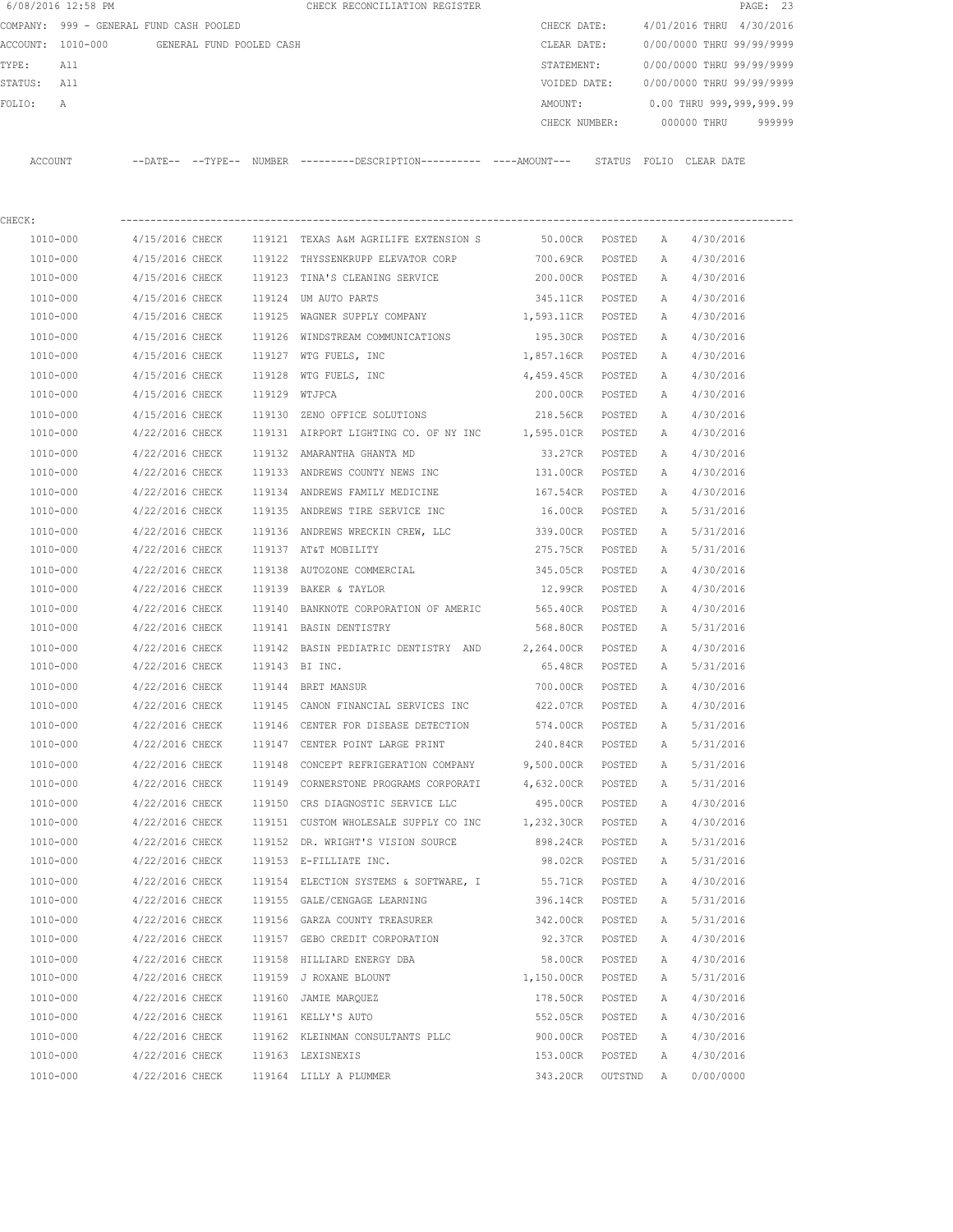6/08/2016 12:58 PM CHECK RECONCILIATION REGISTER

COMPANY: 999 - GENERAL FUND CASH POOLED
ACCOUNT: 1010-000 GENERAL FUND POOLED CASH
TYPE: All
STATUS: All
FOLIO: A

CHECK DATE: 4/01/2016 THRU 4/30/2016
CLEAR DATE: 0/00/0000 THRU 99/99/9999
STATEMENT: 0/00/0000 THRU 99/99/9999
VOIDED DATE: 0/00/0000 THRU 99/99/9999
AMOUNT: 0.00 THRU 999,999,999.99
CHECK NUMBER: 000000 THRU 999999

CHECK:

| ACCOUNT | --DATE-- | --TYPE-- | NUMBER | ---------DESCRIPTION---------- | ----AMOUNT--- | STATUS | FOLIO | CLEAR DATE |
|---|---|---|---|---|---|---|---|---|
| 1010-000 | 4/15/2016 | CHECK | 119121 | TEXAS A&M AGRILIFE EXTENSION S | 50.00CR | POSTED | A | 4/30/2016 |
| 1010-000 | 4/15/2016 | CHECK | 119122 | THYSSENKRUPP ELEVATOR CORP | 700.69CR | POSTED | A | 4/30/2016 |
| 1010-000 | 4/15/2016 | CHECK | 119123 | TINA'S CLEANING SERVICE | 200.00CR | POSTED | A | 4/30/2016 |
| 1010-000 | 4/15/2016 | CHECK | 119124 | UM AUTO PARTS | 345.11CR | POSTED | A | 4/30/2016 |
| 1010-000 | 4/15/2016 | CHECK | 119125 | WAGNER SUPPLY COMPANY | 1,593.11CR | POSTED | A | 4/30/2016 |
| 1010-000 | 4/15/2016 | CHECK | 119126 | WINDSTREAM COMMUNICATIONS | 195.30CR | POSTED | A | 4/30/2016 |
| 1010-000 | 4/15/2016 | CHECK | 119127 | WTG FUELS, INC | 1,857.16CR | POSTED | A | 4/30/2016 |
| 1010-000 | 4/15/2016 | CHECK | 119128 | WTG FUELS, INC | 4,459.45CR | POSTED | A | 4/30/2016 |
| 1010-000 | 4/15/2016 | CHECK | 119129 | WTJPCA | 200.00CR | POSTED | A | 4/30/2016 |
| 1010-000 | 4/15/2016 | CHECK | 119130 | ZENO OFFICE SOLUTIONS | 218.56CR | POSTED | A | 4/30/2016 |
| 1010-000 | 4/22/2016 | CHECK | 119131 | AIRPORT LIGHTING CO. OF NY INC | 1,595.01CR | POSTED | A | 4/30/2016 |
| 1010-000 | 4/22/2016 | CHECK | 119132 | AMARANTHA GHANTA MD | 33.27CR | POSTED | A | 4/30/2016 |
| 1010-000 | 4/22/2016 | CHECK | 119133 | ANDREWS COUNTY NEWS INC | 131.00CR | POSTED | A | 4/30/2016 |
| 1010-000 | 4/22/2016 | CHECK | 119134 | ANDREWS FAMILY MEDICINE | 167.54CR | POSTED | A | 4/30/2016 |
| 1010-000 | 4/22/2016 | CHECK | 119135 | ANDREWS TIRE SERVICE INC | 16.00CR | POSTED | A | 5/31/2016 |
| 1010-000 | 4/22/2016 | CHECK | 119136 | ANDREWS WRECKIN CREW, LLC | 339.00CR | POSTED | A | 5/31/2016 |
| 1010-000 | 4/22/2016 | CHECK | 119137 | AT&T MOBILITY | 275.75CR | POSTED | A | 5/31/2016 |
| 1010-000 | 4/22/2016 | CHECK | 119138 | AUTOZONE COMMERCIAL | 345.05CR | POSTED | A | 4/30/2016 |
| 1010-000 | 4/22/2016 | CHECK | 119139 | BAKER & TAYLOR | 12.99CR | POSTED | A | 4/30/2016 |
| 1010-000 | 4/22/2016 | CHECK | 119140 | BANKNOTE CORPORATION OF AMERIC | 565.40CR | POSTED | A | 4/30/2016 |
| 1010-000 | 4/22/2016 | CHECK | 119141 | BASIN DENTISTRY | 568.80CR | POSTED | A | 5/31/2016 |
| 1010-000 | 4/22/2016 | CHECK | 119142 | BASIN PEDIATRIC DENTISTRY AND | 2,264.00CR | POSTED | A | 4/30/2016 |
| 1010-000 | 4/22/2016 | CHECK | 119143 | BI INC. | 65.48CR | POSTED | A | 5/31/2016 |
| 1010-000 | 4/22/2016 | CHECK | 119144 | BRET MANSUR | 700.00CR | POSTED | A | 4/30/2016 |
| 1010-000 | 4/22/2016 | CHECK | 119145 | CANON FINANCIAL SERVICES INC | 422.07CR | POSTED | A | 4/30/2016 |
| 1010-000 | 4/22/2016 | CHECK | 119146 | CENTER FOR DISEASE DETECTION | 574.00CR | POSTED | A | 5/31/2016 |
| 1010-000 | 4/22/2016 | CHECK | 119147 | CENTER POINT LARGE PRINT | 240.84CR | POSTED | A | 5/31/2016 |
| 1010-000 | 4/22/2016 | CHECK | 119148 | CONCEPT REFRIGERATION COMPANY | 9,500.00CR | POSTED | A | 5/31/2016 |
| 1010-000 | 4/22/2016 | CHECK | 119149 | CORNERSTONE PROGRAMS CORPORATI | 4,632.00CR | POSTED | A | 5/31/2016 |
| 1010-000 | 4/22/2016 | CHECK | 119150 | CRS DIAGNOSTIC SERVICE LLC | 495.00CR | POSTED | A | 4/30/2016 |
| 1010-000 | 4/22/2016 | CHECK | 119151 | CUSTOM WHOLESALE SUPPLY CO INC | 1,232.30CR | POSTED | A | 4/30/2016 |
| 1010-000 | 4/22/2016 | CHECK | 119152 | DR. WRIGHT'S VISION SOURCE | 898.24CR | POSTED | A | 5/31/2016 |
| 1010-000 | 4/22/2016 | CHECK | 119153 | E-FILLIATE INC. | 98.02CR | POSTED | A | 5/31/2016 |
| 1010-000 | 4/22/2016 | CHECK | 119154 | ELECTION SYSTEMS & SOFTWARE, I | 55.71CR | POSTED | A | 4/30/2016 |
| 1010-000 | 4/22/2016 | CHECK | 119155 | GALE/CENGAGE LEARNING | 396.14CR | POSTED | A | 5/31/2016 |
| 1010-000 | 4/22/2016 | CHECK | 119156 | GARZA COUNTY TREASURER | 342.00CR | POSTED | A | 5/31/2016 |
| 1010-000 | 4/22/2016 | CHECK | 119157 | GEBO CREDIT CORPORATION | 92.37CR | POSTED | A | 4/30/2016 |
| 1010-000 | 4/22/2016 | CHECK | 119158 | HILLIARD ENERGY DBA | 58.00CR | POSTED | A | 4/30/2016 |
| 1010-000 | 4/22/2016 | CHECK | 119159 | J ROXANE BLOUNT | 1,150.00CR | POSTED | A | 5/31/2016 |
| 1010-000 | 4/22/2016 | CHECK | 119160 | JAMIE MARQUEZ | 178.50CR | POSTED | A | 4/30/2016 |
| 1010-000 | 4/22/2016 | CHECK | 119161 | KELLY'S AUTO | 552.05CR | POSTED | A | 4/30/2016 |
| 1010-000 | 4/22/2016 | CHECK | 119162 | KLEINMAN CONSULTANTS PLLC | 900.00CR | POSTED | A | 4/30/2016 |
| 1010-000 | 4/22/2016 | CHECK | 119163 | LEXISNEXIS | 153.00CR | POSTED | A | 4/30/2016 |
| 1010-000 | 4/22/2016 | CHECK | 119164 | LILLY A PLUMMER | 343.20CR | OUTSTND | A | 0/00/0000 |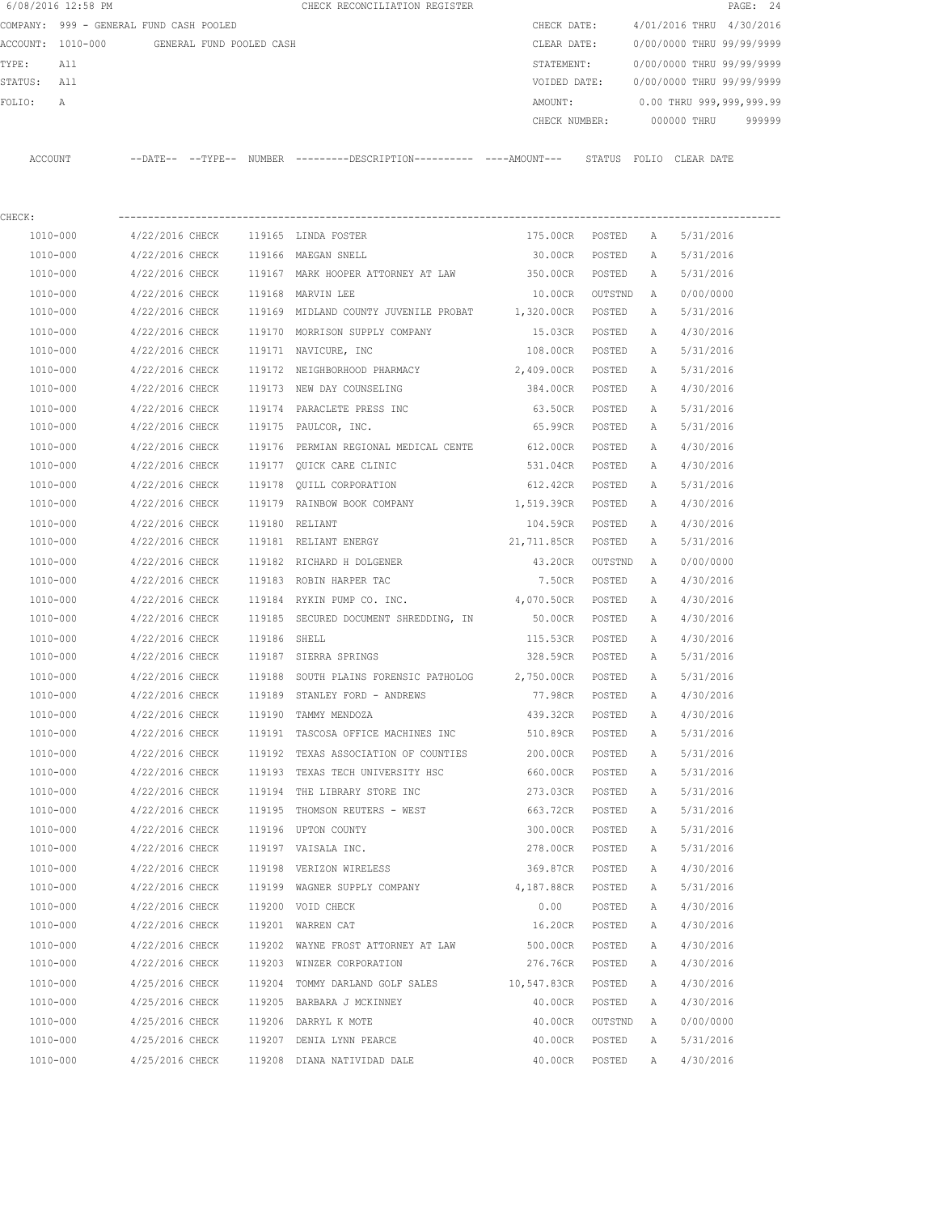6/08/2016 12:58 PM CHECK RECONCILIATION REGISTER

COMPANY: 999 - GENERAL FUND CASH POOLED  
ACCOUNT: 1010-000 GENERAL FUND POOLED CASH  
TYPE: All  
STATUS: All  
FOLIO: A

CHECK DATE: 4/01/2016 THRU 4/30/2016  
CLEAR DATE: 0/00/0000 THRU 99/99/9999  
STATEMENT: 0/00/0000 THRU 99/99/9999  
VOIDED DATE: 0/00/0000 THRU 99/99/9999  
AMOUNT: 0.00 THRU 999,999,999.99  
CHECK NUMBER: 000000 THRU 999999

CHECK:

| ACCOUNT | --DATE-- | --TYPE-- | NUMBER | ---------DESCRIPTION---------- | ----AMOUNT--- | STATUS | FOLIO | CLEAR DATE |
|---|---|---|---|---|---|---|---|---|
| 1010-000 | 4/22/2016 | CHECK | 119165 | LINDA FOSTER | 175.00CR | POSTED | A | 5/31/2016 |
| 1010-000 | 4/22/2016 | CHECK | 119166 | MAEGAN SNELL | 30.00CR | POSTED | A | 5/31/2016 |
| 1010-000 | 4/22/2016 | CHECK | 119167 | MARK HOOPER ATTORNEY AT LAW | 350.00CR | POSTED | A | 5/31/2016 |
| 1010-000 | 4/22/2016 | CHECK | 119168 | MARVIN LEE | 10.00CR | OUTSTND | A | 0/00/0000 |
| 1010-000 | 4/22/2016 | CHECK | 119169 | MIDLAND COUNTY JUVENILE PROBAT | 1,320.00CR | POSTED | A | 5/31/2016 |
| 1010-000 | 4/22/2016 | CHECK | 119170 | MORRISON SUPPLY COMPANY | 15.03CR | POSTED | A | 4/30/2016 |
| 1010-000 | 4/22/2016 | CHECK | 119171 | NAVICURE, INC | 108.00CR | POSTED | A | 5/31/2016 |
| 1010-000 | 4/22/2016 | CHECK | 119172 | NEIGHBORHOOD PHARMACY | 2,409.00CR | POSTED | A | 5/31/2016 |
| 1010-000 | 4/22/2016 | CHECK | 119173 | NEW DAY COUNSELING | 384.00CR | POSTED | A | 4/30/2016 |
| 1010-000 | 4/22/2016 | CHECK | 119174 | PARACLETE PRESS INC | 63.50CR | POSTED | A | 5/31/2016 |
| 1010-000 | 4/22/2016 | CHECK | 119175 | PAULCOR, INC. | 65.99CR | POSTED | A | 5/31/2016 |
| 1010-000 | 4/22/2016 | CHECK | 119176 | PERMIAN REGIONAL MEDICAL CENTE | 612.00CR | POSTED | A | 4/30/2016 |
| 1010-000 | 4/22/2016 | CHECK | 119177 | QUICK CARE CLINIC | 531.04CR | POSTED | A | 4/30/2016 |
| 1010-000 | 4/22/2016 | CHECK | 119178 | QUILL CORPORATION | 612.42CR | POSTED | A | 5/31/2016 |
| 1010-000 | 4/22/2016 | CHECK | 119179 | RAINBOW BOOK COMPANY | 1,519.39CR | POSTED | A | 4/30/2016 |
| 1010-000 | 4/22/2016 | CHECK | 119180 | RELIANT | 104.59CR | POSTED | A | 4/30/2016 |
| 1010-000 | 4/22/2016 | CHECK | 119181 | RELIANT ENERGY | 21,711.85CR | POSTED | A | 5/31/2016 |
| 1010-000 | 4/22/2016 | CHECK | 119182 | RICHARD H DOLGENER | 43.20CR | OUTSTND | A | 0/00/0000 |
| 1010-000 | 4/22/2016 | CHECK | 119183 | ROBIN HARPER TAC | 7.50CR | POSTED | A | 4/30/2016 |
| 1010-000 | 4/22/2016 | CHECK | 119184 | RYKIN PUMP CO. INC. | 4,070.50CR | POSTED | A | 4/30/2016 |
| 1010-000 | 4/22/2016 | CHECK | 119185 | SECURED DOCUMENT SHREDDING, IN | 50.00CR | POSTED | A | 4/30/2016 |
| 1010-000 | 4/22/2016 | CHECK | 119186 | SHELL | 115.53CR | POSTED | A | 4/30/2016 |
| 1010-000 | 4/22/2016 | CHECK | 119187 | SIERRA SPRINGS | 328.59CR | POSTED | A | 5/31/2016 |
| 1010-000 | 4/22/2016 | CHECK | 119188 | SOUTH PLAINS FORENSIC PATHOLOG | 2,750.00CR | POSTED | A | 5/31/2016 |
| 1010-000 | 4/22/2016 | CHECK | 119189 | STANLEY FORD - ANDREWS | 77.98CR | POSTED | A | 4/30/2016 |
| 1010-000 | 4/22/2016 | CHECK | 119190 | TAMMY MENDOZA | 439.32CR | POSTED | A | 4/30/2016 |
| 1010-000 | 4/22/2016 | CHECK | 119191 | TASCOSA OFFICE MACHINES INC | 510.89CR | POSTED | A | 5/31/2016 |
| 1010-000 | 4/22/2016 | CHECK | 119192 | TEXAS ASSOCIATION OF COUNTIES | 200.00CR | POSTED | A | 5/31/2016 |
| 1010-000 | 4/22/2016 | CHECK | 119193 | TEXAS TECH UNIVERSITY HSC | 660.00CR | POSTED | A | 5/31/2016 |
| 1010-000 | 4/22/2016 | CHECK | 119194 | THE LIBRARY STORE INC | 273.03CR | POSTED | A | 5/31/2016 |
| 1010-000 | 4/22/2016 | CHECK | 119195 | THOMSON REUTERS - WEST | 663.72CR | POSTED | A | 5/31/2016 |
| 1010-000 | 4/22/2016 | CHECK | 119196 | UPTON COUNTY | 300.00CR | POSTED | A | 5/31/2016 |
| 1010-000 | 4/22/2016 | CHECK | 119197 | VAISALA INC. | 278.00CR | POSTED | A | 5/31/2016 |
| 1010-000 | 4/22/2016 | CHECK | 119198 | VERIZON WIRELESS | 369.87CR | POSTED | A | 4/30/2016 |
| 1010-000 | 4/22/2016 | CHECK | 119199 | WAGNER SUPPLY COMPANY | 4,187.88CR | POSTED | A | 5/31/2016 |
| 1010-000 | 4/22/2016 | CHECK | 119200 | VOID CHECK | 0.00 | POSTED | A | 4/30/2016 |
| 1010-000 | 4/22/2016 | CHECK | 119201 | WARREN CAT | 16.20CR | POSTED | A | 4/30/2016 |
| 1010-000 | 4/22/2016 | CHECK | 119202 | WAYNE FROST ATTORNEY AT LAW | 500.00CR | POSTED | A | 4/30/2016 |
| 1010-000 | 4/22/2016 | CHECK | 119203 | WINZER CORPORATION | 276.76CR | POSTED | A | 4/30/2016 |
| 1010-000 | 4/25/2016 | CHECK | 119204 | TOMMY DARLAND GOLF SALES | 10,547.83CR | POSTED | A | 4/30/2016 |
| 1010-000 | 4/25/2016 | CHECK | 119205 | BARBARA J MCKINNEY | 40.00CR | POSTED | A | 4/30/2016 |
| 1010-000 | 4/25/2016 | CHECK | 119206 | DARRYL K MOTE | 40.00CR | OUTSTND | A | 0/00/0000 |
| 1010-000 | 4/25/2016 | CHECK | 119207 | DENIA LYNN PEARCE | 40.00CR | POSTED | A | 5/31/2016 |
| 1010-000 | 4/25/2016 | CHECK | 119208 | DIANA NATIVIDAD DALE | 40.00CR | POSTED | A | 4/30/2016 |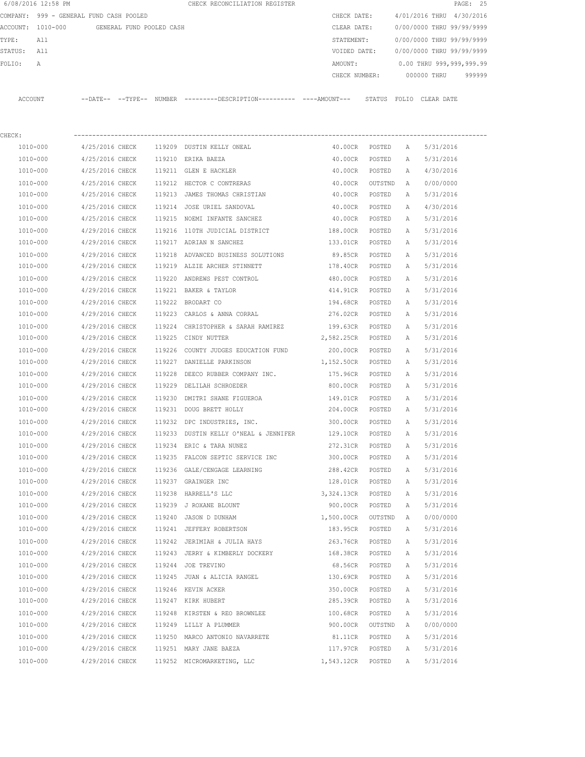CHECK RECONCILIATION REGISTER

COMPANY: 999 - GENERAL FUND CASH POOLED
ACCOUNT: 1010-000 GENERAL FUND POOLED CASH
TYPE: All
STATUS: All
FOLIO: A

CHECK DATE: 4/01/2016 THRU 4/30/2016
CLEAR DATE: 0/00/0000 THRU 99/99/9999
STATEMENT: 0/00/0000 THRU 99/99/9999
VOIDED DATE: 0/00/0000 THRU 99/99/9999
AMOUNT: 0.00 THRU 999,999,999.99
CHECK NUMBER: 000000 THRU 999999

CHECK:

| ACCOUNT | --DATE-- | --TYPE-- | NUMBER | ---------DESCRIPTION---------- | ----AMOUNT--- | STATUS | FOLIO | CLEAR DATE |
|---|---|---|---|---|---|---|---|---|
| 1010-000 | 4/25/2016 | CHECK | 119209 | DUSTIN KELLY ONEAL | 40.00CR | POSTED | A | 5/31/2016 |
| 1010-000 | 4/25/2016 | CHECK | 119210 | ERIKA BAEZA | 40.00CR | POSTED | A | 5/31/2016 |
| 1010-000 | 4/25/2016 | CHECK | 119211 | GLEN E HACKLER | 40.00CR | POSTED | A | 4/30/2016 |
| 1010-000 | 4/25/2016 | CHECK | 119212 | HECTOR C CONTRERAS | 40.00CR | OUTSTND | A | 0/00/0000 |
| 1010-000 | 4/25/2016 | CHECK | 119213 | JAMES THOMAS CHRISTIAN | 40.00CR | POSTED | A | 5/31/2016 |
| 1010-000 | 4/25/2016 | CHECK | 119214 | JOSE URIEL SANDOVAL | 40.00CR | POSTED | A | 4/30/2016 |
| 1010-000 | 4/25/2016 | CHECK | 119215 | NOEMI INFANTE SANCHEZ | 40.00CR | POSTED | A | 5/31/2016 |
| 1010-000 | 4/29/2016 | CHECK | 119216 | 110TH JUDICIAL DISTRICT | 188.00CR | POSTED | A | 5/31/2016 |
| 1010-000 | 4/29/2016 | CHECK | 119217 | ADRIAN N SANCHEZ | 133.01CR | POSTED | A | 5/31/2016 |
| 1010-000 | 4/29/2016 | CHECK | 119218 | ADVANCED BUSINESS SOLUTIONS | 89.85CR | POSTED | A | 5/31/2016 |
| 1010-000 | 4/29/2016 | CHECK | 119219 | ALZIE ARCHER STINNETT | 178.40CR | POSTED | A | 5/31/2016 |
| 1010-000 | 4/29/2016 | CHECK | 119220 | ANDREWS PEST CONTROL | 480.00CR | POSTED | A | 5/31/2016 |
| 1010-000 | 4/29/2016 | CHECK | 119221 | BAKER & TAYLOR | 414.91CR | POSTED | A | 5/31/2016 |
| 1010-000 | 4/29/2016 | CHECK | 119222 | BRODART CO | 194.68CR | POSTED | A | 5/31/2016 |
| 1010-000 | 4/29/2016 | CHECK | 119223 | CARLOS & ANNA CORRAL | 276.02CR | POSTED | A | 5/31/2016 |
| 1010-000 | 4/29/2016 | CHECK | 119224 | CHRISTOPHER & SARAH RAMIREZ | 199.63CR | POSTED | A | 5/31/2016 |
| 1010-000 | 4/29/2016 | CHECK | 119225 | CINDY NUTTER | 2,582.25CR | POSTED | A | 5/31/2016 |
| 1010-000 | 4/29/2016 | CHECK | 119226 | COUNTY JUDGES EDUCATION FUND | 200.00CR | POSTED | A | 5/31/2016 |
| 1010-000 | 4/29/2016 | CHECK | 119227 | DANIELLE PARKINSON | 1,152.50CR | POSTED | A | 5/31/2016 |
| 1010-000 | 4/29/2016 | CHECK | 119228 | DEECO RUBBER COMPANY INC. | 175.96CR | POSTED | A | 5/31/2016 |
| 1010-000 | 4/29/2016 | CHECK | 119229 | DELILAH SCHROEDER | 800.00CR | POSTED | A | 5/31/2016 |
| 1010-000 | 4/29/2016 | CHECK | 119230 | DMITRI SHANE FIGUEROA | 149.01CR | POSTED | A | 5/31/2016 |
| 1010-000 | 4/29/2016 | CHECK | 119231 | DOUG BRETT HOLLY | 204.00CR | POSTED | A | 5/31/2016 |
| 1010-000 | 4/29/2016 | CHECK | 119232 | DPC INDUSTRIES, INC. | 300.00CR | POSTED | A | 5/31/2016 |
| 1010-000 | 4/29/2016 | CHECK | 119233 | DUSTIN KELLY O'NEAL & JENNIFER | 129.10CR | POSTED | A | 5/31/2016 |
| 1010-000 | 4/29/2016 | CHECK | 119234 | ERIC & TARA NUNEZ | 272.31CR | POSTED | A | 5/31/2016 |
| 1010-000 | 4/29/2016 | CHECK | 119235 | FALCON SEPTIC SERVICE INC | 300.00CR | POSTED | A | 5/31/2016 |
| 1010-000 | 4/29/2016 | CHECK | 119236 | GALE/CENGAGE LEARNING | 288.42CR | POSTED | A | 5/31/2016 |
| 1010-000 | 4/29/2016 | CHECK | 119237 | GRAINGER INC | 128.01CR | POSTED | A | 5/31/2016 |
| 1010-000 | 4/29/2016 | CHECK | 119238 | HARRELL'S LLC | 3,324.13CR | POSTED | A | 5/31/2016 |
| 1010-000 | 4/29/2016 | CHECK | 119239 | J ROXANE BLOUNT | 900.00CR | POSTED | A | 5/31/2016 |
| 1010-000 | 4/29/2016 | CHECK | 119240 | JASON D DUNHAM | 1,500.00CR | OUTSTND | A | 0/00/0000 |
| 1010-000 | 4/29/2016 | CHECK | 119241 | JEFFERY ROBERTSON | 183.95CR | POSTED | A | 5/31/2016 |
| 1010-000 | 4/29/2016 | CHECK | 119242 | JERIMIAH & JULIA HAYS | 263.76CR | POSTED | A | 5/31/2016 |
| 1010-000 | 4/29/2016 | CHECK | 119243 | JERRY & KIMBERLY DOCKERY | 168.38CR | POSTED | A | 5/31/2016 |
| 1010-000 | 4/29/2016 | CHECK | 119244 | JOE TREVINO | 68.56CR | POSTED | A | 5/31/2016 |
| 1010-000 | 4/29/2016 | CHECK | 119245 | JUAN & ALICIA RANGEL | 130.69CR | POSTED | A | 5/31/2016 |
| 1010-000 | 4/29/2016 | CHECK | 119246 | KEVIN ACKER | 350.00CR | POSTED | A | 5/31/2016 |
| 1010-000 | 4/29/2016 | CHECK | 119247 | KIRK HUBERT | 285.39CR | POSTED | A | 5/31/2016 |
| 1010-000 | 4/29/2016 | CHECK | 119248 | KIRSTEN & REO BROWNLEE | 100.68CR | POSTED | A | 5/31/2016 |
| 1010-000 | 4/29/2016 | CHECK | 119249 | LILLY A PLUMMER | 900.00CR | OUTSTND | A | 0/00/0000 |
| 1010-000 | 4/29/2016 | CHECK | 119250 | MARCO ANTONIO NAVARRETE | 81.11CR | POSTED | A | 5/31/2016 |
| 1010-000 | 4/29/2016 | CHECK | 119251 | MARY JANE BAEZA | 117.97CR | POSTED | A | 5/31/2016 |
| 1010-000 | 4/29/2016 | CHECK | 119252 | MICROMARKETING, LLC | 1,543.12CR | POSTED | A | 5/31/2016 |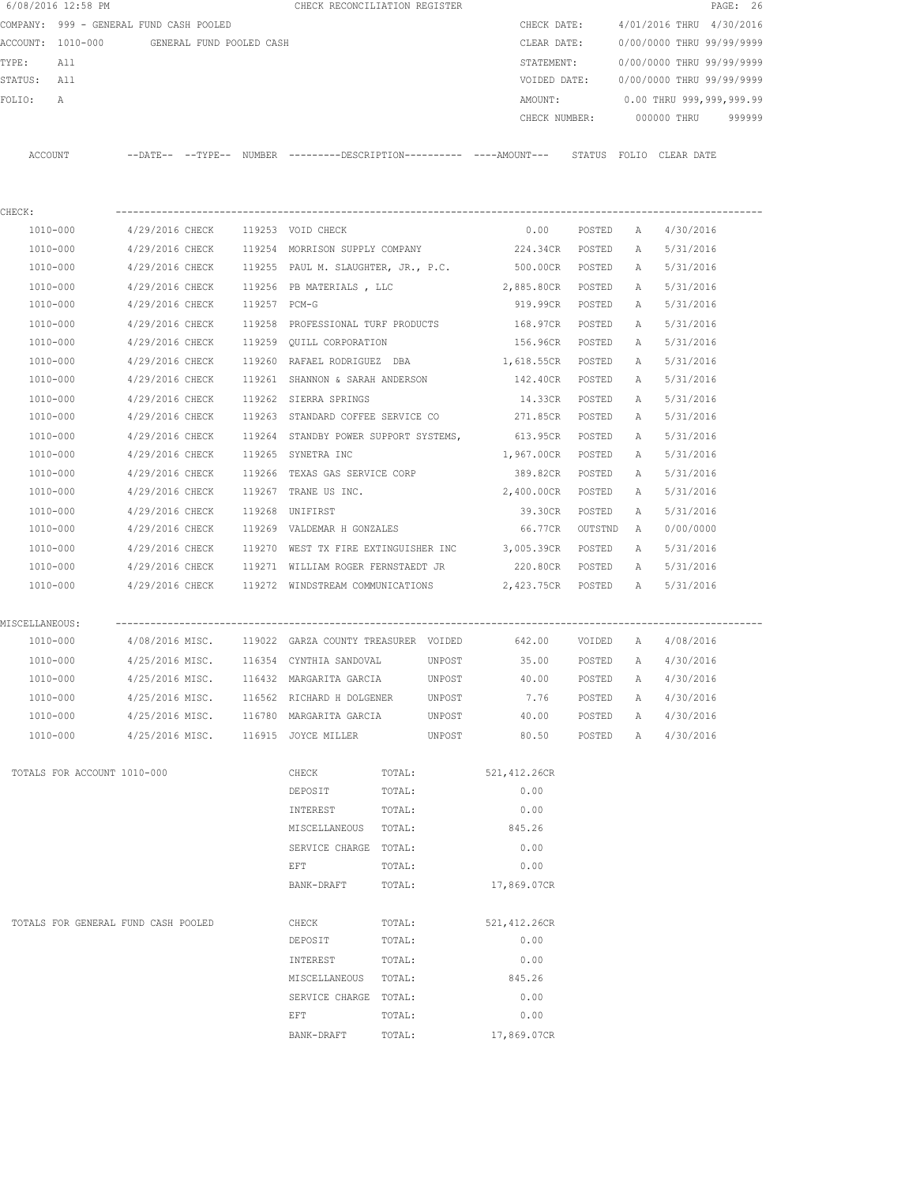6/08/2016 12:58 PM CHECK RECONCILIATION REGISTER

COMPANY: 999 - GENERAL FUND CASH POOLED
ACCOUNT: 1010-000 GENERAL FUND POOLED CASH
TYPE: All
STATUS: All
FOLIO: A

CHECK DATE: 4/01/2016 THRU 4/30/2016
CLEAR DATE: 0/00/0000 THRU 99/99/9999
STATEMENT: 0/00/0000 THRU 99/99/9999
VOIDED DATE: 0/00/0000 THRU 99/99/9999
AMOUNT: 0.00 THRU 999,999,999.99
CHECK NUMBER: 000000 THRU 999999

| ACCOUNT | --DATE-- | --TYPE-- | NUMBER | ---------DESCRIPTION---------- | ----AMOUNT--- | STATUS | FOLIO | CLEAR DATE |
|---|---|---|---|---|---|---|---|---|
| CHECK: | | | | | | | | |
| 1010-000 | 4/29/2016 | CHECK | 119253 | VOID CHECK | 0.00 | POSTED | A | 4/30/2016 |
| 1010-000 | 4/29/2016 | CHECK | 119254 | MORRISON SUPPLY COMPANY | 224.34CR | POSTED | A | 5/31/2016 |
| 1010-000 | 4/29/2016 | CHECK | 119255 | PAUL M. SLAUGHTER, JR., P.C. | 500.00CR | POSTED | A | 5/31/2016 |
| 1010-000 | 4/29/2016 | CHECK | 119256 | PB MATERIALS , LLC | 2,885.80CR | POSTED | A | 5/31/2016 |
| 1010-000 | 4/29/2016 | CHECK | 119257 | PCM-G | 919.99CR | POSTED | A | 5/31/2016 |
| 1010-000 | 4/29/2016 | CHECK | 119258 | PROFESSIONAL TURF PRODUCTS | 168.97CR | POSTED | A | 5/31/2016 |
| 1010-000 | 4/29/2016 | CHECK | 119259 | QUILL CORPORATION | 156.96CR | POSTED | A | 5/31/2016 |
| 1010-000 | 4/29/2016 | CHECK | 119260 | RAFAEL RODRIGUEZ DBA | 1,618.55CR | POSTED | A | 5/31/2016 |
| 1010-000 | 4/29/2016 | CHECK | 119261 | SHANNON & SARAH ANDERSON | 142.40CR | POSTED | A | 5/31/2016 |
| 1010-000 | 4/29/2016 | CHECK | 119262 | SIERRA SPRINGS | 14.33CR | POSTED | A | 5/31/2016 |
| 1010-000 | 4/29/2016 | CHECK | 119263 | STANDARD COFFEE SERVICE CO | 271.85CR | POSTED | A | 5/31/2016 |
| 1010-000 | 4/29/2016 | CHECK | 119264 | STANDBY POWER SUPPORT SYSTEMS, | 613.95CR | POSTED | A | 5/31/2016 |
| 1010-000 | 4/29/2016 | CHECK | 119265 | SYNETRA INC | 1,967.00CR | POSTED | A | 5/31/2016 |
| 1010-000 | 4/29/2016 | CHECK | 119266 | TEXAS GAS SERVICE CORP | 389.82CR | POSTED | A | 5/31/2016 |
| 1010-000 | 4/29/2016 | CHECK | 119267 | TRANE US INC. | 2,400.00CR | POSTED | A | 5/31/2016 |
| 1010-000 | 4/29/2016 | CHECK | 119268 | UNIFIRST | 39.30CR | POSTED | A | 5/31/2016 |
| 1010-000 | 4/29/2016 | CHECK | 119269 | VALDEMAR H GONZALES | 66.77CR | OUTSTND | A | 0/00/0000 |
| 1010-000 | 4/29/2016 | CHECK | 119270 | WEST TX FIRE EXTINGUISHER INC | 3,005.39CR | POSTED | A | 5/31/2016 |
| 1010-000 | 4/29/2016 | CHECK | 119271 | WILLIAM ROGER FERNSTAEDT JR | 220.80CR | POSTED | A | 5/31/2016 |
| 1010-000 | 4/29/2016 | CHECK | 119272 | WINDSTREAM COMMUNICATIONS | 2,423.75CR | POSTED | A | 5/31/2016 |
| MISCELLANEOUS: | | | | | | | | |
| 1010-000 | 4/08/2016 | MISC. | 119022 | GARZA COUNTY TREASURER VOIDED | 642.00 | VOIDED | A | 4/08/2016 |
| 1010-000 | 4/25/2016 | MISC. | 116354 | CYNTHIA SANDOVAL UNPOST | 35.00 | POSTED | A | 4/30/2016 |
| 1010-000 | 4/25/2016 | MISC. | 116432 | MARGARITA GARCIA UNPOST | 40.00 | POSTED | A | 4/30/2016 |
| 1010-000 | 4/25/2016 | MISC. | 116562 | RICHARD H DOLGENER UNPOST | 7.76 | POSTED | A | 4/30/2016 |
| 1010-000 | 4/25/2016 | MISC. | 116780 | MARGARITA GARCIA UNPOST | 40.00 | POSTED | A | 4/30/2016 |
| 1010-000 | 4/25/2016 | MISC. | 116915 | JOYCE MILLER UNPOST | 80.50 | POSTED | A | 4/30/2016 |

| TOTALS FOR ACCOUNT 1010-000 | | |
|---|---|---|
| CHECK | TOTAL: | 521,412.26CR |
| DEPOSIT | TOTAL: | 0.00 |
| INTEREST | TOTAL: | 0.00 |
| MISCELLANEOUS | TOTAL: | 845.26 |
| SERVICE CHARGE | TOTAL: | 0.00 |
| EFT | TOTAL: | 0.00 |
| BANK-DRAFT | TOTAL: | 17,869.07CR |

| TOTALS FOR GENERAL FUND CASH POOLED | | |
|---|---|---|
| CHECK | TOTAL: | 521,412.26CR |
| DEPOSIT | TOTAL: | 0.00 |
| INTEREST | TOTAL: | 0.00 |
| MISCELLANEOUS | TOTAL: | 845.26 |
| SERVICE CHARGE | TOTAL: | 0.00 |
| EFT | TOTAL: | 0.00 |
| BANK-DRAFT | TOTAL: | 17,869.07CR |